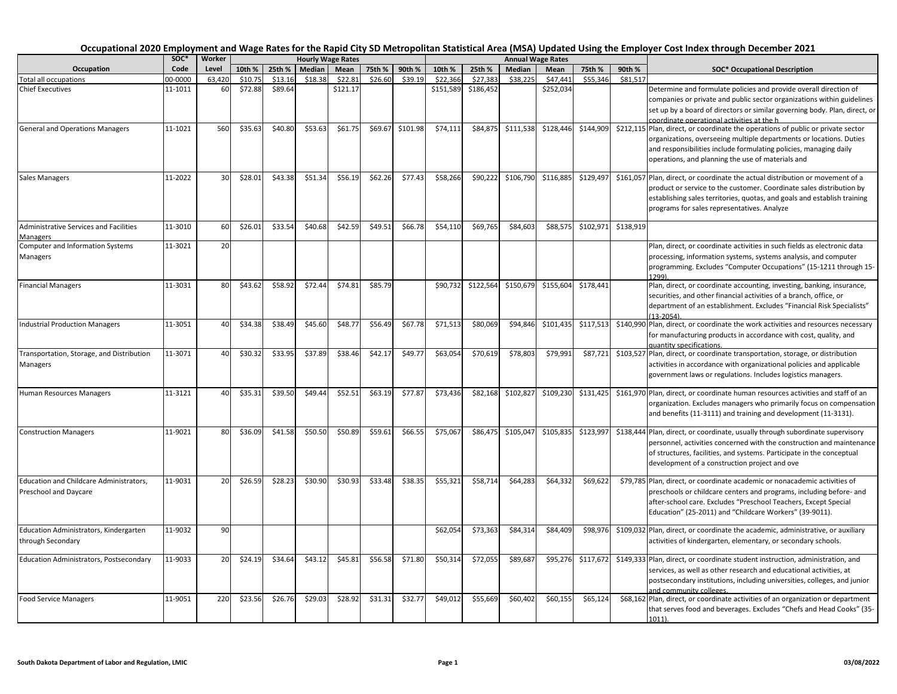# Occupational 2020 Employment and Wage Rates for the Rapid City SD Metropolitan Statistical Area (MSA) Updated Using the Employer Cost Index through December 2021

| Occupation | SOC* Code | Worker Level | Hourly Wage Rates | | | | | | Annual Wage Rates | | | | | | SOC* Occupational Description |
|---|---|---|---|---|---|---|---|---|---|---|---|---|---|---|---|
| | | | 10th % | 25th % | Median | Mean | 75th % | 90th % | 10th % | 25th % | Median | Mean | 75th % | 90th % | |
| Total all occupations | 00-0000 | 63,420 | $10.75 | $13.16 | $18.38 | $22.81 | $26.60 | $39.19 | $22,366 | $27,383 | $38,225 | $47,441 | $55,346 | $81,517 | |
| Chief Executives | 11-1011 | 60 | $72.88 | $89.64 | | $121.17 | | | $151,589 | $186,452 | | $252,034 | | | Determine and formulate policies and provide overall direction of companies or private and public sector organizations within guidelines set up by a board of directors or similar governing body. Plan, direct, or coordinate operational activities at the h |
| General and Operations Managers | 11-1021 | 560 | $35.63 | $40.80 | $53.63 | $61.75 | $69.67 | $101.98 | $74,111 | $84,875 | $111,538 | $128,446 | $144,909 | $212,115 | Plan, direct, or coordinate the operations of public or private sector organizations, overseeing multiple departments or locations. Duties and responsibilities include formulating policies, managing daily operations, and planning the use of materials and |
| Sales Managers | 11-2022 | 30 | $28.01 | $43.38 | $51.34 | $56.19 | $62.26 | $77.43 | $58,266 | $90,222 | $106,790 | $116,885 | $129,497 | $161,057 | Plan, direct, or coordinate the actual distribution or movement of a product or service to the customer. Coordinate sales distribution by establishing sales territories, quotas, and goals and establish training programs for sales representatives. Analyze |
| Administrative Services and Facilities Managers | 11-3010 | 60 | $26.01 | $33.54 | $40.68 | $42.59 | $49.51 | $66.78 | $54,110 | $69,765 | $84,603 | $88,575 | $102,971 | $138,919 | |
| Computer and Information Systems Managers | 11-3021 | 20 | | | | | | | | | | | | | Plan, direct, or coordinate activities in such fields as electronic data processing, information systems, systems analysis, and computer programming. Excludes "Computer Occupations" (15-1211 through 15-1299). |
| Financial Managers | 11-3031 | 80 | $43.62 | $58.92 | $72.44 | $74.81 | $85.79 | | $90,732 | $122,564 | $150,679 | $155,604 | $178,441 | | Plan, direct, or coordinate accounting, investing, banking, insurance, securities, and other financial activities of a branch, office, or department of an establishment. Excludes "Financial Risk Specialists" (13-2054). |
| Industrial Production Managers | 11-3051 | 40 | $34.38 | $38.49 | $45.60 | $48.77 | $56.49 | $67.78 | $71,513 | $80,069 | $94,846 | $101,435 | $117,513 | $140,990 | Plan, direct, or coordinate the work activities and resources necessary for manufacturing products in accordance with cost, quality, and quantity specifications. |
| Transportation, Storage, and Distribution Managers | 11-3071 | 40 | $30.32 | $33.95 | $37.89 | $38.46 | $42.17 | $49.77 | $63,054 | $70,619 | $78,803 | $79,991 | $87,721 | $103,527 | Plan, direct, or coordinate transportation, storage, or distribution activities in accordance with organizational policies and applicable government laws or regulations. Includes logistics managers. |
| Human Resources Managers | 11-3121 | 40 | $35.31 | $39.50 | $49.44 | $52.51 | $63.19 | $77.87 | $73,436 | $82,168 | $102,827 | $109,230 | $131,425 | $161,970 | Plan, direct, or coordinate human resources activities and staff of an organization. Excludes managers who primarily focus on compensation and benefits (11-3111) and training and development (11-3131). |
| Construction Managers | 11-9021 | 80 | $36.09 | $41.58 | $50.50 | $50.89 | $59.61 | $66.55 | $75,067 | $86,475 | $105,047 | $105,835 | $123,997 | $138,444 | Plan, direct, or coordinate, usually through subordinate supervisory personnel, activities concerned with the construction and maintenance of structures, facilities, and systems. Participate in the conceptual development of a construction project and ove |
| Education and Childcare Administrators, Preschool and Daycare | 11-9031 | 20 | $26.59 | $28.23 | $30.90 | $30.93 | $33.48 | $38.35 | $55,321 | $58,714 | $64,283 | $64,332 | $69,622 | $79,785 | Plan, direct, or coordinate academic or nonacademic activities of preschools or childcare centers and programs, including before- and after-school care. Excludes "Preschool Teachers, Except Special Education" (25-2011) and "Childcare Workers" (39-9011). |
| Education Administrators, Kindergarten through Secondary | 11-9032 | 90 | | | | | | | $62,054 | $73,363 | $84,314 | $84,409 | $98,976 | $109,032 | Plan, direct, or coordinate the academic, administrative, or auxiliary activities of kindergarten, elementary, or secondary schools. |
| Education Administrators, Postsecondary | 11-9033 | 20 | $24.19 | $34.64 | $43.12 | $45.81 | $56.58 | $71.80 | $50,314 | $72,055 | $89,687 | $95,276 | $117,672 | $149,333 | Plan, direct, or coordinate student instruction, administration, and services, as well as other research and educational activities, at postsecondary institutions, including universities, colleges, and junior and community colleges. |
| Food Service Managers | 11-9051 | 220 | $23.56 | $26.76 | $29.03 | $28.92 | $31.31 | $32.77 | $49,012 | $55,669 | $60,402 | $60,155 | $65,124 | $68,162 | Plan, direct, or coordinate activities of an organization or department that serves food and beverages. Excludes "Chefs and Head Cooks" (35-1011). |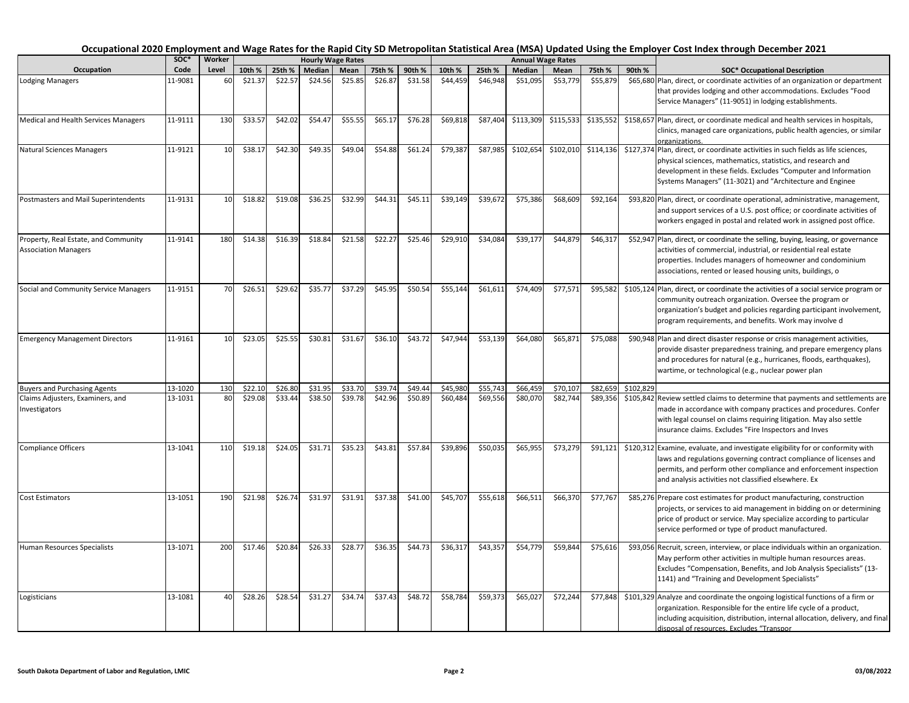# Occupational 2020 Employment and Wage Rates for the Rapid City SD Metropolitan Statistical Area (MSA) Updated Using the Employer Cost Index through December 2021

| Occupation | SOC* Code | Worker Level | Hourly Wage Rates 10th % | 25th % | Median | Mean | 75th % | 90th % | Annual Wage Rates 10th % | 25th % | Median | Mean | 75th % | 90th % | SOC* Occupational Description |
|---|---|---|---|---|---|---|---|---|---|---|---|---|---|---|---|
| Lodging Managers | 11-9081 | 60 | $21.37 | $22.57 | $24.56 | $25.85 | $26.87 | $31.58 | $44,459 | $46,948 | $51,095 | $53,779 | $55,879 | $65,680 | Plan, direct, or coordinate activities of an organization or department that provides lodging and other accommodations. Excludes "Food Service Managers" (11-9051) in lodging establishments. |
| Medical and Health Services Managers | 11-9111 | 130 | $33.57 | $42.02 | $54.47 | $55.55 | $65.17 | $76.28 | $69,818 | $87,404 | $113,309 | $115,533 | $135,552 | $158,657 | Plan, direct, or coordinate medical and health services in hospitals, clinics, managed care organizations, public health agencies, or similar organizations. |
| Natural Sciences Managers | 11-9121 | 10 | $38.17 | $42.30 | $49.35 | $49.04 | $54.88 | $61.24 | $79,387 | $87,985 | $102,654 | $102,010 | $114,136 | $127,374 | Plan, direct, or coordinate activities in such fields as life sciences, physical sciences, mathematics, statistics, and research and development in these fields. Excludes "Computer and Information Systems Managers" (11-3021) and "Architecture and Enginee |
| Postmasters and Mail Superintendents | 11-9131 | 10 | $18.82 | $19.08 | $36.25 | $32.99 | $44.31 | $45.11 | $39,149 | $39,672 | $75,386 | $68,609 | $92,164 | $93,820 | Plan, direct, or coordinate operational, administrative, management, and support services of a U.S. post office; or coordinate activities of workers engaged in postal and related work in assigned post office. |
| Property, Real Estate, and Community Association Managers | 11-9141 | 180 | $14.38 | $16.39 | $18.84 | $21.58 | $22.27 | $25.46 | $29,910 | $34,084 | $39,177 | $44,879 | $46,317 | $52,947 | Plan, direct, or coordinate the selling, buying, leasing, or governance activities of commercial, industrial, or residential real estate properties. Includes managers of homeowner and condominium associations, rented or leased housing units, buildings, o |
| Social and Community Service Managers | 11-9151 | 70 | $26.51 | $29.62 | $35.77 | $37.29 | $45.95 | $50.54 | $55,144 | $61,611 | $74,409 | $77,571 | $95,582 | $105,124 | Plan, direct, or coordinate the activities of a social service program or community outreach organization. Oversee the program or organization's budget and policies regarding participant involvement, program requirements, and benefits. Work may involve d |
| Emergency Management Directors | 11-9161 | 10 | $23.05 | $25.55 | $30.81 | $31.67 | $36.10 | $43.72 | $47,944 | $53,139 | $64,080 | $65,871 | $75,088 | $90,948 | Plan and direct disaster response or crisis management activities, provide disaster preparedness training, and prepare emergency plans and procedures for natural (e.g., hurricanes, floods, earthquakes), wartime, or technological (e.g., nuclear power plan |
| Buyers and Purchasing Agents | 13-1020 | 130 | $22.10 | $26.80 | $31.95 | $33.70 | $39.74 | $49.44 | $45,980 | $55,743 | $66,459 | $70,107 | $82,659 | $102,829 | |
| Claims Adjusters, Examiners, and Investigators | 13-1031 | 80 | $29.08 | $33.44 | $38.50 | $39.78 | $42.96 | $50.89 | $60,484 | $69,556 | $80,070 | $82,744 | $89,356 | $105,842 | Review settled claims to determine that payments and settlements are made in accordance with company practices and procedures. Confer with legal counsel on claims requiring litigation. May also settle insurance claims. Excludes "Fire Inspectors and Inves |
| Compliance Officers | 13-1041 | 110 | $19.18 | $24.05 | $31.71 | $35.23 | $43.81 | $57.84 | $39,896 | $50,035 | $65,955 | $73,279 | $91,121 | $120,312 | Examine, evaluate, and investigate eligibility for or conformity with laws and regulations governing contract compliance of licenses and permits, and perform other compliance and enforcement inspection and analysis activities not classified elsewhere. Ex |
| Cost Estimators | 13-1051 | 190 | $21.98 | $26.74 | $31.97 | $31.91 | $37.38 | $41.00 | $45,707 | $55,618 | $66,511 | $66,370 | $77,767 | $85,276 | Prepare cost estimates for product manufacturing, construction projects, or services to aid management in bidding on or determining price of product or service. May specialize according to particular service performed or type of product manufactured. |
| Human Resources Specialists | 13-1071 | 200 | $17.46 | $20.84 | $26.33 | $28.77 | $36.35 | $44.73 | $36,317 | $43,357 | $54,779 | $59,844 | $75,616 | $93,056 | Recruit, screen, interview, or place individuals within an organization. May perform other activities in multiple human resources areas. Excludes "Compensation, Benefits, and Job Analysis Specialists" (13-1141) and "Training and Development Specialists" |
| Logisticians | 13-1081 | 40 | $28.26 | $28.54 | $31.27 | $34.74 | $37.43 | $48.72 | $58,784 | $59,373 | $65,027 | $72,244 | $77,848 | $101,329 | Analyze and coordinate the ongoing logistical functions of a firm or organization. Responsible for the entire life cycle of a product, including acquisition, distribution, internal allocation, delivery, and final disposal of resources. Excludes "Transpor |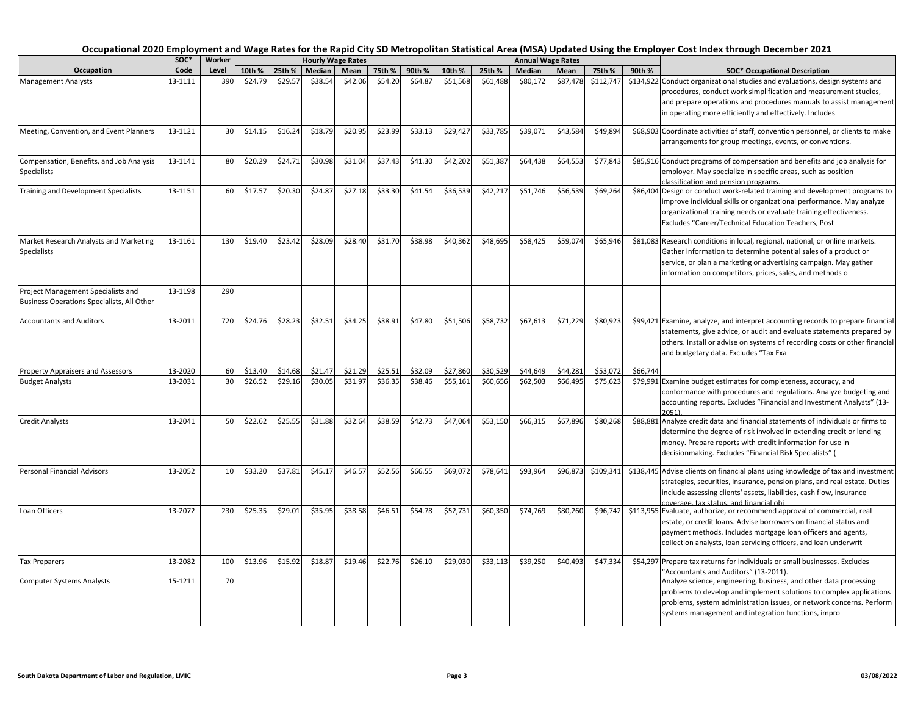# Occupational 2020 Employment and Wage Rates for the Rapid City SD Metropolitan Statistical Area (MSA) Updated Using the Employer Cost Index through December 2021

| Occupation | SOC* Code | Worker Level | Hourly Wage Rates 10th % | 25th % | Median | Mean | 75th % | 90th % | Annual Wage Rates 10th % | 25th % | Median | Mean | 75th % | 90th % | SOC* Occupational Description |
|---|---|---|---|---|---|---|---|---|---|---|---|---|---|---|---|
| Management Analysts | 13-1111 | 390 | $24.79 | $29.57 | $38.54 | $42.06 | $54.20 | $64.87 | $51,568 | $61,488 | $80,172 | $87,478 | $112,747 | $134,922 | Conduct organizational studies and evaluations, design systems and procedures, conduct work simplification and measurement studies, and prepare operations and procedures manuals to assist management in operating more efficiently and effectively. Includes |
| Meeting, Convention, and Event Planners | 13-1121 | 30 | $14.15 | $16.24 | $18.79 | $20.95 | $23.99 | $33.13 | $29,427 | $33,785 | $39,071 | $43,584 | $49,894 | $68,903 | Coordinate activities of staff, convention personnel, or clients to make arrangements for group meetings, events, or conventions. |
| Compensation, Benefits, and Job Analysis Specialists | 13-1141 | 80 | $20.29 | $24.71 | $30.98 | $31.04 | $37.43 | $41.30 | $42,202 | $51,387 | $64,438 | $64,553 | $77,843 | $85,916 | Conduct programs of compensation and benefits and job analysis for employer. May specialize in specific areas, such as position classification and pension programs. |
| Training and Development Specialists | 13-1151 | 60 | $17.57 | $20.30 | $24.87 | $27.18 | $33.30 | $41.54 | $36,539 | $42,217 | $51,746 | $56,539 | $69,264 | $86,404 | Design or conduct work-related training and development programs to improve individual skills or organizational performance. May analyze organizational training needs or evaluate training effectiveness. Excludes "Career/Technical Education Teachers, Post |
| Market Research Analysts and Marketing Specialists | 13-1161 | 130 | $19.40 | $23.42 | $28.09 | $28.40 | $31.70 | $38.98 | $40,362 | $48,695 | $58,425 | $59,074 | $65,946 | $81,083 | Research conditions in local, regional, national, or online markets. Gather information to determine potential sales of a product or service, or plan a marketing or advertising campaign. May gather information on competitors, prices, sales, and methods o |
| Project Management Specialists and Business Operations Specialists, All Other | 13-1198 | 290 | | | | | | | | | | | | | |
| Accountants and Auditors | 13-2011 | 720 | $24.76 | $28.23 | $32.51 | $34.25 | $38.91 | $47.80 | $51,506 | $58,732 | $67,613 | $71,229 | $80,923 | $99,421 | Examine, analyze, and interpret accounting records to prepare financial statements, give advice, or audit and evaluate statements prepared by others. Install or advise on systems of recording costs or other financial and budgetary data. Excludes "Tax Exa |
| Property Appraisers and Assessors | 13-2020 | 60 | $13.40 | $14.68 | $21.47 | $21.29 | $25.51 | $32.09 | $27,860 | $30,529 | $44,649 | $44,281 | $53,072 | $66,744 | |
| Budget Analysts | 13-2031 | 30 | $26.52 | $29.16 | $30.05 | $31.97 | $36.35 | $38.46 | $55,161 | $60,656 | $62,503 | $66,495 | $75,623 | $79,991 | Examine budget estimates for completeness, accuracy, and conformance with procedures and regulations. Analyze budgeting and accounting reports. Excludes "Financial and Investment Analysts" (13-2051). |
| Credit Analysts | 13-2041 | 50 | $22.62 | $25.55 | $31.88 | $32.64 | $38.59 | $42.73 | $47,064 | $53,150 | $66,315 | $67,896 | $80,268 | $88,881 | Analyze credit data and financial statements of individuals or firms to determine the degree of risk involved in extending credit or lending money. Prepare reports with credit information for use in decisionmaking. Excludes "Financial Risk Specialists" ( |
| Personal Financial Advisors | 13-2052 | 10 | $33.20 | $37.81 | $45.17 | $46.57 | $52.56 | $66.55 | $69,072 | $78,641 | $93,964 | $96,873 | $109,341 | $138,445 | Advise clients on financial plans using knowledge of tax and investment strategies, securities, insurance, pension plans, and real estate. Duties include assessing clients' assets, liabilities, cash flow, insurance coverage, tax status, and financial obj |
| Loan Officers | 13-2072 | 230 | $25.35 | $29.01 | $35.95 | $38.58 | $46.51 | $54.78 | $52,731 | $60,350 | $74,769 | $80,260 | $96,742 | $113,955 | Evaluate, authorize, or recommend approval of commercial, real estate, or credit loans. Advise borrowers on financial status and payment methods. Includes mortgage loan officers and agents, collection analysts, loan servicing officers, and loan underwrit |
| Tax Preparers | 13-2082 | 100 | $13.96 | $15.92 | $18.87 | $19.46 | $22.76 | $26.10 | $29,030 | $33,113 | $39,250 | $40,493 | $47,334 | $54,297 | Prepare tax returns for individuals or small businesses. Excludes "Accountants and Auditors" (13-2011). |
| Computer Systems Analysts | 15-1211 | 70 | | | | | | | | | | | | | Analyze science, engineering, business, and other data processing problems to develop and implement solutions to complex applications problems, system administration issues, or network concerns. Perform systems management and integration functions, impro |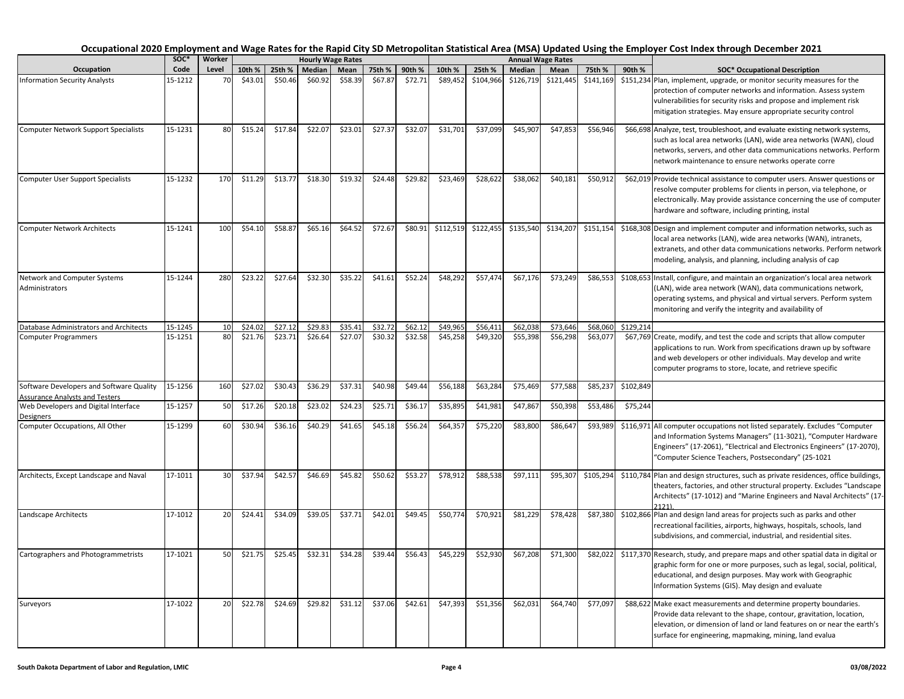# Occupational 2020 Employment and Wage Rates for the Rapid City SD Metropolitan Statistical Area (MSA) Updated Using the Employer Cost Index through December 2021

| Occupation | SOC* Code | Worker Level | Hourly Wage Rates 10th % | 25th % | Median | Mean | 75th % | 90th % | Annual Wage Rates 10th % | 25th % | Median | Mean | 75th % | 90th % | SOC* Occupational Description |
|---|---|---|---|---|---|---|---|---|---|---|---|---|---|---|---|
| Information Security Analysts | 15-1212 | 70 | $43.01 | $50.46 | $60.92 | $58.39 | $67.87 | $72.71 | $89,452 | $104,966 | $126,719 | $121,445 | $141,169 | $151,234 | Plan, implement, upgrade, or monitor security measures for the protection of computer networks and information. Assess system vulnerabilities for security risks and propose and implement risk mitigation strategies. May ensure appropriate security control |
| Computer Network Support Specialists | 15-1231 | 80 | $15.24 | $17.84 | $22.07 | $23.01 | $27.37 | $32.07 | $31,701 | $37,099 | $45,907 | $47,853 | $56,946 | $66,698 | Analyze, test, troubleshoot, and evaluate existing network systems, such as local area networks (LAN), wide area networks (WAN), cloud networks, servers, and other data communications networks. Perform network maintenance to ensure networks operate corre |
| Computer User Support Specialists | 15-1232 | 170 | $11.29 | $13.77 | $18.30 | $19.32 | $24.48 | $29.82 | $23,469 | $28,622 | $38,062 | $40,181 | $50,912 | $62,019 | Provide technical assistance to computer users. Answer questions or resolve computer problems for clients in person, via telephone, or electronically. May provide assistance concerning the use of computer hardware and software, including printing, instal |
| Computer Network Architects | 15-1241 | 100 | $54.10 | $58.87 | $65.16 | $64.52 | $72.67 | $80.91 | $112,519 | $122,455 | $135,540 | $134,207 | $151,154 | $168,308 | Design and implement computer and information networks, such as local area networks (LAN), wide area networks (WAN), intranets, extranets, and other data communications networks. Perform network modeling, analysis, and planning, including analysis of cap |
| Network and Computer Systems Administrators | 15-1244 | 280 | $23.22 | $27.64 | $32.30 | $35.22 | $41.61 | $52.24 | $48,292 | $57,474 | $67,176 | $73,249 | $86,553 | $108,653 | Install, configure, and maintain an organization's local area network (LAN), wide area network (WAN), data communications network, operating systems, and physical and virtual servers. Perform system monitoring and verify the integrity and availability of |
| Database Administrators and Architects | 15-1245 | 10 | $24.02 | $27.12 | $29.83 | $35.41 | $32.72 | $62.12 | $49,965 | $56,411 | $62,038 | $73,646 | $68,060 | $129,214 | |
| Computer Programmers | 15-1251 | 80 | $21.76 | $23.71 | $26.64 | $27.07 | $30.32 | $32.58 | $45,258 | $49,320 | $55,398 | $56,298 | $63,077 | $67,769 | Create, modify, and test the code and scripts that allow computer applications to run. Work from specifications drawn up by software and web developers or other individuals. May develop and write computer programs to store, locate, and retrieve specific |
| Software Developers and Software Quality Assurance Analysts and Testers | 15-1256 | 160 | $27.02 | $30.43 | $36.29 | $37.31 | $40.98 | $49.44 | $56,188 | $63,284 | $75,469 | $77,588 | $85,237 | $102,849 | |
| Web Developers and Digital Interface Designers | 15-1257 | 50 | $17.26 | $20.18 | $23.02 | $24.23 | $25.71 | $36.17 | $35,895 | $41,981 | $47,867 | $50,398 | $53,486 | $75,244 | |
| Computer Occupations, All Other | 15-1299 | 60 | $30.94 | $36.16 | $40.29 | $41.65 | $45.18 | $56.24 | $64,357 | $75,220 | $83,800 | $86,647 | $93,989 | $116,971 | All computer occupations not listed separately. Excludes "Computer and Information Systems Managers" (11-3021), "Computer Hardware Engineers" (17-2061), "Electrical and Electronics Engineers" (17-2070), "Computer Science Teachers, Postsecondary" (25-1021 |
| Architects, Except Landscape and Naval | 17-1011 | 30 | $37.94 | $42.57 | $46.69 | $45.82 | $50.62 | $53.27 | $78,912 | $88,538 | $97,111 | $95,307 | $105,294 | $110,784 | Plan and design structures, such as private residences, office buildings, theaters, factories, and other structural property. Excludes "Landscape Architects" (17-1012) and "Marine Engineers and Naval Architects" (17-2121). |
| Landscape Architects | 17-1012 | 20 | $24.41 | $34.09 | $39.05 | $37.71 | $42.01 | $49.45 | $50,774 | $70,921 | $81,229 | $78,428 | $87,380 | $102,866 | Plan and design land areas for projects such as parks and other recreational facilities, airports, highways, hospitals, schools, land subdivisions, and commercial, industrial, and residential sites. |
| Cartographers and Photogrammetrists | 17-1021 | 50 | $21.75 | $25.45 | $32.31 | $34.28 | $39.44 | $56.43 | $45,229 | $52,930 | $67,208 | $71,300 | $82,022 | $117,370 | Research, study, and prepare maps and other spatial data in digital or graphic form for one or more purposes, such as legal, social, political, educational, and design purposes. May work with Geographic Information Systems (GIS). May design and evaluate |
| Surveyors | 17-1022 | 20 | $22.78 | $24.69 | $29.82 | $31.12 | $37.06 | $42.61 | $47,393 | $51,356 | $62,031 | $64,740 | $77,097 | $88,622 | Make exact measurements and determine property boundaries. Provide data relevant to the shape, contour, gravitation, location, elevation, or dimension of land or land features on or near the earth's surface for engineering, mapmaking, mining, land evalua |

South Dakota Department of Labor and Regulation, LMIC — 03/08/2022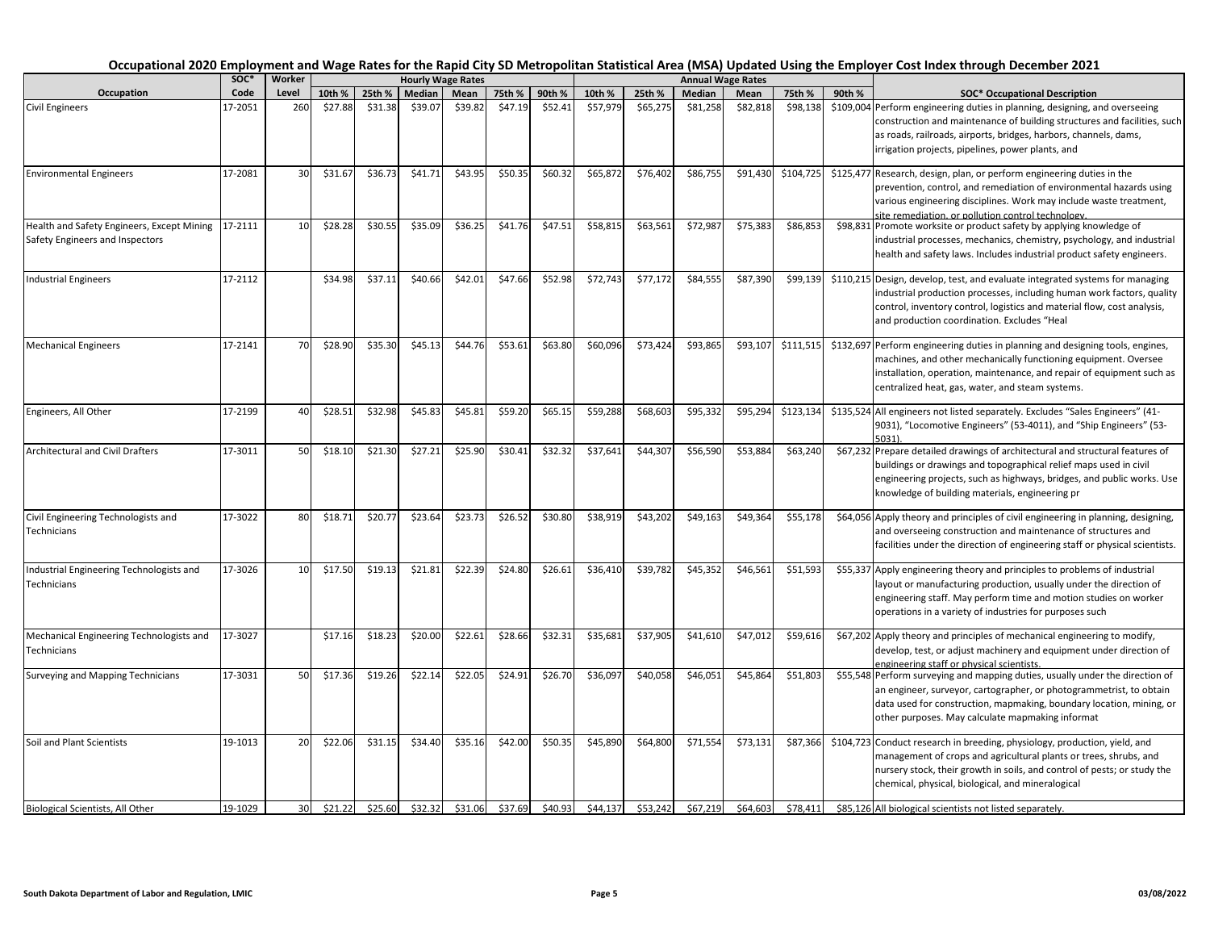## Occupational 2020 Employment and Wage Rates for the Rapid City SD Metropolitan Statistical Area (MSA) Updated Using the Employer Cost Index through December 2021

| Occupation | SOC* Code | Worker Level | Hourly Wage Rates 10th % | 25th % | Median | Mean | 75th % | 90th % | Annual Wage Rates 10th % | 25th % | Median | Mean | 75th % | 90th % | SOC* Occupational Description |
|---|---|---|---|---|---|---|---|---|---|---|---|---|---|---|---|
| Civil Engineers | 17-2051 | 260 | $27.88 | $31.38 | $39.07 | $39.82 | $47.19 | $52.41 | $57,979 | $65,275 | $81,258 | $82,818 | $98,138 | $109,004 | Perform engineering duties in planning, designing, and overseeing construction and maintenance of building structures and facilities, such as roads, railroads, airports, bridges, harbors, channels, dams, irrigation projects, pipelines, power plants, and |
| Environmental Engineers | 17-2081 | 30 | $31.67 | $36.73 | $41.71 | $43.95 | $50.35 | $60.32 | $65,872 | $76,402 | $86,755 | $91,430 | $104,725 | $125,477 | Research, design, plan, or perform engineering duties in the prevention, control, and remediation of environmental hazards using various engineering disciplines. Work may include waste treatment, site remediation, or pollution control technology. |
| Health and Safety Engineers, Except Mining Safety Engineers and Inspectors | 17-2111 | 10 | $28.28 | $30.55 | $35.09 | $36.25 | $41.76 | $47.51 | $58,815 | $63,561 | $72,987 | $75,383 | $86,853 | $98,831 | Promote worksite or product safety by applying knowledge of industrial processes, mechanics, chemistry, psychology, and industrial health and safety laws. Includes industrial product safety engineers. |
| Industrial Engineers | 17-2112 | | $34.98 | $37.11 | $40.66 | $42.01 | $47.66 | $52.98 | $72,743 | $77,172 | $84,555 | $87,390 | $99,139 | $110,215 | Design, develop, test, and evaluate integrated systems for managing industrial production processes, including human work factors, quality control, inventory control, logistics and material flow, cost analysis, and production coordination. Excludes "Heal |
| Mechanical Engineers | 17-2141 | 70 | $28.90 | $35.30 | $45.13 | $44.76 | $53.61 | $63.80 | $60,096 | $73,424 | $93,865 | $93,107 | $111,515 | $132,697 | Perform engineering duties in planning and designing tools, engines, machines, and other mechanically functioning equipment. Oversee installation, operation, maintenance, and repair of equipment such as centralized heat, gas, water, and steam systems. |
| Engineers, All Other | 17-2199 | 40 | $28.51 | $32.98 | $45.83 | $45.81 | $59.20 | $65.15 | $59,288 | $68,603 | $95,332 | $95,294 | $123,134 | $135,524 | All engineers not listed separately. Excludes "Sales Engineers" (41-9031), "Locomotive Engineers" (53-4011), and "Ship Engineers" (53-5031). |
| Architectural and Civil Drafters | 17-3011 | 50 | $18.10 | $21.30 | $27.21 | $25.90 | $30.41 | $32.32 | $37,641 | $44,307 | $56,590 | $53,884 | $63,240 | $67,232 | Prepare detailed drawings of architectural and structural features of buildings or drawings and topographical relief maps used in civil engineering projects, such as highways, bridges, and public works. Use knowledge of building materials, engineering pr |
| Civil Engineering Technologists and Technicians | 17-3022 | 80 | $18.71 | $20.77 | $23.64 | $23.73 | $26.52 | $30.80 | $38,919 | $43,202 | $49,163 | $49,364 | $55,178 | $64,056 | Apply theory and principles of civil engineering in planning, designing, and overseeing construction and maintenance of structures and facilities under the direction of engineering staff or physical scientists. |
| Industrial Engineering Technologists and Technicians | 17-3026 | 10 | $17.50 | $19.13 | $21.81 | $22.39 | $24.80 | $26.61 | $36,410 | $39,782 | $45,352 | $46,561 | $51,593 | $55,337 | Apply engineering theory and principles to problems of industrial layout or manufacturing production, usually under the direction of engineering staff. May perform time and motion studies on worker operations in a variety of industries for purposes such |
| Mechanical Engineering Technologists and Technicians | 17-3027 | | $17.16 | $18.23 | $20.00 | $22.61 | $28.66 | $32.31 | $35,681 | $37,905 | $41,610 | $47,012 | $59,616 | $67,202 | Apply theory and principles of mechanical engineering to modify, develop, test, or adjust machinery and equipment under direction of engineering staff or physical scientists. |
| Surveying and Mapping Technicians | 17-3031 | 50 | $17.36 | $19.26 | $22.14 | $22.05 | $24.91 | $26.70 | $36,097 | $40,058 | $46,051 | $45,864 | $51,803 | $55,548 | Perform surveying and mapping duties, usually under the direction of an engineer, surveyor, cartographer, or photogrammetrist, to obtain data used for construction, mapmaking, boundary location, mining, or other purposes. May calculate mapmaking informat |
| Soil and Plant Scientists | 19-1013 | 20 | $22.06 | $31.15 | $34.40 | $35.16 | $42.00 | $50.35 | $45,890 | $64,800 | $71,554 | $73,131 | $87,366 | $104,723 | Conduct research in breeding, physiology, production, yield, and management of crops and agricultural plants or trees, shrubs, and nursery stock, their growth in soils, and control of pests; or study the chemical, physical, biological, and mineralogical |
| Biological Scientists, All Other | 19-1029 | 30 | $21.22 | $25.60 | $32.32 | $31.06 | $37.69 | $40.93 | $44,137 | $53,242 | $67,219 | $64,603 | $78,411 | $85,126 | All biological scientists not listed separately. |

South Dakota Department of Labor and Regulation, LMIC

03/08/2022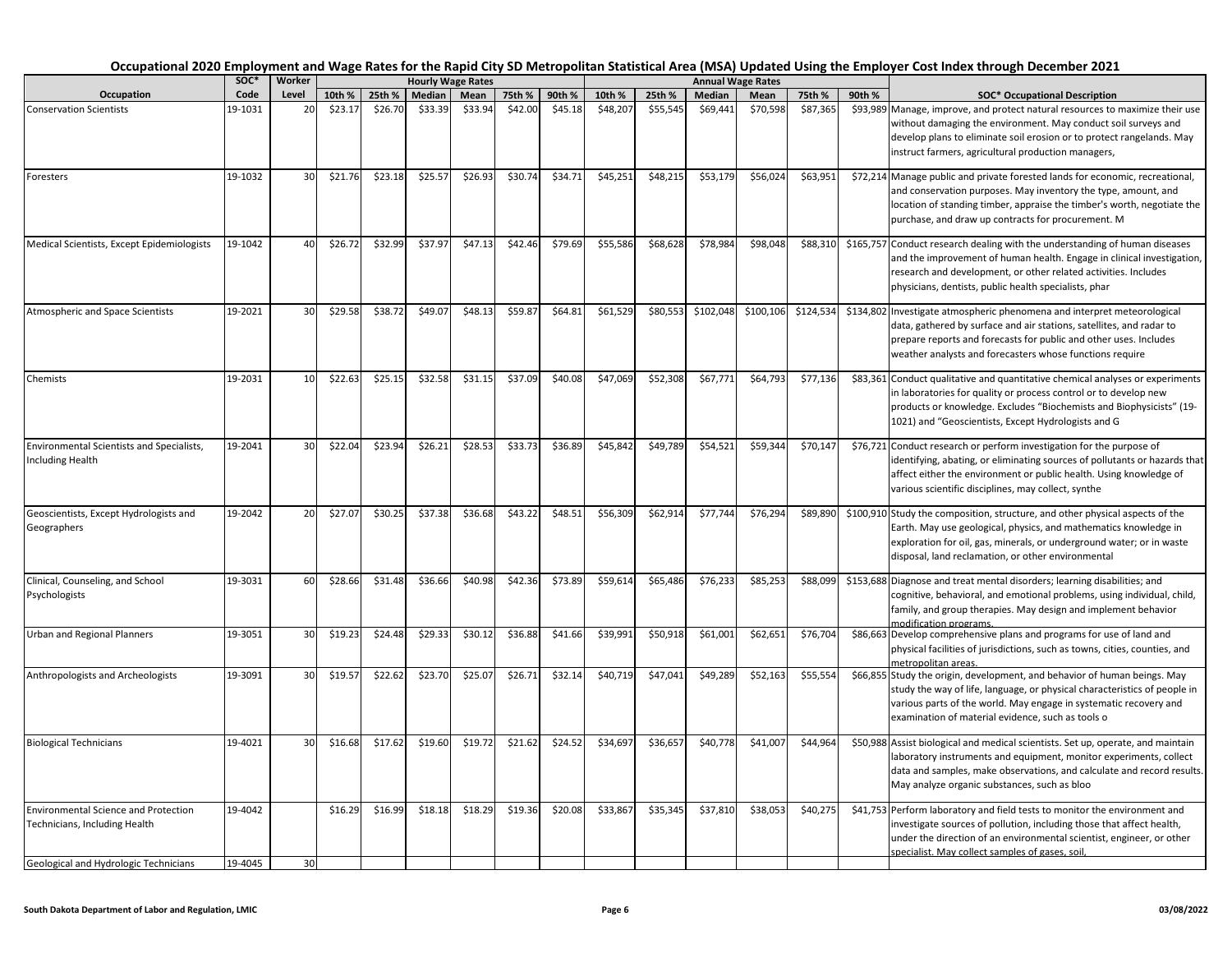# Occupational 2020 Employment and Wage Rates for the Rapid City SD Metropolitan Statistical Area (MSA) Updated Using the Employer Cost Index through December 2021

| Occupation | SOC* Code | Worker Level | Hourly 10th % | Hourly 25th % | Hourly Median | Hourly Mean | Hourly 75th % | Hourly 90th % | Annual 10th % | Annual 25th % | Annual Median | Annual Mean | Annual 75th % | Annual 90th % | SOC* Occupational Description |
|---|---|---|---|---|---|---|---|---|---|---|---|---|---|---|---|
| Conservation Scientists | 19-1031 | 20 | $23.17 | $26.70 | $33.39 | $33.94 | $42.00 | $45.18 | $48,207 | $55,545 | $69,441 | $70,598 | $87,365 | $93,989 | Manage, improve, and protect natural resources to maximize their use without damaging the environment. May conduct soil surveys and develop plans to eliminate soil erosion or to protect rangelands. May instruct farmers, agricultural production managers, |
| Foresters | 19-1032 | 30 | $21.76 | $23.18 | $25.57 | $26.93 | $30.74 | $34.71 | $45,251 | $48,215 | $53,179 | $56,024 | $63,951 | $72,214 | Manage public and private forested lands for economic, recreational, and conservation purposes. May inventory the type, amount, and location of standing timber, appraise the timber's worth, negotiate the purchase, and draw up contracts for procurement. M |
| Medical Scientists, Except Epidemiologists | 19-1042 | 40 | $26.72 | $32.99 | $37.97 | $47.13 | $42.46 | $79.69 | $55,586 | $68,628 | $78,984 | $98,048 | $88,310 | $165,757 | Conduct research dealing with the understanding of human diseases and the improvement of human health. Engage in clinical investigation, research and development, or other related activities. Includes physicians, dentists, public health specialists, phar |
| Atmospheric and Space Scientists | 19-2021 | 30 | $29.58 | $38.72 | $49.07 | $48.13 | $59.87 | $64.81 | $61,529 | $80,553 | $102,048 | $100,106 | $124,534 | $134,802 | Investigate atmospheric phenomena and interpret meteorological data, gathered by surface and air stations, satellites, and radar to prepare reports and forecasts for public and other uses. Includes weather analysts and forecasters whose functions require |
| Chemists | 19-2031 | 10 | $22.63 | $25.15 | $32.58 | $31.15 | $37.09 | $40.08 | $47,069 | $52,308 | $67,771 | $64,793 | $77,136 | $83,361 | Conduct qualitative and quantitative chemical analyses or experiments in laboratories for quality or process control or to develop new products or knowledge. Excludes "Biochemists and Biophysicists" (19-1021) and "Geoscientists, Except Hydrologists and G |
| Environmental Scientists and Specialists, Including Health | 19-2041 | 30 | $22.04 | $23.94 | $26.21 | $28.53 | $33.73 | $36.89 | $45,842 | $49,789 | $54,521 | $59,344 | $70,147 | $76,721 | Conduct research or perform investigation for the purpose of identifying, abating, or eliminating sources of pollutants or hazards that affect either the environment or public health. Using knowledge of various scientific disciplines, may collect, synthe |
| Geoscientists, Except Hydrologists and Geographers | 19-2042 | 20 | $27.07 | $30.25 | $37.38 | $36.68 | $43.22 | $48.51 | $56,309 | $62,914 | $77,744 | $76,294 | $89,890 | $100,910 | Study the composition, structure, and other physical aspects of the Earth. May use geological, physics, and mathematics knowledge in exploration for oil, gas, minerals, or underground water; or in waste disposal, land reclamation, or other environmental |
| Clinical, Counseling, and School Psychologists | 19-3031 | 60 | $28.66 | $31.48 | $36.66 | $40.98 | $42.36 | $73.89 | $59,614 | $65,486 | $76,233 | $85,253 | $88,099 | $153,688 | Diagnose and treat mental disorders; learning disabilities; and cognitive, behavioral, and emotional problems, using individual, child, family, and group therapies. May design and implement behavior modification programs. |
| Urban and Regional Planners | 19-3051 | 30 | $19.23 | $24.48 | $29.33 | $30.12 | $36.88 | $41.66 | $39,991 | $50,918 | $61,001 | $62,651 | $76,704 | $86,663 | Develop comprehensive plans and programs for use of land and physical facilities of jurisdictions, such as towns, cities, counties, and metropolitan areas. |
| Anthropologists and Archeologists | 19-3091 | 30 | $19.57 | $22.62 | $23.70 | $25.07 | $26.71 | $32.14 | $40,719 | $47,041 | $49,289 | $52,163 | $55,554 | $66,855 | Study the origin, development, and behavior of human beings. May study the way of life, language, or physical characteristics of people in various parts of the world. May engage in systematic recovery and examination of material evidence, such as tools o |
| Biological Technicians | 19-4021 | 30 | $16.68 | $17.62 | $19.60 | $19.72 | $21.62 | $24.52 | $34,697 | $36,657 | $40,778 | $41,007 | $44,964 | $50,988 | Assist biological and medical scientists. Set up, operate, and maintain laboratory instruments and equipment, monitor experiments, collect data and samples, make observations, and calculate and record results. May analyze organic substances, such as bloo |
| Environmental Science and Protection Technicians, Including Health | 19-4042 | | $16.29 | $16.99 | $18.18 | $18.29 | $19.36 | $20.08 | $33,867 | $35,345 | $37,810 | $38,053 | $40,275 | $41,753 | Perform laboratory and field tests to monitor the environment and investigate sources of pollution, including those that affect health, under the direction of an environmental scientist, engineer, or other specialist. May collect samples of gases, soil, |
| Geological and Hydrologic Technicians | 19-4045 | 30 | | | | | | | | | | | | | |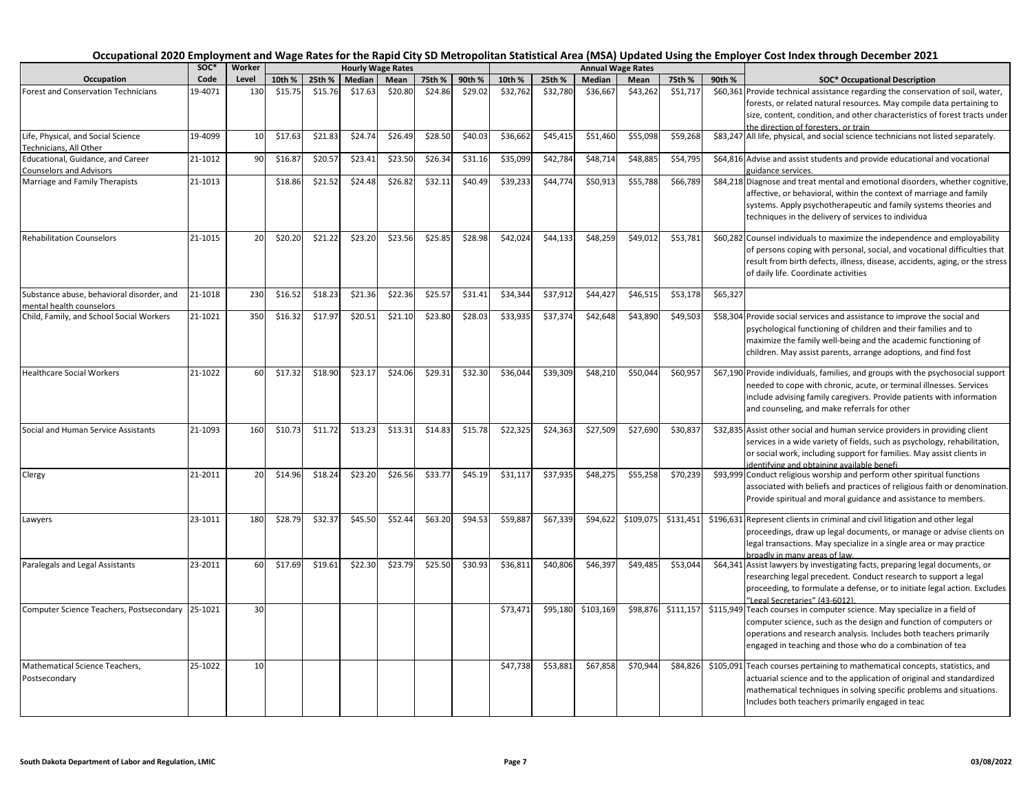## Occupational 2020 Employment and Wage Rates for the Rapid City SD Metropolitan Statistical Area (MSA) Updated Using the Employer Cost Index through December 2021

| Occupation | SOC* Code | Worker Level | Hourly Wage Rates | | | | | | Annual Wage Rates | | | | | | SOC* Occupational Description |
|---|---|---|---|---|---|---|---|---|---|---|---|---|---|---|---|
| | | | 10th % | 25th % | Median | Mean | 75th % | 90th % | 10th % | 25th % | Median | Mean | 75th % | 90th % | |
| Forest and Conservation Technicians | 19-4071 | 130 | $15.75 | $15.76 | $17.63 | $20.80 | $24.86 | $29.02 | $32,762 | $32,780 | $36,667 | $43,262 | $51,717 | $60,361 | Provide technical assistance regarding the conservation of soil, water, forests, or related natural resources. May compile data pertaining to size, content, condition, and other characteristics of forest tracts under the direction of foresters, or train |
| Life, Physical, and Social Science Technicians, All Other | 19-4099 | 10 | $17.63 | $21.83 | $24.74 | $26.49 | $28.50 | $40.03 | $36,662 | $45,415 | $51,460 | $55,098 | $59,268 | $83,247 | All life, physical, and social science technicians not listed separately. |
| Educational, Guidance, and Career Counselors and Advisors | 21-1012 | 90 | $16.87 | $20.57 | $23.41 | $23.50 | $26.34 | $31.16 | $35,099 | $42,784 | $48,714 | $48,885 | $54,795 | $64,816 | Advise and assist students and provide educational and vocational guidance services. |
| Marriage and Family Therapists | 21-1013 | | $18.86 | $21.52 | $24.48 | $26.82 | $32.11 | $40.49 | $39,233 | $44,774 | $50,913 | $55,788 | $66,789 | $84,218 | Diagnose and treat mental and emotional disorders, whether cognitive, affective, or behavioral, within the context of marriage and family systems. Apply psychotherapeutic and family systems theories and techniques in the delivery of services to individua |
| Rehabilitation Counselors | 21-1015 | 20 | $20.20 | $21.22 | $23.20 | $23.56 | $25.85 | $28.98 | $42,024 | $44,133 | $48,259 | $49,012 | $53,781 | $60,282 | Counsel individuals to maximize the independence and employability of persons coping with personal, social, and vocational difficulties that result from birth defects, illness, disease, accidents, aging, or the stress of daily life. Coordinate activities |
| Substance abuse, behavioral disorder, and mental health counselors | 21-1018 | 230 | $16.52 | $18.23 | $21.36 | $22.36 | $25.57 | $31.41 | $34,344 | $37,912 | $44,427 | $46,515 | $53,178 | $65,327 | |
| Child, Family, and School Social Workers | 21-1021 | 350 | $16.32 | $17.97 | $20.51 | $21.10 | $23.80 | $28.03 | $33,935 | $37,374 | $42,648 | $43,890 | $49,503 | $58,304 | Provide social services and assistance to improve the social and psychological functioning of children and their families and to maximize the family well-being and the academic functioning of children. May assist parents, arrange adoptions, and find fost |
| Healthcare Social Workers | 21-1022 | 60 | $17.32 | $18.90 | $23.17 | $24.06 | $29.31 | $32.30 | $36,044 | $39,309 | $48,210 | $50,044 | $60,957 | $67,190 | Provide individuals, families, and groups with the psychosocial support needed to cope with chronic, acute, or terminal illnesses. Services include advising family caregivers. Provide patients with information and counseling, and make referrals for other |
| Social and Human Service Assistants | 21-1093 | 160 | $10.73 | $11.72 | $13.23 | $13.31 | $14.83 | $15.78 | $22,325 | $24,363 | $27,509 | $27,690 | $30,837 | $32,835 | Assist other social and human service providers in providing client services in a wide variety of fields, such as psychology, rehabilitation, or social work, including support for families. May assist clients in identifying and obtaining available benefi |
| Clergy | 21-2011 | 20 | $14.96 | $18.24 | $23.20 | $26.56 | $33.77 | $45.19 | $31,117 | $37,935 | $48,275 | $55,258 | $70,239 | $93,999 | Conduct religious worship and perform other spiritual functions associated with beliefs and practices of religious faith or denomination. Provide spiritual and moral guidance and assistance to members. |
| Lawyers | 23-1011 | 180 | $28.79 | $32.37 | $45.50 | $52.44 | $63.20 | $94.53 | $59,887 | $67,339 | $94,622 | $109,075 | $131,451 | $196,631 | Represent clients in criminal and civil litigation and other legal proceedings, draw up legal documents, or manage or advise clients on legal transactions. May specialize in a single area or may practice broadly in many areas of law. |
| Paralegals and Legal Assistants | 23-2011 | 60 | $17.69 | $19.61 | $22.30 | $23.79 | $25.50 | $30.93 | $36,811 | $40,806 | $46,397 | $49,485 | $53,044 | $64,341 | Assist lawyers by investigating facts, preparing legal documents, or researching legal precedent. Conduct research to support a legal proceeding, to formulate a defense, or to initiate legal action. Excludes "Legal Secretaries" (43-6012). |
| Computer Science Teachers, Postsecondary | 25-1021 | 30 | | | | | | | $73,471 | $95,180 | $103,169 | $98,876 | $111,157 | $115,949 | Teach courses in computer science. May specialize in a field of computer science, such as the design and function of computers or operations and research analysis. Includes both teachers primarily engaged in teaching and those who do a combination of tea |
| Mathematical Science Teachers, Postsecondary | 25-1022 | 10 | | | | | | | $47,738 | $53,881 | $67,858 | $70,944 | $84,826 | $105,091 | Teach courses pertaining to mathematical concepts, statistics, and actuarial science and to the application of original and standardized mathematical techniques in solving specific problems and situations. Includes both teachers primarily engaged in teac |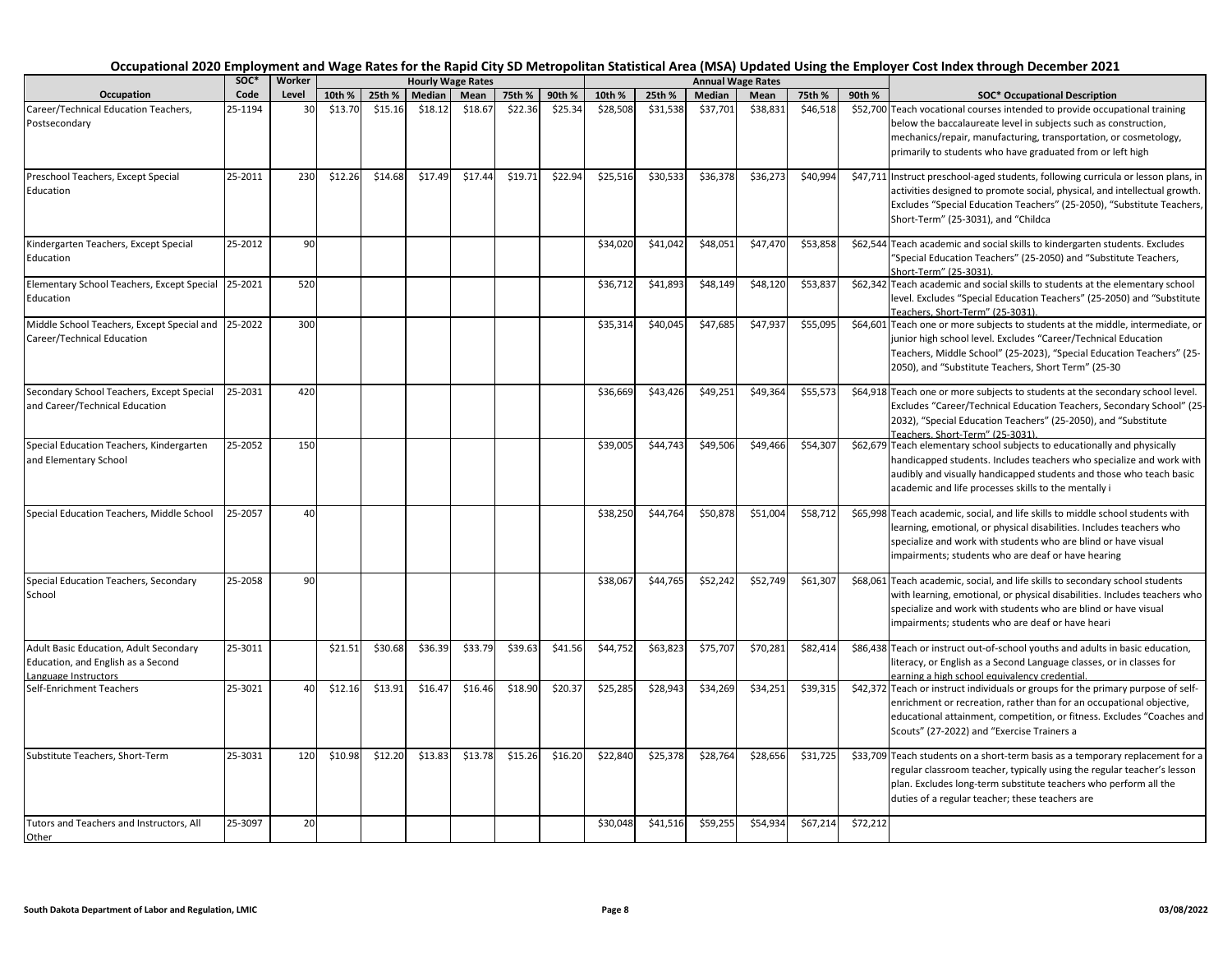# Occupational 2020 Employment and Wage Rates for the Rapid City SD Metropolitan Statistical Area (MSA) Updated Using the Employer Cost Index through December 2021

| Occupation | SOC* Code | Worker Level | Hourly Wage Rates | | | | | | Annual Wage Rates | | | | | | SOC* Occupational Description |
|---|---|---|---|---|---|---|---|---|---|---|---|---|---|---|---|
| | | | 10th % | 25th % | Median | Mean | 75th % | 90th % | 10th % | 25th % | Median | Mean | 75th % | 90th % | |
| Career/Technical Education Teachers, Postsecondary | 25-1194 | 30 | $13.70 | $15.16 | $18.12 | $18.67 | $22.36 | $25.34 | $28,508 | $31,538 | $37,701 | $38,831 | $46,518 | $52,700 | Teach vocational courses intended to provide occupational training below the baccalaureate level in subjects such as construction, mechanics/repair, manufacturing, transportation, or cosmetology, primarily to students who have graduated from or left high |
| Preschool Teachers, Except Special Education | 25-2011 | 230 | $12.26 | $14.68 | $17.49 | $17.44 | $19.71 | $22.94 | $25,516 | $30,533 | $36,378 | $36,273 | $40,994 | $47,711 | Instruct preschool-aged students, following curricula or lesson plans, in activities designed to promote social, physical, and intellectual growth. Excludes "Special Education Teachers" (25-2050), "Substitute Teachers, Short-Term" (25-3031), and "Childca |
| Kindergarten Teachers, Except Special Education | 25-2012 | 90 | | | | | | | $34,020 | $41,042 | $48,051 | $47,470 | $53,858 | $62,544 | Teach academic and social skills to kindergarten students. Excludes "Special Education Teachers" (25-2050) and "Substitute Teachers, Short-Term" (25-3031). |
| Elementary School Teachers, Except Special Education | 25-2021 | 520 | | | | | | | $36,712 | $41,893 | $48,149 | $48,120 | $53,837 | $62,342 | Teach academic and social skills to students at the elementary school level. Excludes "Special Education Teachers" (25-2050) and "Substitute Teachers, Short-Term" (25-3031). |
| Middle School Teachers, Except Special and Career/Technical Education | 25-2022 | 300 | | | | | | | $35,314 | $40,045 | $47,685 | $47,937 | $55,095 | $64,601 | Teach one or more subjects to students at the middle, intermediate, or junior high school level. Excludes "Career/Technical Education Teachers, Middle School" (25-2023), "Special Education Teachers" (25-2050), and "Substitute Teachers, Short Term" (25-30 |
| Secondary School Teachers, Except Special and Career/Technical Education | 25-2031 | 420 | | | | | | | $36,669 | $43,426 | $49,251 | $49,364 | $55,573 | $64,918 | Teach one or more subjects to students at the secondary school level. Excludes "Career/Technical Education Teachers, Secondary School" (25-2032), "Special Education Teachers" (25-2050), and "Substitute Teachers, Short-Term" (25-3031). |
| Special Education Teachers, Kindergarten and Elementary School | 25-2052 | 150 | | | | | | | $39,005 | $44,743 | $49,506 | $49,466 | $54,307 | $62,679 | Teach elementary school subjects to educationally and physically handicapped students. Includes teachers who specialize and work with audibly and visually handicapped students and those who teach basic academic and life processes skills to the mentally i |
| Special Education Teachers, Middle School | 25-2057 | 40 | | | | | | | $38,250 | $44,764 | $50,878 | $51,004 | $58,712 | $65,998 | Teach academic, social, and life skills to middle school students with learning, emotional, or physical disabilities. Includes teachers who specialize and work with students who are blind or have visual impairments; students who are deaf or have hearing |
| Special Education Teachers, Secondary School | 25-2058 | 90 | | | | | | | $38,067 | $44,765 | $52,242 | $52,749 | $61,307 | $68,061 | Teach academic, social, and life skills to secondary school students with learning, emotional, or physical disabilities. Includes teachers who specialize and work with students who are blind or have visual impairments; students who are deaf or have heari |
| Adult Basic Education, Adult Secondary Education, and English as a Second Language Instructors | 25-3011 | | $21.51 | $30.68 | $36.39 | $33.79 | $39.63 | $41.56 | $44,752 | $63,823 | $75,707 | $70,281 | $82,414 | $86,438 | Teach or instruct out-of-school youths and adults in basic education, literacy, or English as a Second Language classes, or in classes for earning a high school equivalency credential. |
| Self-Enrichment Teachers | 25-3021 | 40 | $12.16 | $13.91 | $16.47 | $16.46 | $18.90 | $20.37 | $25,285 | $28,943 | $34,269 | $34,251 | $39,315 | $42,372 | Teach or instruct individuals or groups for the primary purpose of self-enrichment or recreation, rather than for an occupational objective, educational attainment, competition, or fitness. Excludes "Coaches and Scouts" (27-2022) and "Exercise Trainers a |
| Substitute Teachers, Short-Term | 25-3031 | 120 | $10.98 | $12.20 | $13.83 | $13.78 | $15.26 | $16.20 | $22,840 | $25,378 | $28,764 | $28,656 | $31,725 | $33,709 | Teach students on a short-term basis as a temporary replacement for a regular classroom teacher, typically using the regular teacher's lesson plan. Excludes long-term substitute teachers who perform all the duties of a regular teacher; these teachers are |
| Tutors and Teachers and Instructors, All Other | 25-3097 | 20 | | | | | | | $30,048 | $41,516 | $59,255 | $54,934 | $67,214 | $72,212 | |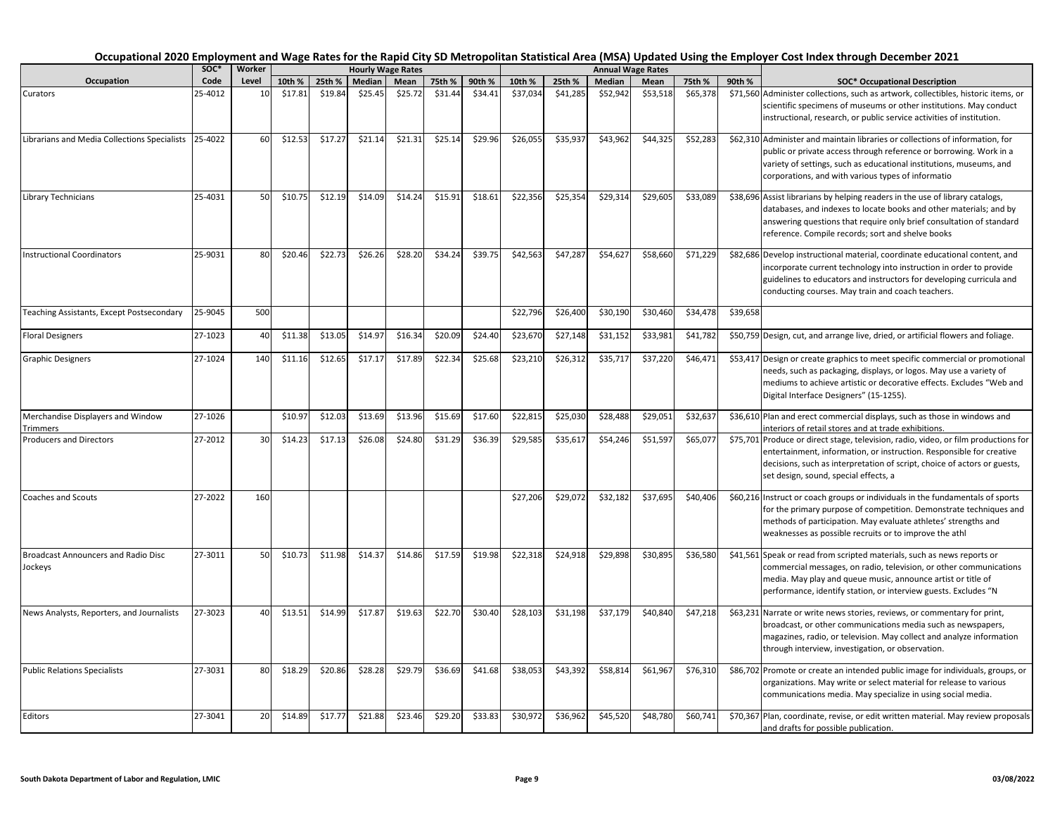# Occupational 2020 Employment and Wage Rates for the Rapid City SD Metropolitan Statistical Area (MSA) Updated Using the Employer Cost Index through December 2021

| Occupation | SOC* Code | Worker Level | Hourly Wage Rates | | | | | | Annual Wage Rates | | | | | | SOC* Occupational Description |
|---|---|---|---|---|---|---|---|---|---|---|---|---|---|---|---|
| | | | 10th % | 25th % | Median | Mean | 75th % | 90th % | 10th % | 25th % | Median | Mean | 75th % | 90th % | |
| Curators | 25-4012 | 10 | $17.81 | $19.84 | $25.45 | $25.72 | $31.44 | $34.41 | $37,034 | $41,285 | $52,942 | $53,518 | $65,378 | $71,560 | Administer collections, such as artwork, collectibles, historic items, or scientific specimens of museums or other institutions. May conduct instructional, research, or public service activities of institution. |
| Librarians and Media Collections Specialists | 25-4022 | 60 | $12.53 | $17.27 | $21.14 | $21.31 | $25.14 | $29.96 | $26,055 | $35,937 | $43,962 | $44,325 | $52,283 | $62,310 | Administer and maintain libraries or collections of information, for public or private access through reference or borrowing. Work in a variety of settings, such as educational institutions, museums, and corporations, and with various types of informatio |
| Library Technicians | 25-4031 | 50 | $10.75 | $12.19 | $14.09 | $14.24 | $15.91 | $18.61 | $22,356 | $25,354 | $29,314 | $29,605 | $33,089 | $38,696 | Assist librarians by helping readers in the use of library catalogs, databases, and indexes to locate books and other materials; and by answering questions that require only brief consultation of standard reference. Compile records; sort and shelve books |
| Instructional Coordinators | 25-9031 | 80 | $20.46 | $22.73 | $26.26 | $28.20 | $34.24 | $39.75 | $42,563 | $47,287 | $54,627 | $58,660 | $71,229 | $82,686 | Develop instructional material, coordinate educational content, and incorporate current technology into instruction in order to provide guidelines to educators and instructors for developing curricula and conducting courses. May train and coach teachers. |
| Teaching Assistants, Except Postsecondary | 25-9045 | 500 | | | | | | | $22,796 | $26,400 | $30,190 | $30,460 | $34,478 | $39,658 | |
| Floral Designers | 27-1023 | 40 | $11.38 | $13.05 | $14.97 | $16.34 | $20.09 | $24.40 | $23,670 | $27,148 | $31,152 | $33,981 | $41,782 | $50,759 | Design, cut, and arrange live, dried, or artificial flowers and foliage. |
| Graphic Designers | 27-1024 | 140 | $11.16 | $12.65 | $17.17 | $17.89 | $22.34 | $25.68 | $23,210 | $26,312 | $35,717 | $37,220 | $46,471 | $53,417 | Design or create graphics to meet specific commercial or promotional needs, such as packaging, displays, or logos. May use a variety of mediums to achieve artistic or decorative effects. Excludes "Web and Digital Interface Designers" (15-1255). |
| Merchandise Displayers and Window Trimmers | 27-1026 | | $10.97 | $12.03 | $13.69 | $13.96 | $15.69 | $17.60 | $22,815 | $25,030 | $28,488 | $29,051 | $32,637 | $36,610 | Plan and erect commercial displays, such as those in windows and interiors of retail stores and at trade exhibitions. |
| Producers and Directors | 27-2012 | 30 | $14.23 | $17.13 | $26.08 | $24.80 | $31.29 | $36.39 | $29,585 | $35,617 | $54,246 | $51,597 | $65,077 | $75,701 | Produce or direct stage, television, radio, video, or film productions for entertainment, information, or instruction. Responsible for creative decisions, such as interpretation of script, choice of actors or guests, set design, sound, special effects, a |
| Coaches and Scouts | 27-2022 | 160 | | | | | | | $27,206 | $29,072 | $32,182 | $37,695 | $40,406 | $60,216 | Instruct or coach groups or individuals in the fundamentals of sports for the primary purpose of competition. Demonstrate techniques and methods of participation. May evaluate athletes' strengths and weaknesses as possible recruits or to improve the athl |
| Broadcast Announcers and Radio Disc Jockeys | 27-3011 | 50 | $10.73 | $11.98 | $14.37 | $14.86 | $17.59 | $19.98 | $22,318 | $24,918 | $29,898 | $30,895 | $36,580 | $41,561 | Speak or read from scripted materials, such as news reports or commercial messages, on radio, television, or other communications media. May play and queue music, announce artist or title of performance, identify station, or interview guests. Excludes "N |
| News Analysts, Reporters, and Journalists | 27-3023 | 40 | $13.51 | $14.99 | $17.87 | $19.63 | $22.70 | $30.40 | $28,103 | $31,198 | $37,179 | $40,840 | $47,218 | $63,231 | Narrate or write news stories, reviews, or commentary for print, broadcast, or other communications media such as newspapers, magazines, radio, or television. May collect and analyze information through interview, investigation, or observation. |
| Public Relations Specialists | 27-3031 | 80 | $18.29 | $20.86 | $28.28 | $29.79 | $36.69 | $41.68 | $38,053 | $43,392 | $58,814 | $61,967 | $76,310 | $86,702 | Promote or create an intended public image for individuals, groups, or organizations. May write or select material for release to various communications media. May specialize in using social media. |
| Editors | 27-3041 | 20 | $14.89 | $17.77 | $21.88 | $23.46 | $29.20 | $33.83 | $30,972 | $36,962 | $45,520 | $48,780 | $60,741 | $70,367 | Plan, coordinate, revise, or edit written material. May review proposals and drafts for possible publication. |

South Dakota Department of Labor and Regulation, LMIC — 03/08/2022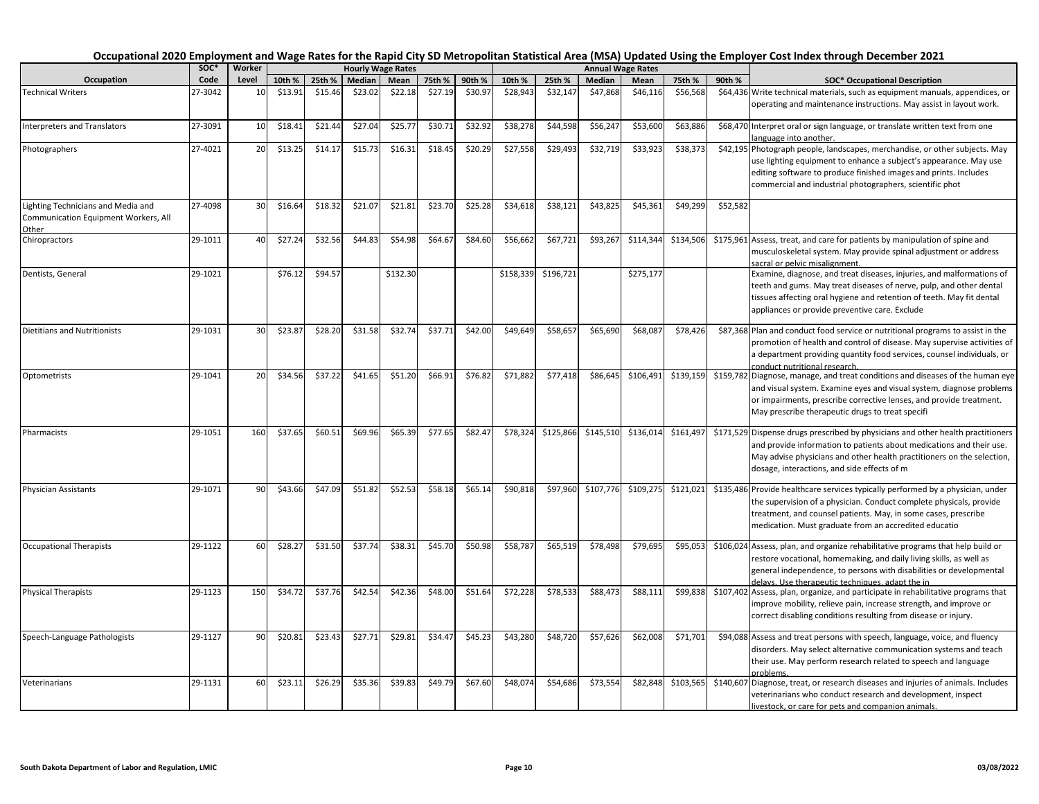# Occupational 2020 Employment and Wage Rates for the Rapid City SD Metropolitan Statistical Area (MSA) Updated Using the Employer Cost Index through December 2021

| Occupation | SOC* Code | Worker Level | Hourly 10th % | Hourly 25th % | Hourly Median | Hourly Mean | Hourly 75th % | Hourly 90th % | Annual 10th % | Annual 25th % | Annual Median | Annual Mean | Annual 75th % | Annual 90th % | SOC* Occupational Description |
|---|---|---|---|---|---|---|---|---|---|---|---|---|---|---|---|
| Technical Writers | 27-3042 | 10 | $13.91 | $15.46 | $23.02 | $22.18 | $27.19 | $30.97 | $28,943 | $32,147 | $47,868 | $46,116 | $56,568 | $64,436 | Write technical materials, such as equipment manuals, appendices, or operating and maintenance instructions. May assist in layout work. |
| Interpreters and Translators | 27-3091 | 10 | $18.41 | $21.44 | $27.04 | $25.77 | $30.71 | $32.92 | $38,278 | $44,598 | $56,247 | $53,600 | $63,886 | $68,470 | Interpret oral or sign language, or translate written text from one language into another. |
| Photographers | 27-4021 | 20 | $13.25 | $14.17 | $15.73 | $16.31 | $18.45 | $20.29 | $27,558 | $29,493 | $32,719 | $33,923 | $38,373 | $42,195 | Photograph people, landscapes, merchandise, or other subjects. May use lighting equipment to enhance a subject's appearance. May use editing software to produce finished images and prints. Includes commercial and industrial photographers, scientific phot |
| Lighting Technicians and Media and Communication Equipment Workers, All Other | 27-4098 | 30 | $16.64 | $18.32 | $21.07 | $21.81 | $23.70 | $25.28 | $34,618 | $38,121 | $43,825 | $45,361 | $49,299 | $52,582 | |
| Chiropractors | 29-1011 | 40 | $27.24 | $32.56 | $44.83 | $54.98 | $64.67 | $84.60 | $56,662 | $67,721 | $93,267 | $114,344 | $134,506 | $175,961 | Assess, treat, and care for patients by manipulation of spine and musculoskeletal system. May provide spinal adjustment or address sacral or pelvic misalignment. |
| Dentists, General | 29-1021 | | $76.12 | $94.57 | | $132.30 | | | $158,339 | $196,721 | | $275,177 | | | Examine, diagnose, and treat diseases, injuries, and malformations of teeth and gums. May treat diseases of nerve, pulp, and other dental tissues affecting oral hygiene and retention of teeth. May fit dental appliances or provide preventive care. Exclude |
| Dietitians and Nutritionists | 29-1031 | 30 | $23.87 | $28.20 | $31.58 | $32.74 | $37.71 | $42.00 | $49,649 | $58,657 | $65,690 | $68,087 | $78,426 | $87,368 | Plan and conduct food service or nutritional programs to assist in the promotion of health and control of disease. May supervise activities of a department providing quantity food services, counsel individuals, or conduct nutritional research. |
| Optometrists | 29-1041 | 20 | $34.56 | $37.22 | $41.65 | $51.20 | $66.91 | $76.82 | $71,882 | $77,418 | $86,645 | $106,491 | $139,159 | $159,782 | Diagnose, manage, and treat conditions and diseases of the human eye and visual system. Examine eyes and visual system, diagnose problems or impairments, prescribe corrective lenses, and provide treatment. May prescribe therapeutic drugs to treat specifi |
| Pharmacists | 29-1051 | 160 | $37.65 | $60.51 | $69.96 | $65.39 | $77.65 | $82.47 | $78,324 | $125,866 | $145,510 | $136,014 | $161,497 | $171,529 | Dispense drugs prescribed by physicians and other health practitioners and provide information to patients about medications and their use. May advise physicians and other health practitioners on the selection, dosage, interactions, and side effects of m |
| Physician Assistants | 29-1071 | 90 | $43.66 | $47.09 | $51.82 | $52.53 | $58.18 | $65.14 | $90,818 | $97,960 | $107,776 | $109,275 | $121,021 | $135,486 | Provide healthcare services typically performed by a physician, under the supervision of a physician. Conduct complete physicals, provide treatment, and counsel patients. May, in some cases, prescribe medication. Must graduate from an accredited educatio |
| Occupational Therapists | 29-1122 | 60 | $28.27 | $31.50 | $37.74 | $38.31 | $45.70 | $50.98 | $58,787 | $65,519 | $78,498 | $79,695 | $95,053 | $106,024 | Assess, plan, and organize rehabilitative programs that help build or restore vocational, homemaking, and daily living skills, as well as general independence, to persons with disabilities or developmental delays. Use therapeutic techniques, adapt the in |
| Physical Therapists | 29-1123 | 150 | $34.72 | $37.76 | $42.54 | $42.36 | $48.00 | $51.64 | $72,228 | $78,533 | $88,473 | $88,111 | $99,838 | $107,402 | Assess, plan, organize, and participate in rehabilitative programs that improve mobility, relieve pain, increase strength, and improve or correct disabling conditions resulting from disease or injury. |
| Speech-Language Pathologists | 29-1127 | 90 | $20.81 | $23.43 | $27.71 | $29.81 | $34.47 | $45.23 | $43,280 | $48,720 | $57,626 | $62,008 | $71,701 | $94,088 | Assess and treat persons with speech, language, voice, and fluency disorders. May select alternative communication systems and teach their use. May perform research related to speech and language problems. |
| Veterinarians | 29-1131 | 60 | $23.11 | $26.29 | $35.36 | $39.83 | $49.79 | $67.60 | $48,074 | $54,686 | $73,554 | $82,848 | $103,565 | $140,607 | Diagnose, treat, or research diseases and injuries of animals. Includes veterinarians who conduct research and development, inspect livestock, or care for pets and companion animals. |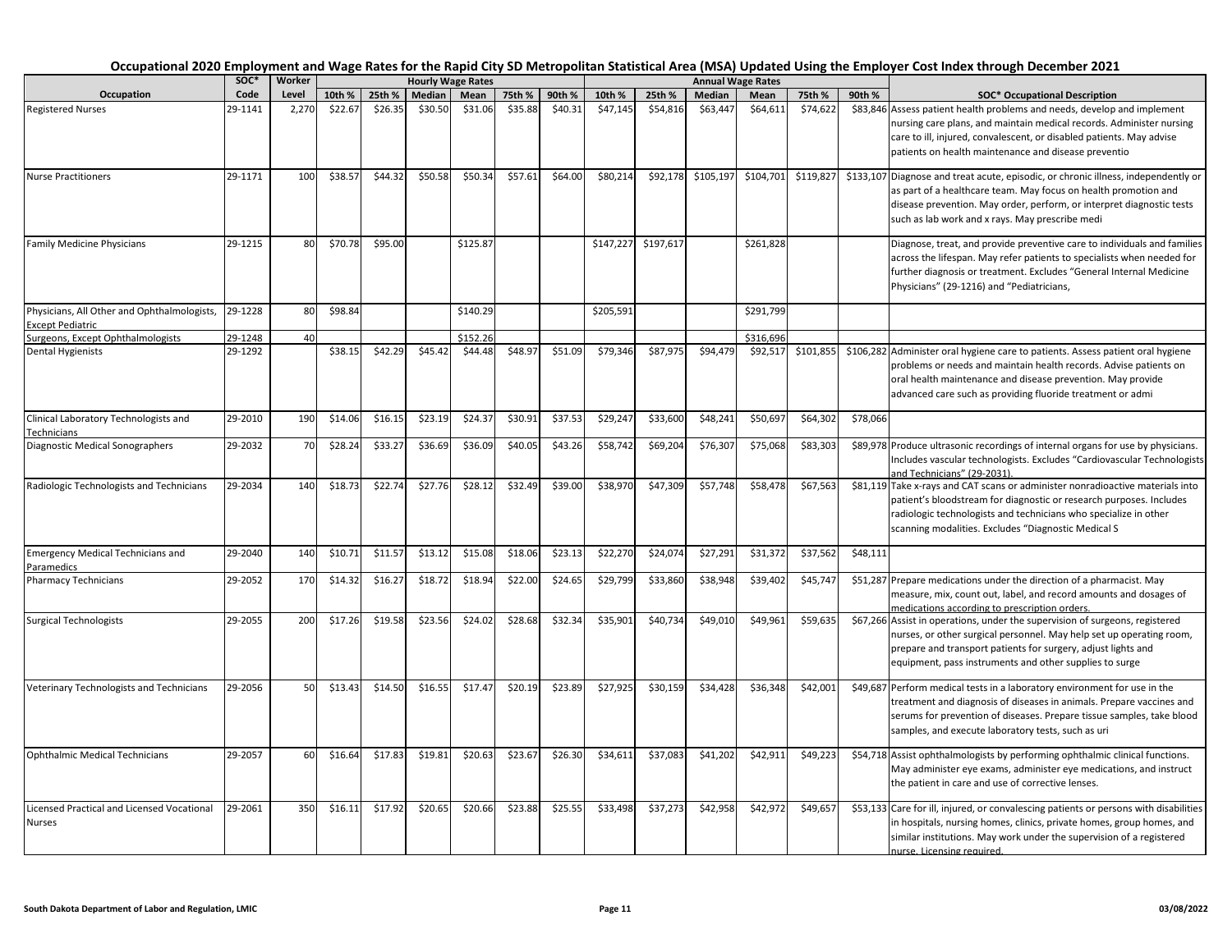## Occupational 2020 Employment and Wage Rates for the Rapid City SD Metropolitan Statistical Area (MSA) Updated Using the Employer Cost Index through December 2021

| Occupation | SOC* Code | Worker Level | Hourly 10th % | Hourly 25th % | Hourly Median | Hourly Mean | Hourly 75th % | Hourly 90th % | Annual 10th % | Annual 25th % | Annual Median | Annual Mean | Annual 75th % | Annual 90th % | SOC* Occupational Description |
|---|---|---|---|---|---|---|---|---|---|---|---|---|---|---|---|
| Registered Nurses | 29-1141 | 2,270 | $22.67 | $26.35 | $30.50 | $31.06 | $35.88 | $40.31 | $47,145 | $54,816 | $63,447 | $64,611 | $74,622 | $83,846 | Assess patient health problems and needs, develop and implement nursing care plans, and maintain medical records. Administer nursing care to ill, injured, convalescent, or disabled patients. May advise patients on health maintenance and disease preventio |
| Nurse Practitioners | 29-1171 | 100 | $38.57 | $44.32 | $50.58 | $50.34 | $57.61 | $64.00 | $80,214 | $92,178 | $105,197 | $104,701 | $119,827 | $133,107 | Diagnose and treat acute, episodic, or chronic illness, independently or as part of a healthcare team. May focus on health promotion and disease prevention. May order, perform, or interpret diagnostic tests such as lab work and x rays. May prescribe medi |
| Family Medicine Physicians | 29-1215 | 80 | $70.78 | $95.00 | | $125.87 | | | $147,227 | $197,617 | | $261,828 | | | Diagnose, treat, and provide preventive care to individuals and families across the lifespan. May refer patients to specialists when needed for further diagnosis or treatment. Excludes "General Internal Medicine Physicians" (29-1216) and "Pediatricians, |
| Physicians, All Other and Ophthalmologists, Except Pediatric | 29-1228 | 80 | $98.84 | | | $140.29 | | | $205,591 | | | $291,799 | | | |
| Surgeons, Except Ophthalmologists | 29-1248 | 40 | | | | $152.26 | | | | | | $316,696 | | | |
| Dental Hygienists | 29-1292 | | $38.15 | $42.29 | $45.42 | $44.48 | $48.97 | $51.09 | $79,346 | $87,975 | $94,479 | $92,517 | $101,855 | $106,282 | Administer oral hygiene care to patients. Assess patient oral hygiene problems or needs and maintain health records. Advise patients on oral health maintenance and disease prevention. May provide advanced care such as providing fluoride treatment or admi |
| Clinical Laboratory Technologists and Technicians | 29-2010 | 190 | $14.06 | $16.15 | $23.19 | $24.37 | $30.91 | $37.53 | $29,247 | $33,600 | $48,241 | $50,697 | $64,302 | $78,066 | |
| Diagnostic Medical Sonographers | 29-2032 | 70 | $28.24 | $33.27 | $36.69 | $36.09 | $40.05 | $43.26 | $58,742 | $69,204 | $76,307 | $75,068 | $83,303 | $89,978 | Produce ultrasonic recordings of internal organs for use by physicians. Includes vascular technologists. Excludes "Cardiovascular Technologists and Technicians" (29-2031). |
| Radiologic Technologists and Technicians | 29-2034 | 140 | $18.73 | $22.74 | $27.76 | $28.12 | $32.49 | $39.00 | $38,970 | $47,309 | $57,748 | $58,478 | $67,563 | $81,119 | Take x-rays and CAT scans or administer nonradioactive materials into patient's bloodstream for diagnostic or research purposes. Includes radiologic technologists and technicians who specialize in other scanning modalities. Excludes "Diagnostic Medical S |
| Emergency Medical Technicians and Paramedics | 29-2040 | 140 | $10.71 | $11.57 | $13.12 | $15.08 | $18.06 | $23.13 | $22,270 | $24,074 | $27,291 | $31,372 | $37,562 | $48,111 | |
| Pharmacy Technicians | 29-2052 | 170 | $14.32 | $16.27 | $18.72 | $18.94 | $22.00 | $24.65 | $29,799 | $33,860 | $38,948 | $39,402 | $45,747 | $51,287 | Prepare medications under the direction of a pharmacist. May measure, mix, count out, label, and record amounts and dosages of medications according to prescription orders. |
| Surgical Technologists | 29-2055 | 200 | $17.26 | $19.58 | $23.56 | $24.02 | $28.68 | $32.34 | $35,901 | $40,734 | $49,010 | $49,961 | $59,635 | $67,266 | Assist in operations, under the supervision of surgeons, registered nurses, or other surgical personnel. May help set up operating room, prepare and transport patients for surgery, adjust lights and equipment, pass instruments and other supplies to surge |
| Veterinary Technologists and Technicians | 29-2056 | 50 | $13.43 | $14.50 | $16.55 | $17.47 | $20.19 | $23.89 | $27,925 | $30,159 | $34,428 | $36,348 | $42,001 | $49,687 | Perform medical tests in a laboratory environment for use in the treatment and diagnosis of diseases in animals. Prepare vaccines and serums for prevention of diseases. Prepare tissue samples, take blood samples, and execute laboratory tests, such as uri |
| Ophthalmic Medical Technicians | 29-2057 | 60 | $16.64 | $17.83 | $19.81 | $20.63 | $23.67 | $26.30 | $34,611 | $37,083 | $41,202 | $42,911 | $49,223 | $54,718 | Assist ophthalmologists by performing ophthalmic clinical functions. May administer eye exams, administer eye medications, and instruct the patient in care and use of corrective lenses. |
| Licensed Practical and Licensed Vocational Nurses | 29-2061 | 350 | $16.11 | $17.92 | $20.65 | $20.66 | $23.88 | $25.55 | $33,498 | $37,273 | $42,958 | $42,972 | $49,657 | $53,133 | Care for ill, injured, or convalescing patients or persons with disabilities in hospitals, nursing homes, clinics, private homes, group homes, and similar institutions. May work under the supervision of a registered nurse. Licensing required. |

South Dakota Department of Labor and Regulation, LMIC — 03/08/2022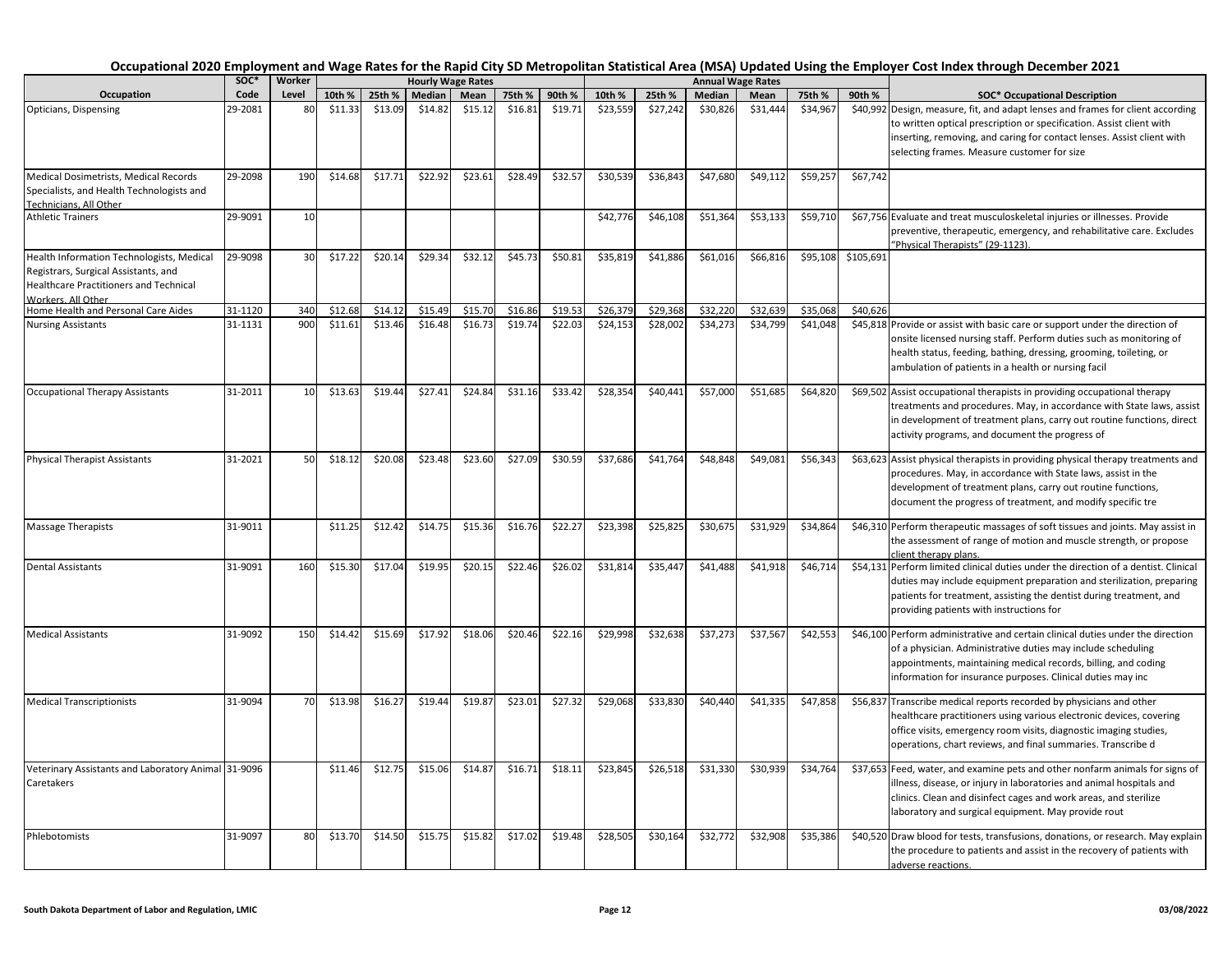# Occupational 2020 Employment and Wage Rates for the Rapid City SD Metropolitan Statistical Area (MSA) Updated Using the Employer Cost Index through December 2021

| Occupation | SOC* Code | Worker Level | Hourly Wage Rates 10th % | 25th % | Median | Mean | 75th % | 90th % | Annual Wage Rates 10th % | 25th % | Median | Mean | 75th % | 90th % | SOC* Occupational Description |
|---|---|---|---|---|---|---|---|---|---|---|---|---|---|---|---|
| Opticians, Dispensing | 29-2081 | 80 | $11.33 | $13.09 | $14.82 | $15.12 | $16.81 | $19.71 | $23,559 | $27,242 | $30,826 | $31,444 | $34,967 | $40,992 | Design, measure, fit, and adapt lenses and frames for client according to written optical prescription or specification. Assist client with inserting, removing, and caring for contact lenses. Assist client with selecting frames. Measure customer for size |
| Medical Dosimetrists, Medical Records Specialists, and Health Technologists and Technicians, All Other | 29-2098 | 190 | $14.68 | $17.71 | $22.92 | $23.61 | $28.49 | $32.57 | $30,539 | $36,843 | $47,680 | $49,112 | $59,257 | $67,742 | |
| Athletic Trainers | 29-9091 | 10 | | | | | | | $42,776 | $46,108 | $51,364 | $53,133 | $59,710 | $67,756 | Evaluate and treat musculoskeletal injuries or illnesses. Provide preventive, therapeutic, emergency, and rehabilitative care. Excludes "Physical Therapists" (29-1123). |
| Health Information Technologists, Medical Registrars, Surgical Assistants, and Healthcare Practitioners and Technical Workers, All Other | 29-9098 | 30 | $17.22 | $20.14 | $29.34 | $32.12 | $45.73 | $50.81 | $35,819 | $41,886 | $61,016 | $66,816 | $95,108 | $105,691 | |
| Home Health and Personal Care Aides | 31-1120 | 340 | $12.68 | $14.12 | $15.49 | $15.70 | $16.86 | $19.53 | $26,379 | $29,368 | $32,220 | $32,639 | $35,068 | $40,626 | |
| Nursing Assistants | 31-1131 | 900 | $11.61 | $13.46 | $16.48 | $16.73 | $19.74 | $22.03 | $24,153 | $28,002 | $34,273 | $34,799 | $41,048 | $45,818 | Provide or assist with basic care or support under the direction of onsite licensed nursing staff. Perform duties such as monitoring of health status, feeding, bathing, dressing, grooming, toileting, or ambulation of patients in a health or nursing facil |
| Occupational Therapy Assistants | 31-2011 | 10 | $13.63 | $19.44 | $27.41 | $24.84 | $31.16 | $33.42 | $28,354 | $40,441 | $57,000 | $51,685 | $64,820 | $69,502 | Assist occupational therapists in providing occupational therapy treatments and procedures. May, in accordance with State laws, assist in development of treatment plans, carry out routine functions, direct activity programs, and document the progress of |
| Physical Therapist Assistants | 31-2021 | 50 | $18.12 | $20.08 | $23.48 | $23.60 | $27.09 | $30.59 | $37,686 | $41,764 | $48,848 | $49,081 | $56,343 | $63,623 | Assist physical therapists in providing physical therapy treatments and procedures. May, in accordance with State laws, assist in the development of treatment plans, carry out routine functions, document the progress of treatment, and modify specific tre |
| Massage Therapists | 31-9011 | | $11.25 | $12.42 | $14.75 | $15.36 | $16.76 | $22.27 | $23,398 | $25,825 | $30,675 | $31,929 | $34,864 | $46,310 | Perform therapeutic massages of soft tissues and joints. May assist in the assessment of range of motion and muscle strength, or propose client therapy plans. |
| Dental Assistants | 31-9091 | 160 | $15.30 | $17.04 | $19.95 | $20.15 | $22.46 | $26.02 | $31,814 | $35,447 | $41,488 | $41,918 | $46,714 | $54,131 | Perform limited clinical duties under the direction of a dentist. Clinical duties may include equipment preparation and sterilization, preparing patients for treatment, assisting the dentist during treatment, and providing patients with instructions for |
| Medical Assistants | 31-9092 | 150 | $14.42 | $15.69 | $17.92 | $18.06 | $20.46 | $22.16 | $29,998 | $32,638 | $37,273 | $37,567 | $42,553 | $46,100 | Perform administrative and certain clinical duties under the direction of a physician. Administrative duties may include scheduling appointments, maintaining medical records, billing, and coding information for insurance purposes. Clinical duties may inc |
| Medical Transcriptionists | 31-9094 | 70 | $13.98 | $16.27 | $19.44 | $19.87 | $23.01 | $27.32 | $29,068 | $33,830 | $40,440 | $41,335 | $47,858 | $56,837 | Transcribe medical reports recorded by physicians and other healthcare practitioners using various electronic devices, covering office visits, emergency room visits, diagnostic imaging studies, operations, chart reviews, and final summaries. Transcribe d |
| Veterinary Assistants and Laboratory Animal Caretakers | 31-9096 | | $11.46 | $12.75 | $15.06 | $14.87 | $16.71 | $18.11 | $23,845 | $26,518 | $31,330 | $30,939 | $34,764 | $37,653 | Feed, water, and examine pets and other nonfarm animals for signs of illness, disease, or injury in laboratories and animal hospitals and clinics. Clean and disinfect cages and work areas, and sterilize laboratory and surgical equipment. May provide rout |
| Phlebotomists | 31-9097 | 80 | $13.70 | $14.50 | $15.75 | $15.82 | $17.02 | $19.48 | $28,505 | $30,164 | $32,772 | $32,908 | $35,386 | $40,520 | Draw blood for tests, transfusions, donations, or research. May explain the procedure to patients and assist in the recovery of patients with adverse reactions. |

South Dakota Department of Labor and Regulation, LMIC 03/08/2022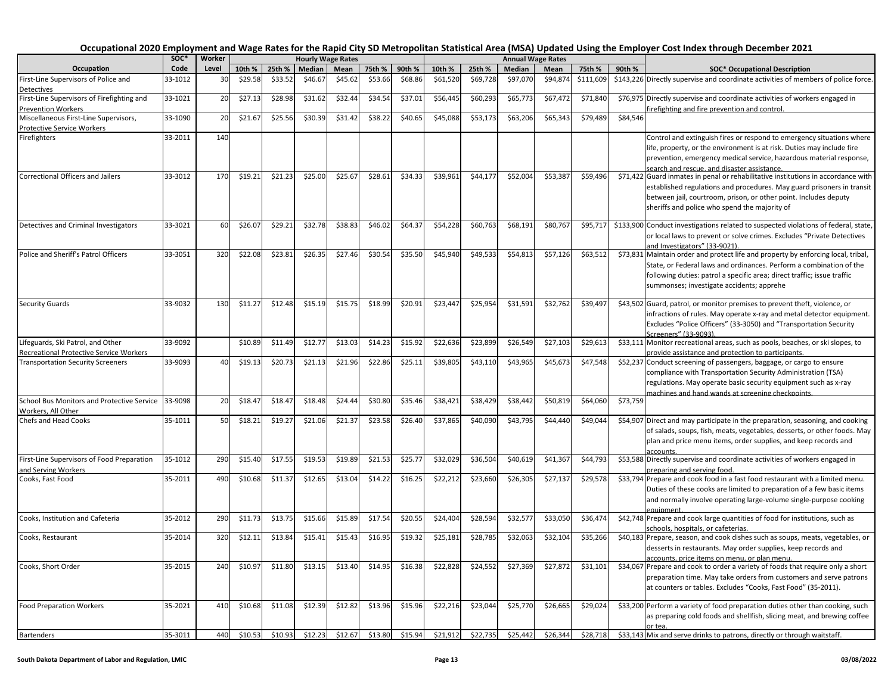# Occupational 2020 Employment and Wage Rates for the Rapid City SD Metropolitan Statistical Area (MSA) Updated Using the Employer Cost Index through December 2021

| Occupation | SOC* Code | Worker Level | Hourly 10th % | Hourly 25th % | Hourly Median | Hourly Mean | Hourly 75th % | Hourly 90th % | Annual 10th % | Annual 25th % | Annual Median | Annual Mean | Annual 75th % | Annual 90th % | SOC* Occupational Description |
|---|---|---|---|---|---|---|---|---|---|---|---|---|---|---|---|
| First-Line Supervisors of Police and Detectives | 33-1012 | 30 | $29.58 | $33.52 | $46.67 | $45.62 | $53.66 | $68.86 | $61,520 | $69,728 | $97,070 | $94,874 | $111,609 | $143,226 | Directly supervise and coordinate activities of members of police force. |
| First-Line Supervisors of Firefighting and Prevention Workers | 33-1021 | 20 | $27.13 | $28.98 | $31.62 | $32.44 | $34.54 | $37.01 | $56,445 | $60,293 | $65,773 | $67,472 | $71,840 | $76,975 | Directly supervise and coordinate activities of workers engaged in firefighting and fire prevention and control. |
| Miscellaneous First-Line Supervisors, Protective Service Workers | 33-1090 | 20 | $21.67 | $25.56 | $30.39 | $31.42 | $38.22 | $40.65 | $45,088 | $53,173 | $63,206 | $65,343 | $79,489 | $84,546 | |
| Firefighters | 33-2011 | 140 | | | | | | | | | | | | | Control and extinguish fires or respond to emergency situations where life, property, or the environment is at risk. Duties may include fire prevention, emergency medical service, hazardous material response, search and rescue, and disaster assistance. |
| Correctional Officers and Jailers | 33-3012 | 170 | $19.21 | $21.23 | $25.00 | $25.67 | $28.61 | $34.33 | $39,961 | $44,177 | $52,004 | $53,387 | $59,496 | $71,422 | Guard inmates in penal or rehabilitative institutions in accordance with established regulations and procedures. May guard prisoners in transit between jail, courtroom, prison, or other point. Includes deputy sheriffs and police who spend the majority of |
| Detectives and Criminal Investigators | 33-3021 | 60 | $26.07 | $29.21 | $32.78 | $38.83 | $46.02 | $64.37 | $54,228 | $60,763 | $68,191 | $80,767 | $95,717 | $133,900 | Conduct investigations related to suspected violations of federal, state, or local laws to prevent or solve crimes. Excludes "Private Detectives and Investigators" (33-9021). |
| Police and Sheriff's Patrol Officers | 33-3051 | 320 | $22.08 | $23.81 | $26.35 | $27.46 | $30.54 | $35.50 | $45,940 | $49,533 | $54,813 | $57,126 | $63,512 | $73,831 | Maintain order and protect life and property by enforcing local, tribal, State, or Federal laws and ordinances. Perform a combination of the following duties: patrol a specific area; direct traffic; issue traffic summonses; investigate accidents; apprehe |
| Security Guards | 33-9032 | 130 | $11.27 | $12.48 | $15.19 | $15.75 | $18.99 | $20.91 | $23,447 | $25,954 | $31,591 | $32,762 | $39,497 | $43,502 | Guard, patrol, or monitor premises to prevent theft, violence, or infractions of rules. May operate x-ray and metal detector equipment. Excludes "Police Officers" (33-3050) and "Transportation Security Screeners" (33-9093). |
| Lifeguards, Ski Patrol, and Other Recreational Protective Service Workers | 33-9092 | | $10.89 | $11.49 | $12.77 | $13.03 | $14.23 | $15.92 | $22,636 | $23,899 | $26,549 | $27,103 | $29,613 | $33,111 | Monitor recreational areas, such as pools, beaches, or ski slopes, to provide assistance and protection to participants. |
| Transportation Security Screeners | 33-9093 | 40 | $19.13 | $20.73 | $21.13 | $21.96 | $22.86 | $25.11 | $39,805 | $43,110 | $43,965 | $45,673 | $47,548 | $52,237 | Conduct screening of passengers, baggage, or cargo to ensure compliance with Transportation Security Administration (TSA) regulations. May operate basic security equipment such as x-ray machines and hand wands at screening checkpoints. |
| School Bus Monitors and Protective Service Workers, All Other | 33-9098 | 20 | $18.47 | $18.47 | $18.48 | $24.44 | $30.80 | $35.46 | $38,421 | $38,429 | $38,442 | $50,819 | $64,060 | $73,759 | |
| Chefs and Head Cooks | 35-1011 | 50 | $18.21 | $19.27 | $21.06 | $21.37 | $23.58 | $26.40 | $37,865 | $40,090 | $43,795 | $44,440 | $49,044 | $54,907 | Direct and may participate in the preparation, seasoning, and cooking of salads, soups, fish, meats, vegetables, desserts, or other foods. May plan and price menu items, order supplies, and keep records and accounts. |
| First-Line Supervisors of Food Preparation and Serving Workers | 35-1012 | 290 | $15.40 | $17.55 | $19.53 | $19.89 | $21.53 | $25.77 | $32,029 | $36,504 | $40,619 | $41,367 | $44,793 | $53,588 | Directly supervise and coordinate activities of workers engaged in preparing and serving food. |
| Cooks, Fast Food | 35-2011 | 490 | $10.68 | $11.37 | $12.65 | $13.04 | $14.22 | $16.25 | $22,212 | $23,660 | $26,305 | $27,137 | $29,578 | $33,794 | Prepare and cook food in a fast food restaurant with a limited menu. Duties of these cooks are limited to preparation of a few basic items and normally involve operating large-volume single-purpose cooking equipment. |
| Cooks, Institution and Cafeteria | 35-2012 | 290 | $11.73 | $13.75 | $15.66 | $15.89 | $17.54 | $20.55 | $24,404 | $28,594 | $32,577 | $33,050 | $36,474 | $42,748 | Prepare and cook large quantities of food for institutions, such as schools, hospitals, or cafeterias. |
| Cooks, Restaurant | 35-2014 | 320 | $12.11 | $13.84 | $15.41 | $15.43 | $16.95 | $19.32 | $25,181 | $28,785 | $32,063 | $32,104 | $35,266 | $40,183 | Prepare, season, and cook dishes such as soups, meats, vegetables, or desserts in restaurants. May order supplies, keep records and accounts, price items on menu, or plan menu. |
| Cooks, Short Order | 35-2015 | 240 | $10.97 | $11.80 | $13.15 | $13.40 | $14.95 | $16.38 | $22,828 | $24,552 | $27,369 | $27,872 | $31,101 | $34,067 | Prepare and cook to order a variety of foods that require only a short preparation time. May take orders from customers and serve patrons at counters or tables. Excludes "Cooks, Fast Food" (35-2011). |
| Food Preparation Workers | 35-2021 | 410 | $10.68 | $11.08 | $12.39 | $12.82 | $13.96 | $15.96 | $22,216 | $23,044 | $25,770 | $26,665 | $29,024 | $33,200 | Perform a variety of food preparation duties other than cooking, such as preparing cold foods and shellfish, slicing meat, and brewing coffee or tea. |
| Bartenders | 35-3011 | 440 | $10.53 | $10.93 | $12.23 | $12.67 | $13.80 | $15.94 | $21,912 | $22,735 | $25,442 | $26,344 | $28,718 | $33,143 | Mix and serve drinks to patrons, directly or through waitstaff. |

South Dakota Department of Labor and Regulation, LMIC — 03/08/2022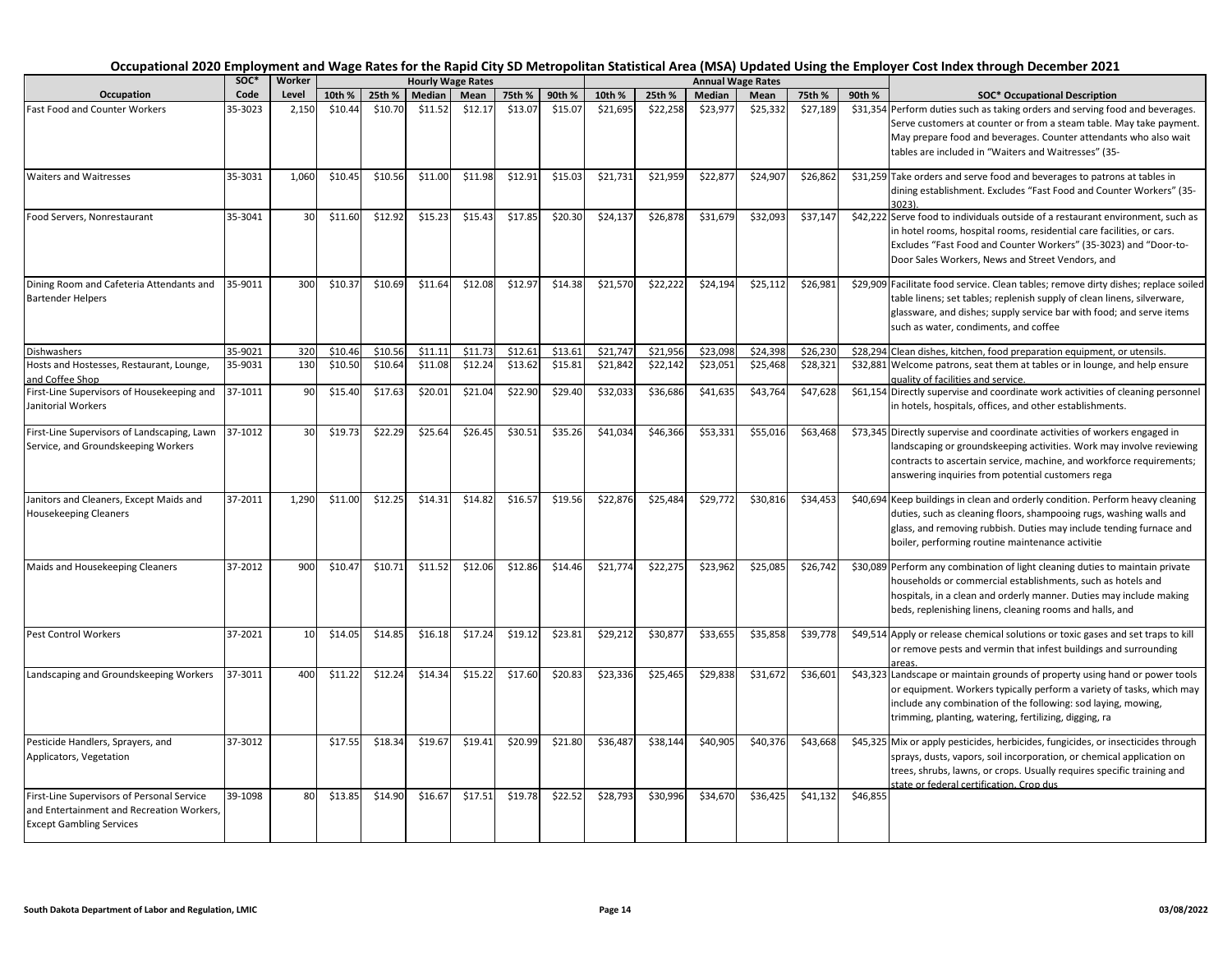## Occupational 2020 Employment and Wage Rates for the Rapid City SD Metropolitan Statistical Area (MSA) Updated Using the Employer Cost Index through December 2021

| Occupation | SOC* Code | Worker Level | Hourly Wage Rates | | | | | | Annual Wage Rates | | | | | | SOC* Occupational Description |
|---|---|---|---|---|---|---|---|---|---|---|---|---|---|---|---|
| | | | 10th % | 25th % | Median | Mean | 75th % | 90th % | 10th % | 25th % | Median | Mean | 75th % | 90th % | |
| Fast Food and Counter Workers | 35-3023 | 2,150 | $10.44 | $10.70 | $11.52 | $12.17 | $13.07 | $15.07 | $21,695 | $22,258 | $23,977 | $25,332 | $27,189 | $31,354 | Perform duties such as taking orders and serving food and beverages. Serve customers at counter or from a steam table. May take payment. May prepare food and beverages. Counter attendants who also wait tables are included in "Waiters and Waitresses" (35- |
| Waiters and Waitresses | 35-3031 | 1,060 | $10.45 | $10.56 | $11.00 | $11.98 | $12.91 | $15.03 | $21,731 | $21,959 | $22,877 | $24,907 | $26,862 | $31,259 | Take orders and serve food and beverages to patrons at tables in dining establishment. Excludes "Fast Food and Counter Workers" (35-3023). |
| Food Servers, Nonrestaurant | 35-3041 | 30 | $11.60 | $12.92 | $15.23 | $15.43 | $17.85 | $20.30 | $24,137 | $26,878 | $31,679 | $32,093 | $37,147 | $42,222 | Serve food to individuals outside of a restaurant environment, such as in hotel rooms, hospital rooms, residential care facilities, or cars. Excludes "Fast Food and Counter Workers" (35-3023) and "Door-to-Door Sales Workers, News and Street Vendors, and |
| Dining Room and Cafeteria Attendants and Bartender Helpers | 35-9011 | 300 | $10.37 | $10.69 | $11.64 | $12.08 | $12.97 | $14.38 | $21,570 | $22,222 | $24,194 | $25,112 | $26,981 | $29,909 | Facilitate food service. Clean tables; remove dirty dishes; replace soiled table linens; set tables; replenish supply of clean linens, silverware, glassware, and dishes; supply service bar with food; and serve items such as water, condiments, and coffee |
| Dishwashers | 35-9021 | 320 | $10.46 | $10.56 | $11.11 | $11.73 | $12.61 | $13.61 | $21,747 | $21,956 | $23,098 | $24,398 | $26,230 | $28,294 | Clean dishes, kitchen, food preparation equipment, or utensils. |
| Hosts and Hostesses, Restaurant, Lounge, and Coffee Shop | 35-9031 | 130 | $10.50 | $10.64 | $11.08 | $12.24 | $13.62 | $15.81 | $21,842 | $22,142 | $23,051 | $25,468 | $28,321 | $32,881 | Welcome patrons, seat them at tables or in lounge, and help ensure quality of facilities and service. |
| First-Line Supervisors of Housekeeping and Janitorial Workers | 37-1011 | 90 | $15.40 | $17.63 | $20.01 | $21.04 | $22.90 | $29.40 | $32,033 | $36,686 | $41,635 | $43,764 | $47,628 | $61,154 | Directly supervise and coordinate work activities of cleaning personnel in hotels, hospitals, offices, and other establishments. |
| First-Line Supervisors of Landscaping, Lawn Service, and Groundskeeping Workers | 37-1012 | 30 | $19.73 | $22.29 | $25.64 | $26.45 | $30.51 | $35.26 | $41,034 | $46,366 | $53,331 | $55,016 | $63,468 | $73,345 | Directly supervise and coordinate activities of workers engaged in landscaping or groundskeeping activities. Work may involve reviewing contracts to ascertain service, machine, and workforce requirements; answering inquiries from potential customers rega |
| Janitors and Cleaners, Except Maids and Housekeeping Cleaners | 37-2011 | 1,290 | $11.00 | $12.25 | $14.31 | $14.82 | $16.57 | $19.56 | $22,876 | $25,484 | $29,772 | $30,816 | $34,453 | $40,694 | Keep buildings in clean and orderly condition. Perform heavy cleaning duties, such as cleaning floors, shampooing rugs, washing walls and glass, and removing rubbish. Duties may include tending furnace and boiler, performing routine maintenance activitie |
| Maids and Housekeeping Cleaners | 37-2012 | 900 | $10.47 | $10.71 | $11.52 | $12.06 | $12.86 | $14.46 | $21,774 | $22,275 | $23,962 | $25,085 | $26,742 | $30,089 | Perform any combination of light cleaning duties to maintain private households or commercial establishments, such as hotels and hospitals, in a clean and orderly manner. Duties may include making beds, replenishing linens, cleaning rooms and halls, and |
| Pest Control Workers | 37-2021 | 10 | $14.05 | $14.85 | $16.18 | $17.24 | $19.12 | $23.81 | $29,212 | $30,877 | $33,655 | $35,858 | $39,778 | $49,514 | Apply or release chemical solutions or toxic gases and set traps to kill or remove pests and vermin that infest buildings and surrounding areas. |
| Landscaping and Groundskeeping Workers | 37-3011 | 400 | $11.22 | $12.24 | $14.34 | $15.22 | $17.60 | $20.83 | $23,336 | $25,465 | $29,838 | $31,672 | $36,601 | $43,323 | Landscape or maintain grounds of property using hand or power tools or equipment. Workers typically perform a variety of tasks, which may include any combination of the following: sod laying, mowing, trimming, planting, watering, fertilizing, digging, ra |
| Pesticide Handlers, Sprayers, and Applicators, Vegetation | 37-3012 | | $17.55 | $18.34 | $19.67 | $19.41 | $20.99 | $21.80 | $36,487 | $38,144 | $40,905 | $40,376 | $43,668 | $45,325 | Mix or apply pesticides, herbicides, fungicides, or insecticides through sprays, dusts, vapors, soil incorporation, or chemical application on trees, shrubs, lawns, or crops. Usually requires specific training and state or federal certification. Crop dus |
| First-Line Supervisors of Personal Service and Entertainment and Recreation Workers, Except Gambling Services | 39-1098 | 80 | $13.85 | $14.90 | $16.67 | $17.51 | $19.78 | $22.52 | $28,793 | $30,996 | $34,670 | $36,425 | $41,132 | $46,855 | |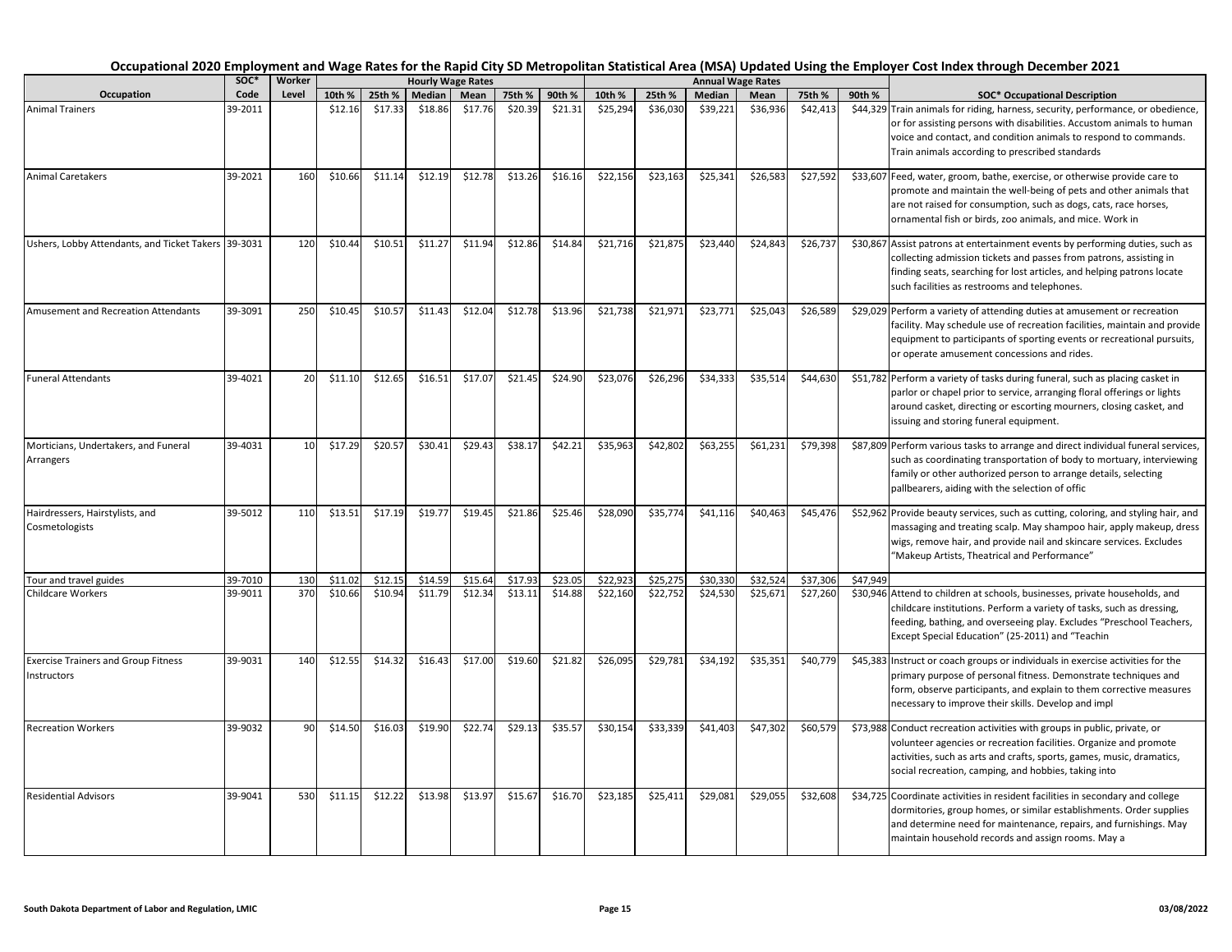# Occupational 2020 Employment and Wage Rates for the Rapid City SD Metropolitan Statistical Area (MSA) Updated Using the Employer Cost Index through December 2021

| Occupation | SOC* Code | Worker Level | Hourly 10th % | Hourly 25th % | Hourly Median | Hourly Mean | Hourly 75th % | Hourly 90th % | Annual 10th % | Annual 25th % | Annual Median | Annual Mean | Annual 75th % | Annual 90th % | SOC* Occupational Description |
|---|---|---|---|---|---|---|---|---|---|---|---|---|---|---|---|
| Animal Trainers | 39-2011 | | $12.16 | $17.33 | $18.86 | $17.76 | $20.39 | $21.31 | $25,294 | $36,030 | $39,221 | $36,936 | $42,413 | $44,329 | Train animals for riding, harness, security, performance, or obedience, or for assisting persons with disabilities. Accustom animals to human voice and contact, and condition animals to respond to commands. Train animals according to prescribed standards |
| Animal Caretakers | 39-2021 | 160 | $10.66 | $11.14 | $12.19 | $12.78 | $13.26 | $16.16 | $22,156 | $23,163 | $25,341 | $26,583 | $27,592 | $33,607 | Feed, water, groom, bathe, exercise, or otherwise provide care to promote and maintain the well-being of pets and other animals that are not raised for consumption, such as dogs, cats, race horses, ornamental fish or birds, zoo animals, and mice. Work in |
| Ushers, Lobby Attendants, and Ticket Takers | 39-3031 | 120 | $10.44 | $10.51 | $11.27 | $11.94 | $12.86 | $14.84 | $21,716 | $21,875 | $23,440 | $24,843 | $26,737 | $30,867 | Assist patrons at entertainment events by performing duties, such as collecting admission tickets and passes from patrons, assisting in finding seats, searching for lost articles, and helping patrons locate such facilities as restrooms and telephones. |
| Amusement and Recreation Attendants | 39-3091 | 250 | $10.45 | $10.57 | $11.43 | $12.04 | $12.78 | $13.96 | $21,738 | $21,971 | $23,771 | $25,043 | $26,589 | $29,029 | Perform a variety of attending duties at amusement or recreation facility. May schedule use of recreation facilities, maintain and provide equipment to participants of sporting events or recreational pursuits, or operate amusement concessions and rides. |
| Funeral Attendants | 39-4021 | 20 | $11.10 | $12.65 | $16.51 | $17.07 | $21.45 | $24.90 | $23,076 | $26,296 | $34,333 | $35,514 | $44,630 | $51,782 | Perform a variety of tasks during funeral, such as placing casket in parlor or chapel prior to service, arranging floral offerings or lights around casket, directing or escorting mourners, closing casket, and issuing and storing funeral equipment. |
| Morticians, Undertakers, and Funeral Arrangers | 39-4031 | 10 | $17.29 | $20.57 | $30.41 | $29.43 | $38.17 | $42.21 | $35,963 | $42,802 | $63,255 | $61,231 | $79,398 | $87,809 | Perform various tasks to arrange and direct individual funeral services, such as coordinating transportation of body to mortuary, interviewing family or other authorized person to arrange details, selecting pallbearers, aiding with the selection of offic |
| Hairdressers, Hairstylists, and Cosmetologists | 39-5012 | 110 | $13.51 | $17.19 | $19.77 | $19.45 | $21.86 | $25.46 | $28,090 | $35,774 | $41,116 | $40,463 | $45,476 | $52,962 | Provide beauty services, such as cutting, coloring, and styling hair, and massaging and treating scalp. May shampoo hair, apply makeup, dress wigs, remove hair, and provide nail and skincare services. Excludes "Makeup Artists, Theatrical and Performance" |
| Tour and travel guides | 39-7010 | 130 | $11.02 | $12.15 | $14.59 | $15.64 | $17.93 | $23.05 | $22,923 | $25,275 | $30,330 | $32,524 | $37,306 | $47,949 | |
| Childcare Workers | 39-9011 | 370 | $10.66 | $10.94 | $11.79 | $12.34 | $13.11 | $14.88 | $22,160 | $22,752 | $24,530 | $25,671 | $27,260 | $30,946 | Attend to children at schools, businesses, private households, and childcare institutions. Perform a variety of tasks, such as dressing, feeding, bathing, and overseeing play. Excludes "Preschool Teachers, Except Special Education" (25-2011) and "Teachin |
| Exercise Trainers and Group Fitness Instructors | 39-9031 | 140 | $12.55 | $14.32 | $16.43 | $17.00 | $19.60 | $21.82 | $26,095 | $29,781 | $34,192 | $35,351 | $40,779 | $45,383 | Instruct or coach groups or individuals in exercise activities for the primary purpose of personal fitness. Demonstrate techniques and form, observe participants, and explain to them corrective measures necessary to improve their skills. Develop and impl |
| Recreation Workers | 39-9032 | 90 | $14.50 | $16.03 | $19.90 | $22.74 | $29.13 | $35.57 | $30,154 | $33,339 | $41,403 | $47,302 | $60,579 | $73,988 | Conduct recreation activities with groups in public, private, or volunteer agencies or recreation facilities. Organize and promote activities, such as arts and crafts, sports, games, music, dramatics, social recreation, camping, and hobbies, taking into |
| Residential Advisors | 39-9041 | 530 | $11.15 | $12.22 | $13.98 | $13.97 | $15.67 | $16.70 | $23,185 | $25,411 | $29,081 | $29,055 | $32,608 | $34,725 | Coordinate activities in resident facilities in secondary and college dormitories, group homes, or similar establishments. Order supplies and determine need for maintenance, repairs, and furnishings. May maintain household records and assign rooms. May a |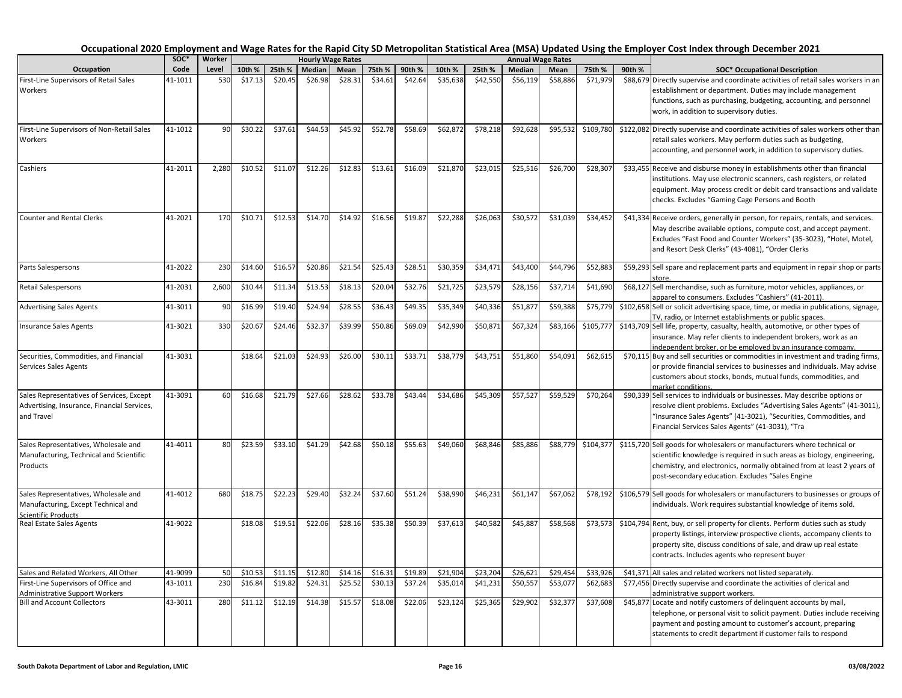# Occupational 2020 Employment and Wage Rates for the Rapid City SD Metropolitan Statistical Area (MSA) Updated Using the Employer Cost Index through December 2021

| Occupation | SOC* Code | Worker Level | Hourly Wage Rates | | | | | | Annual Wage Rates | | | | | | SOC* Occupational Description |
|---|---|---|---|---|---|---|---|---|---|---|---|---|---|---|---|
| | | | 10th % | 25th % | Median | Mean | 75th % | 90th % | 10th % | 25th % | Median | Mean | 75th % | 90th % | |
| First-Line Supervisors of Retail Sales Workers | 41-1011 | 530 | $17.13 | $20.45 | $26.98 | $28.31 | $34.61 | $42.64 | $35,638 | $42,550 | $56,119 | $58,886 | $71,979 | $88,679 | Directly supervise and coordinate activities of retail sales workers in an establishment or department. Duties may include management functions, such as purchasing, budgeting, accounting, and personnel work, in addition to supervisory duties. |
| First-Line Supervisors of Non-Retail Sales Workers | 41-1012 | 90 | $30.22 | $37.61 | $44.53 | $45.92 | $52.78 | $58.69 | $62,872 | $78,218 | $92,628 | $95,532 | $109,780 | $122,082 | Directly supervise and coordinate activities of sales workers other than retail sales workers. May perform duties such as budgeting, accounting, and personnel work, in addition to supervisory duties. |
| Cashiers | 41-2011 | 2,280 | $10.52 | $11.07 | $12.26 | $12.83 | $13.61 | $16.09 | $21,870 | $23,015 | $25,516 | $26,700 | $28,307 | $33,455 | Receive and disburse money in establishments other than financial institutions. May use electronic scanners, cash registers, or related equipment. May process credit or debit card transactions and validate checks. Excludes "Gaming Cage Persons and Booth |
| Counter and Rental Clerks | 41-2021 | 170 | $10.71 | $12.53 | $14.70 | $14.92 | $16.56 | $19.87 | $22,288 | $26,063 | $30,572 | $31,039 | $34,452 | $41,334 | Receive orders, generally in person, for repairs, rentals, and services. May describe available options, compute cost, and accept payment. Excludes "Fast Food and Counter Workers" (35-3023), "Hotel, Motel, and Resort Desk Clerks" (43-4081), "Order Clerks |
| Parts Salespersons | 41-2022 | 230 | $14.60 | $16.57 | $20.86 | $21.54 | $25.43 | $28.51 | $30,359 | $34,471 | $43,400 | $44,796 | $52,883 | $59,293 | Sell spare and replacement parts and equipment in repair shop or parts store. |
| Retail Salespersons | 41-2031 | 2,600 | $10.44 | $11.34 | $13.53 | $18.13 | $20.04 | $32.76 | $21,725 | $23,579 | $28,156 | $37,714 | $41,690 | $68,127 | Sell merchandise, such as furniture, motor vehicles, appliances, or apparel to consumers. Excludes "Cashiers" (41-2011). |
| Advertising Sales Agents | 41-3011 | 90 | $16.99 | $19.40 | $24.94 | $28.55 | $36.43 | $49.35 | $35,349 | $40,336 | $51,877 | $59,388 | $75,779 | $102,658 | Sell or solicit advertising space, time, or media in publications, signage, TV, radio, or Internet establishments or public spaces. |
| Insurance Sales Agents | 41-3021 | 330 | $20.67 | $24.46 | $32.37 | $39.99 | $50.86 | $69.09 | $42,990 | $50,871 | $67,324 | $83,166 | $105,777 | $143,709 | Sell life, property, casualty, health, automotive, or other types of insurance. May refer clients to independent brokers, work as an independent broker, or be employed by an insurance company. |
| Securities, Commodities, and Financial Services Sales Agents | 41-3031 | | $18.64 | $21.03 | $24.93 | $26.00 | $30.11 | $33.71 | $38,779 | $43,751 | $51,860 | $54,091 | $62,615 | $70,115 | Buy and sell securities or commodities in investment and trading firms, or provide financial services to businesses and individuals. May advise customers about stocks, bonds, mutual funds, commodities, and market conditions. |
| Sales Representatives of Services, Except Advertising, Insurance, Financial Services, and Travel | 41-3091 | 60 | $16.68 | $21.79 | $27.66 | $28.62 | $33.78 | $43.44 | $34,686 | $45,309 | $57,527 | $59,529 | $70,264 | $90,339 | Sell services to individuals or businesses. May describe options or resolve client problems. Excludes "Advertising Sales Agents" (41-3011), "Insurance Sales Agents" (41-3021), "Securities, Commodities, and Financial Services Sales Agents" (41-3031), "Tra |
| Sales Representatives, Wholesale and Manufacturing, Technical and Scientific Products | 41-4011 | 80 | $23.59 | $33.10 | $41.29 | $42.68 | $50.18 | $55.63 | $49,060 | $68,846 | $85,886 | $88,779 | $104,377 | $115,720 | Sell goods for wholesalers or manufacturers where technical or scientific knowledge is required in such areas as biology, engineering, chemistry, and electronics, normally obtained from at least 2 years of post-secondary education. Excludes "Sales Engine |
| Sales Representatives, Wholesale and Manufacturing, Except Technical and Scientific Products | 41-4012 | 680 | $18.75 | $22.23 | $29.40 | $32.24 | $37.60 | $51.24 | $38,990 | $46,231 | $61,147 | $67,062 | $78,192 | $106,579 | Sell goods for wholesalers or manufacturers to businesses or groups of individuals. Work requires substantial knowledge of items sold. |
| Real Estate Sales Agents | 41-9022 | | $18.08 | $19.51 | $22.06 | $28.16 | $35.38 | $50.39 | $37,613 | $40,582 | $45,887 | $58,568 | $73,573 | $104,794 | Rent, buy, or sell property for clients. Perform duties such as study property listings, interview prospective clients, accompany clients to property site, discuss conditions of sale, and draw up real estate contracts. Includes agents who represent buyer |
| Sales and Related Workers, All Other | 41-9099 | 50 | $10.53 | $11.15 | $12.80 | $14.16 | $16.31 | $19.89 | $21,904 | $23,204 | $26,621 | $29,454 | $33,926 | $41,371 | All sales and related workers not listed separately. |
| First-Line Supervisors of Office and Administrative Support Workers | 43-1011 | 230 | $16.84 | $19.82 | $24.31 | $25.52 | $30.13 | $37.24 | $35,014 | $41,231 | $50,557 | $53,077 | $62,683 | $77,456 | Directly supervise and coordinate the activities of clerical and administrative support workers. |
| Bill and Account Collectors | 43-3011 | 280 | $11.12 | $12.19 | $14.38 | $15.57 | $18.08 | $22.06 | $23,124 | $25,365 | $29,902 | $32,377 | $37,608 | $45,877 | Locate and notify customers of delinquent accounts by mail, telephone, or personal visit to solicit payment. Duties include receiving payment and posting amount to customer's account, preparing statements to credit department if customer fails to respond |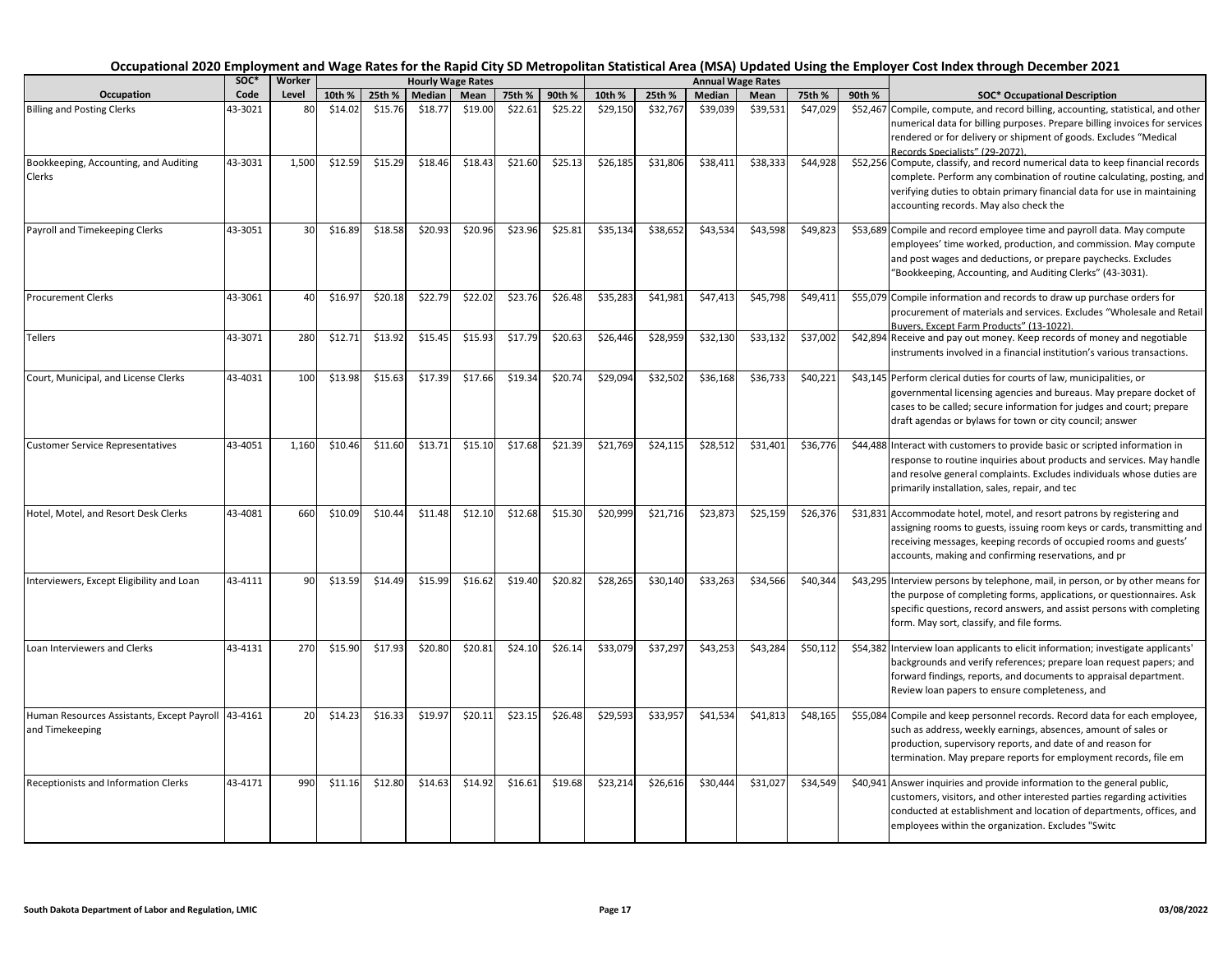# Occupational 2020 Employment and Wage Rates for the Rapid City SD Metropolitan Statistical Area (MSA) Updated Using the Employer Cost Index through December 2021

| Occupation | SOC* Code | Worker Level | Hourly Wage Rates | | | | | | Annual Wage Rates | | | | | | SOC* Occupational Description |
|---|---|---|---|---|---|---|---|---|---|---|---|---|---|---|---|
| | | | 10th % | 25th % | Median | Mean | 75th % | 90th % | 10th % | 25th % | Median | Mean | 75th % | 90th % | |
| Billing and Posting Clerks | 43-3021 | 80 | $14.02 | $15.76 | $18.77 | $19.00 | $22.61 | $25.22 | $29,150 | $32,767 | $39,039 | $39,531 | $47,029 | $52,467 | Compile, compute, and record billing, accounting, statistical, and other numerical data for billing purposes. Prepare billing invoices for services rendered or for delivery or shipment of goods. Excludes "Medical Records Specialists" (29-2072). |
| Bookkeeping, Accounting, and Auditing Clerks | 43-3031 | 1,500 | $12.59 | $15.29 | $18.46 | $18.43 | $21.60 | $25.13 | $26,185 | $31,806 | $38,411 | $38,333 | $44,928 | $52,256 | Compute, classify, and record numerical data to keep financial records complete. Perform any combination of routine calculating, posting, and verifying duties to obtain primary financial data for use in maintaining accounting records. May also check the |
| Payroll and Timekeeping Clerks | 43-3051 | 30 | $16.89 | $18.58 | $20.93 | $20.96 | $23.96 | $25.81 | $35,134 | $38,652 | $43,534 | $43,598 | $49,823 | $53,689 | Compile and record employee time and payroll data. May compute employees' time worked, production, and commission. May compute and post wages and deductions, or prepare paychecks. Excludes "Bookkeeping, Accounting, and Auditing Clerks" (43-3031). |
| Procurement Clerks | 43-3061 | 40 | $16.97 | $20.18 | $22.79 | $22.02 | $23.76 | $26.48 | $35,283 | $41,981 | $47,413 | $45,798 | $49,411 | $55,079 | Compile information and records to draw up purchase orders for procurement of materials and services. Excludes "Wholesale and Retail Buyers, Except Farm Products" (13-1022). |
| Tellers | 43-3071 | 280 | $12.71 | $13.92 | $15.45 | $15.93 | $17.79 | $20.63 | $26,446 | $28,959 | $32,130 | $33,132 | $37,002 | $42,894 | Receive and pay out money. Keep records of money and negotiable instruments involved in a financial institution's various transactions. |
| Court, Municipal, and License Clerks | 43-4031 | 100 | $13.98 | $15.63 | $17.39 | $17.66 | $19.34 | $20.74 | $29,094 | $32,502 | $36,168 | $36,733 | $40,221 | $43,145 | Perform clerical duties for courts of law, municipalities, or governmental licensing agencies and bureaus. May prepare docket of cases to be called; secure information for judges and court; prepare draft agendas or bylaws for town or city council; answer |
| Customer Service Representatives | 43-4051 | 1,160 | $10.46 | $11.60 | $13.71 | $15.10 | $17.68 | $21.39 | $21,769 | $24,115 | $28,512 | $31,401 | $36,776 | $44,488 | Interact with customers to provide basic or scripted information in response to routine inquiries about products and services. May handle and resolve general complaints. Excludes individuals whose duties are primarily installation, sales, repair, and tec |
| Hotel, Motel, and Resort Desk Clerks | 43-4081 | 660 | $10.09 | $10.44 | $11.48 | $12.10 | $12.68 | $15.30 | $20,999 | $21,716 | $23,873 | $25,159 | $26,376 | $31,831 | Accommodate hotel, motel, and resort patrons by registering and assigning rooms to guests, issuing room keys or cards, transmitting and receiving messages, keeping records of occupied rooms and guests' accounts, making and confirming reservations, and pr |
| Interviewers, Except Eligibility and Loan | 43-4111 | 90 | $13.59 | $14.49 | $15.99 | $16.62 | $19.40 | $20.82 | $28,265 | $30,140 | $33,263 | $34,566 | $40,344 | $43,295 | Interview persons by telephone, mail, in person, or by other means for the purpose of completing forms, applications, or questionnaires. Ask specific questions, record answers, and assist persons with completing form. May sort, classify, and file forms. |
| Loan Interviewers and Clerks | 43-4131 | 270 | $15.90 | $17.93 | $20.80 | $20.81 | $24.10 | $26.14 | $33,079 | $37,297 | $43,253 | $43,284 | $50,112 | $54,382 | Interview loan applicants to elicit information; investigate applicants' backgrounds and verify references; prepare loan request papers; and forward findings, reports, and documents to appraisal department. Review loan papers to ensure completeness, and |
| Human Resources Assistants, Except Payroll and Timekeeping | 43-4161 | 20 | $14.23 | $16.33 | $19.97 | $20.11 | $23.15 | $26.48 | $29,593 | $33,957 | $41,534 | $41,813 | $48,165 | $55,084 | Compile and keep personnel records. Record data for each employee, such as address, weekly earnings, absences, amount of sales or production, supervisory reports, and date of and reason for termination. May prepare reports for employment records, file em |
| Receptionists and Information Clerks | 43-4171 | 990 | $11.16 | $12.80 | $14.63 | $14.92 | $16.61 | $19.68 | $23,214 | $26,616 | $30,444 | $31,027 | $34,549 | $40,941 | Answer inquiries and provide information to the general public, customers, visitors, and other interested parties regarding activities conducted at establishment and location of departments, offices, and employees within the organization. Excludes "Switc |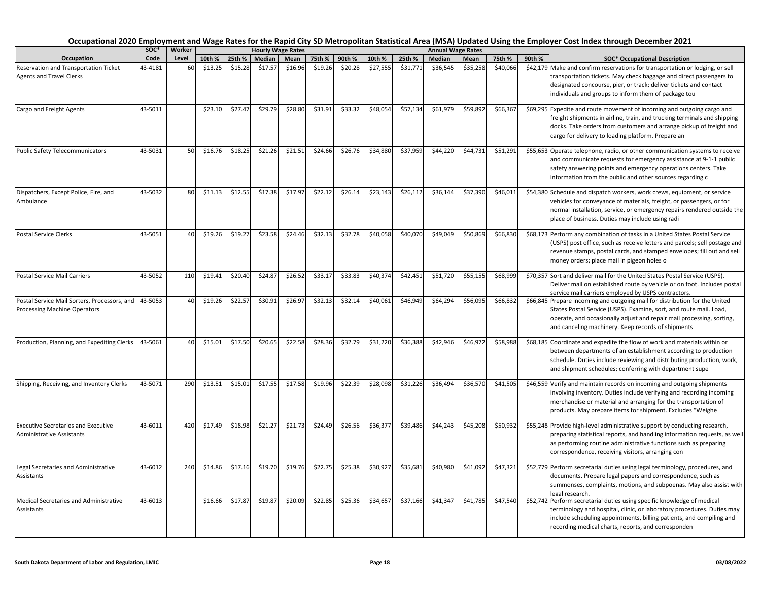# Occupational 2020 Employment and Wage Rates for the Rapid City SD Metropolitan Statistical Area (MSA) Updated Using the Employer Cost Index through December 2021

| | SOC* | Worker | Hourly Wage Rates | | | | | | Annual Wage Rates | | | | | | |
|---|---|---|---|---|---|---|---|---|---|---|---|---|---|---|---|
| Occupation | Code | Level | 10th % | 25th % | Median | Mean | 75th % | 90th % | 10th % | 25th % | Median | Mean | 75th % | 90th % | SOC* Occupational Description |
| Reservation and Transportation Ticket Agents and Travel Clerks | 43-4181 | 60 | $13.25 | $15.28 | $17.57 | $16.96 | $19.26 | $20.28 | $27,555 | $31,771 | $36,545 | $35,258 | $40,066 | $42,179 | Make and confirm reservations for transportation or lodging, or sell transportation tickets. May check baggage and direct passengers to designated concourse, pier, or track; deliver tickets and contact individuals and groups to inform them of package tou |
| Cargo and Freight Agents | 43-5011 | | $23.10 | $27.47 | $29.79 | $28.80 | $31.91 | $33.32 | $48,054 | $57,134 | $61,979 | $59,892 | $66,367 | $69,295 | Expedite and route movement of incoming and outgoing cargo and freight shipments in airline, train, and trucking terminals and shipping docks. Take orders from customers and arrange pickup of freight and cargo for delivery to loading platform. Prepare an |
| Public Safety Telecommunicators | 43-5031 | 50 | $16.76 | $18.25 | $21.26 | $21.51 | $24.66 | $26.76 | $34,880 | $37,959 | $44,220 | $44,731 | $51,291 | $55,653 | Operate telephone, radio, or other communication systems to receive and communicate requests for emergency assistance at 9-1-1 public safety answering points and emergency operations centers. Take information from the public and other sources regarding c |
| Dispatchers, Except Police, Fire, and Ambulance | 43-5032 | 80 | $11.13 | $12.55 | $17.38 | $17.97 | $22.12 | $26.14 | $23,143 | $26,112 | $36,144 | $37,390 | $46,011 | $54,380 | Schedule and dispatch workers, work crews, equipment, or service vehicles for conveyance of materials, freight, or passengers, or for normal installation, service, or emergency repairs rendered outside the place of business. Duties may include using radi |
| Postal Service Clerks | 43-5051 | 40 | $19.26 | $19.27 | $23.58 | $24.46 | $32.13 | $32.78 | $40,058 | $40,070 | $49,049 | $50,869 | $66,830 | $68,173 | Perform any combination of tasks in a United States Postal Service (USPS) post office, such as receive letters and parcels; sell postage and revenue stamps, postal cards, and stamped envelopes; fill out and sell money orders; place mail in pigeon holes o |
| Postal Service Mail Carriers | 43-5052 | 110 | $19.41 | $20.40 | $24.87 | $26.52 | $33.17 | $33.83 | $40,374 | $42,451 | $51,720 | $55,155 | $68,999 | $70,357 | Sort and deliver mail for the United States Postal Service (USPS). Deliver mail on established route by vehicle or on foot. Includes postal service mail carriers employed by USPS contractors. |
| Postal Service Mail Sorters, Processors, and Processing Machine Operators | 43-5053 | 40 | $19.26 | $22.57 | $30.91 | $26.97 | $32.13 | $32.14 | $40,061 | $46,949 | $64,294 | $56,095 | $66,832 | $66,845 | Prepare incoming and outgoing mail for distribution for the United States Postal Service (USPS). Examine, sort, and route mail. Load, operate, and occasionally adjust and repair mail processing, sorting, and canceling machinery. Keep records of shipments |
| Production, Planning, and Expediting Clerks | 43-5061 | 40 | $15.01 | $17.50 | $20.65 | $22.58 | $28.36 | $32.79 | $31,220 | $36,388 | $42,946 | $46,972 | $58,988 | $68,185 | Coordinate and expedite the flow of work and materials within or between departments of an establishment according to production schedule. Duties include reviewing and distributing production, work, and shipment schedules; conferring with department supe |
| Shipping, Receiving, and Inventory Clerks | 43-5071 | 290 | $13.51 | $15.01 | $17.55 | $17.58 | $19.96 | $22.39 | $28,098 | $31,226 | $36,494 | $36,570 | $41,505 | $46,559 | Verify and maintain records on incoming and outgoing shipments involving inventory. Duties include verifying and recording incoming merchandise or material and arranging for the transportation of products. May prepare items for shipment. Excludes "Weighe |
| Executive Secretaries and Executive Administrative Assistants | 43-6011 | 420 | $17.49 | $18.98 | $21.27 | $21.73 | $24.49 | $26.56 | $36,377 | $39,486 | $44,243 | $45,208 | $50,932 | $55,248 | Provide high-level administrative support by conducting research, preparing statistical reports, and handling information requests, as well as performing routine administrative functions such as preparing correspondence, receiving visitors, arranging con |
| Legal Secretaries and Administrative Assistants | 43-6012 | 240 | $14.86 | $17.16 | $19.70 | $19.76 | $22.75 | $25.38 | $30,927 | $35,681 | $40,980 | $41,092 | $47,321 | $52,779 | Perform secretarial duties using legal terminology, procedures, and documents. Prepare legal papers and correspondence, such as summonses, complaints, motions, and subpoenas. May also assist with legal research. |
| Medical Secretaries and Administrative Assistants | 43-6013 | | $16.66 | $17.87 | $19.87 | $20.09 | $22.85 | $25.36 | $34,657 | $37,166 | $41,347 | $41,785 | $47,540 | $52,742 | Perform secretarial duties using specific knowledge of medical terminology and hospital, clinic, or laboratory procedures. Duties may include scheduling appointments, billing patients, and compiling and recording medical charts, reports, and corresponden |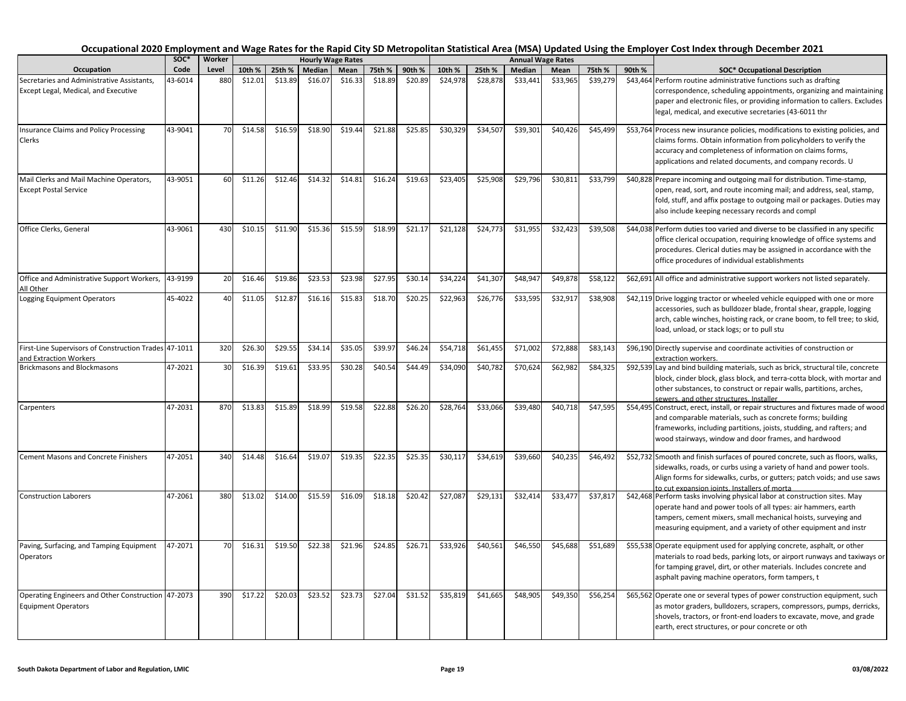# Occupational 2020 Employment and Wage Rates for the Rapid City SD Metropolitan Statistical Area (MSA) Updated Using the Employer Cost Index through December 2021

| Occupation | SOC* Code | Worker Level | Hourly Wage Rates 10th % | 25th % | Median | Mean | 75th % | 90th % | Annual Wage Rates 10th % | 25th % | Median | Mean | 75th % | 90th % | SOC* Occupational Description |
|---|---|---|---|---|---|---|---|---|---|---|---|---|---|---|---|
| Secretaries and Administrative Assistants, Except Legal, Medical, and Executive | 43-6014 | 880 | $12.01 | $13.89 | $16.07 | $16.33 | $18.89 | $20.89 | $24,978 | $28,878 | $33,441 | $33,965 | $39,279 | $43,464 | Perform routine administrative functions such as drafting correspondence, scheduling appointments, organizing and maintaining paper and electronic files, or providing information to callers. Excludes legal, medical, and executive secretaries (43-6011 thr |
| Insurance Claims and Policy Processing Clerks | 43-9041 | 70 | $14.58 | $16.59 | $18.90 | $19.44 | $21.88 | $25.85 | $30,329 | $34,507 | $39,301 | $40,426 | $45,499 | $53,764 | Process new insurance policies, modifications to existing policies, and claims forms. Obtain information from policyholders to verify the accuracy and completeness of information on claims forms, applications and related documents, and company records. U |
| Mail Clerks and Mail Machine Operators, Except Postal Service | 43-9051 | 60 | $11.26 | $12.46 | $14.32 | $14.81 | $16.24 | $19.63 | $23,405 | $25,908 | $29,796 | $30,811 | $33,799 | $40,828 | Prepare incoming and outgoing mail for distribution. Time-stamp, open, read, sort, and route incoming mail; and address, seal, stamp, fold, stuff, and affix postage to outgoing mail or packages. Duties may also include keeping necessary records and compl |
| Office Clerks, General | 43-9061 | 430 | $10.15 | $11.90 | $15.36 | $15.59 | $18.99 | $21.17 | $21,128 | $24,773 | $31,955 | $32,423 | $39,508 | $44,038 | Perform duties too varied and diverse to be classified in any specific office clerical occupation, requiring knowledge of office systems and procedures. Clerical duties may be assigned in accordance with the office procedures of individual establishments |
| Office and Administrative Support Workers, All Other | 43-9199 | 20 | $16.46 | $19.86 | $23.53 | $23.98 | $27.95 | $30.14 | $34,224 | $41,307 | $48,947 | $49,878 | $58,122 | $62,691 | All office and administrative support workers not listed separately. |
| Logging Equipment Operators | 45-4022 | 40 | $11.05 | $12.87 | $16.16 | $15.83 | $18.70 | $20.25 | $22,963 | $26,776 | $33,595 | $32,917 | $38,908 | $42,119 | Drive logging tractor or wheeled vehicle equipped with one or more accessories, such as bulldozer blade, frontal shear, grapple, logging arch, cable winches, hoisting rack, or crane boom, to fell tree; to skid, load, unload, or stack logs; or to pull stu |
| First-Line Supervisors of Construction Trades and Extraction Workers | 47-1011 | 320 | $26.30 | $29.55 | $34.14 | $35.05 | $39.97 | $46.24 | $54,718 | $61,455 | $71,002 | $72,888 | $83,143 | $96,190 | Directly supervise and coordinate activities of construction or extraction workers. |
| Brickmasons and Blockmasons | 47-2021 | 30 | $16.39 | $19.61 | $33.95 | $30.28 | $40.54 | $44.49 | $34,090 | $40,782 | $70,624 | $62,982 | $84,325 | $92,539 | Lay and bind building materials, such as brick, structural tile, concrete block, cinder block, glass block, and terra-cotta block, with mortar and other substances, to construct or repair walls, partitions, arches, sewers, and other structures. Installer |
| Carpenters | 47-2031 | 870 | $13.83 | $15.89 | $18.99 | $19.58 | $22.88 | $26.20 | $28,764 | $33,066 | $39,480 | $40,718 | $47,595 | $54,495 | Construct, erect, install, or repair structures and fixtures made of wood and comparable materials, such as concrete forms; building frameworks, including partitions, joists, studding, and rafters; and wood stairways, window and door frames, and hardwood |
| Cement Masons and Concrete Finishers | 47-2051 | 340 | $14.48 | $16.64 | $19.07 | $19.35 | $22.35 | $25.35 | $30,117 | $34,619 | $39,660 | $40,235 | $46,492 | $52,732 | Smooth and finish surfaces of poured concrete, such as floors, walks, sidewalks, roads, or curbs using a variety of hand and power tools. Align forms for sidewalks, curbs, or gutters; patch voids; and use saws to cut expansion joints. Installers of morta |
| Construction Laborers | 47-2061 | 380 | $13.02 | $14.00 | $15.59 | $16.09 | $18.18 | $20.42 | $27,087 | $29,131 | $32,414 | $33,477 | $37,817 | $42,468 | Perform tasks involving physical labor at construction sites. May operate hand and power tools of all types: air hammers, earth tampers, cement mixers, small mechanical hoists, surveying and measuring equipment, and a variety of other equipment and instr |
| Paving, Surfacing, and Tamping Equipment Operators | 47-2071 | 70 | $16.31 | $19.50 | $22.38 | $21.96 | $24.85 | $26.71 | $33,926 | $40,561 | $46,550 | $45,688 | $51,689 | $55,538 | Operate equipment used for applying concrete, asphalt, or other materials to road beds, parking lots, or airport runways and taxiways or for tamping gravel, dirt, or other materials. Includes concrete and asphalt paving machine operators, form tampers, t |
| Operating Engineers and Other Construction Equipment Operators | 47-2073 | 390 | $17.22 | $20.03 | $23.52 | $23.73 | $27.04 | $31.52 | $35,819 | $41,665 | $48,905 | $49,350 | $56,254 | $65,562 | Operate one or several types of power construction equipment, such as motor graders, bulldozers, scrapers, compressors, pumps, derricks, shovels, tractors, or front-end loaders to excavate, move, and grade earth, erect structures, or pour concrete or oth |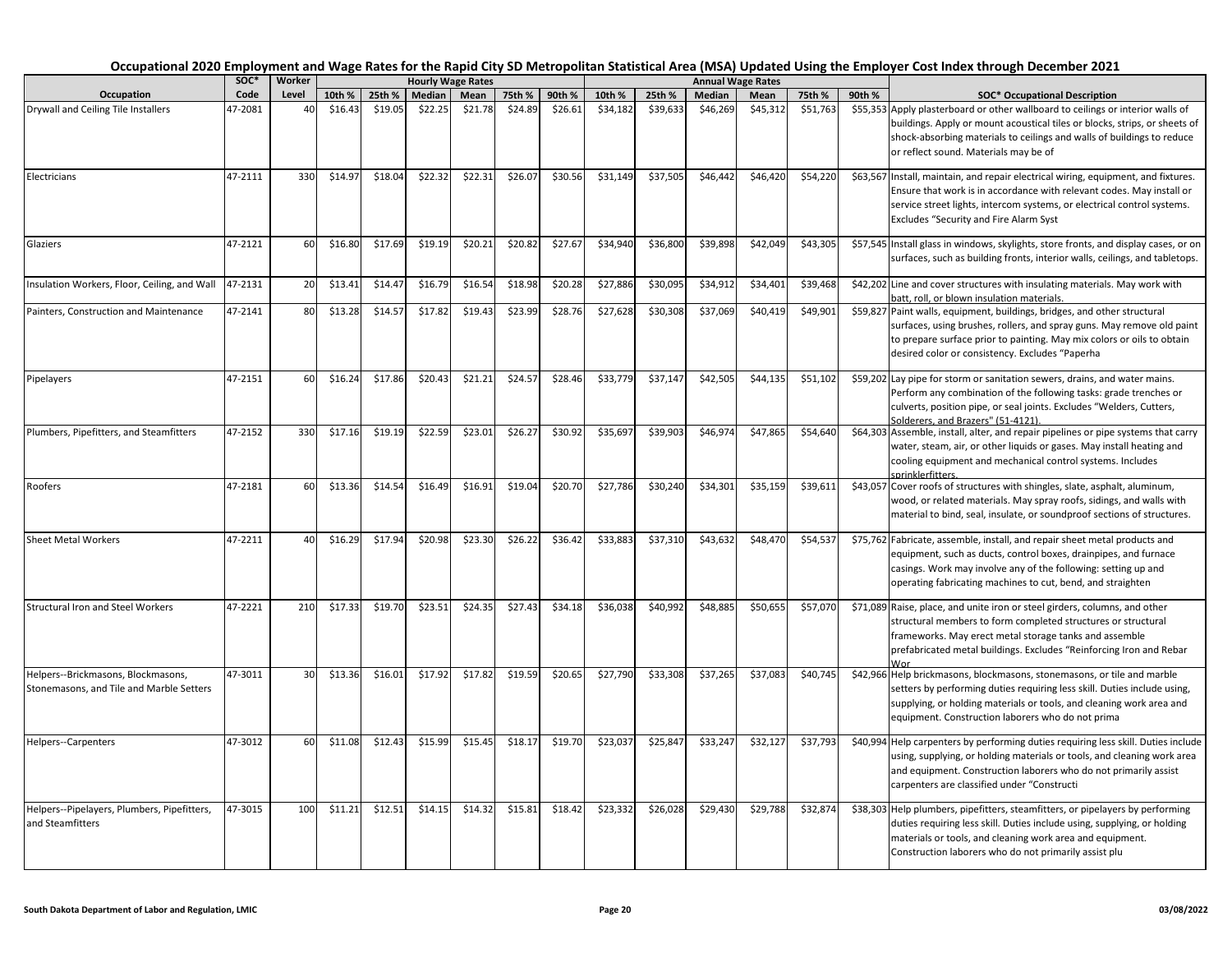# Occupational 2020 Employment and Wage Rates for the Rapid City SD Metropolitan Statistical Area (MSA) Updated Using the Employer Cost Index through December 2021

| Occupation | SOC* Code | Worker Level | Hourly Wage Rates | | | | | | Annual Wage Rates | | | | | | SOC* Occupational Description |
|---|---|---|---|---|---|---|---|---|---|---|---|---|---|---|---|
| | | | 10th % | 25th % | Median | Mean | 75th % | 90th % | 10th % | 25th % | Median | Mean | 75th % | 90th % | |
| Drywall and Ceiling Tile Installers | 47-2081 | 40 | $16.43 | $19.05 | $22.25 | $21.78 | $24.89 | $26.61 | $34,182 | $39,633 | $46,269 | $45,312 | $51,763 | $55,353 | Apply plasterboard or other wallboard to ceilings or interior walls of buildings. Apply or mount acoustical tiles or blocks, strips, or sheets of shock-absorbing materials to ceilings and walls of buildings to reduce or reflect sound. Materials may be of |
| Electricians | 47-2111 | 330 | $14.97 | $18.04 | $22.32 | $22.31 | $26.07 | $30.56 | $31,149 | $37,505 | $46,442 | $46,420 | $54,220 | $63,567 | Install, maintain, and repair electrical wiring, equipment, and fixtures. Ensure that work is in accordance with relevant codes. May install or service street lights, intercom systems, or electrical control systems. Excludes "Security and Fire Alarm Syst |
| Glaziers | 47-2121 | 60 | $16.80 | $17.69 | $19.19 | $20.21 | $20.82 | $27.67 | $34,940 | $36,800 | $39,898 | $42,049 | $43,305 | $57,545 | Install glass in windows, skylights, store fronts, and display cases, or on surfaces, such as building fronts, interior walls, ceilings, and tabletops. |
| Insulation Workers, Floor, Ceiling, and Wall | 47-2131 | 20 | $13.41 | $14.47 | $16.79 | $16.54 | $18.98 | $20.28 | $27,886 | $30,095 | $34,912 | $34,401 | $39,468 | $42,202 | Line and cover structures with insulating materials. May work with batt, roll, or blown insulation materials. |
| Painters, Construction and Maintenance | 47-2141 | 80 | $13.28 | $14.57 | $17.82 | $19.43 | $23.99 | $28.76 | $27,628 | $30,308 | $37,069 | $40,419 | $49,901 | $59,827 | Paint walls, equipment, buildings, bridges, and other structural surfaces, using brushes, rollers, and spray guns. May remove old paint to prepare surface prior to painting. May mix colors or oils to obtain desired color or consistency. Excludes "Paperha |
| Pipelayers | 47-2151 | 60 | $16.24 | $17.86 | $20.43 | $21.21 | $24.57 | $28.46 | $33,779 | $37,147 | $42,505 | $44,135 | $51,102 | $59,202 | Lay pipe for storm or sanitation sewers, drains, and water mains. Perform any combination of the following tasks: grade trenches or culverts, position pipe, or seal joints. Excludes "Welders, Cutters, Solderers, and Brazers" (51-4121). |
| Plumbers, Pipefitters, and Steamfitters | 47-2152 | 330 | $17.16 | $19.19 | $22.59 | $23.01 | $26.27 | $30.92 | $35,697 | $39,903 | $46,974 | $47,865 | $54,640 | $64,303 | Assemble, install, alter, and repair pipelines or pipe systems that carry water, steam, air, or other liquids or gases. May install heating and cooling equipment and mechanical control systems. Includes sprinklerfitters. |
| Roofers | 47-2181 | 60 | $13.36 | $14.54 | $16.49 | $16.91 | $19.04 | $20.70 | $27,786 | $30,240 | $34,301 | $35,159 | $39,611 | $43,057 | Cover roofs of structures with shingles, slate, asphalt, aluminum, wood, or related materials. May spray roofs, sidings, and walls with material to bind, seal, insulate, or soundproof sections of structures. |
| Sheet Metal Workers | 47-2211 | 40 | $16.29 | $17.94 | $20.98 | $23.30 | $26.22 | $36.42 | $33,883 | $37,310 | $43,632 | $48,470 | $54,537 | $75,762 | Fabricate, assemble, install, and repair sheet metal products and equipment, such as ducts, control boxes, drainpipes, and furnace casings. Work may involve any of the following: setting up and operating fabricating machines to cut, bend, and straighten |
| Structural Iron and Steel Workers | 47-2221 | 210 | $17.33 | $19.70 | $23.51 | $24.35 | $27.43 | $34.18 | $36,038 | $40,992 | $48,885 | $50,655 | $57,070 | $71,089 | Raise, place, and unite iron or steel girders, columns, and other structural members to form completed structures or structural frameworks. May erect metal storage tanks and assemble prefabricated metal buildings. Excludes "Reinforcing Iron and Rebar Wor |
| Helpers--Brickmasons, Blockmasons, Stonemasons, and Tile and Marble Setters | 47-3011 | 30 | $13.36 | $16.01 | $17.92 | $17.82 | $19.59 | $20.65 | $27,790 | $33,308 | $37,265 | $37,083 | $40,745 | $42,966 | Help brickmasons, blockmasons, stonemasons, or tile and marble setters by performing duties requiring less skill. Duties include using, supplying, or holding materials or tools, and cleaning work area and equipment. Construction laborers who do not prima |
| Helpers--Carpenters | 47-3012 | 60 | $11.08 | $12.43 | $15.99 | $15.45 | $18.17 | $19.70 | $23,037 | $25,847 | $33,247 | $32,127 | $37,793 | $40,994 | Help carpenters by performing duties requiring less skill. Duties include using, supplying, or holding materials or tools, and cleaning work area and equipment. Construction laborers who do not primarily assist carpenters are classified under "Constructi |
| Helpers--Pipelayers, Plumbers, Pipefitters, and Steamfitters | 47-3015 | 100 | $11.21 | $12.51 | $14.15 | $14.32 | $15.81 | $18.42 | $23,332 | $26,028 | $29,430 | $29,788 | $32,874 | $38,303 | Help plumbers, pipefitters, steamfitters, or pipelayers by performing duties requiring less skill. Duties include using, supplying, or holding materials or tools, and cleaning work area and equipment. Construction laborers who do not primarily assist plu |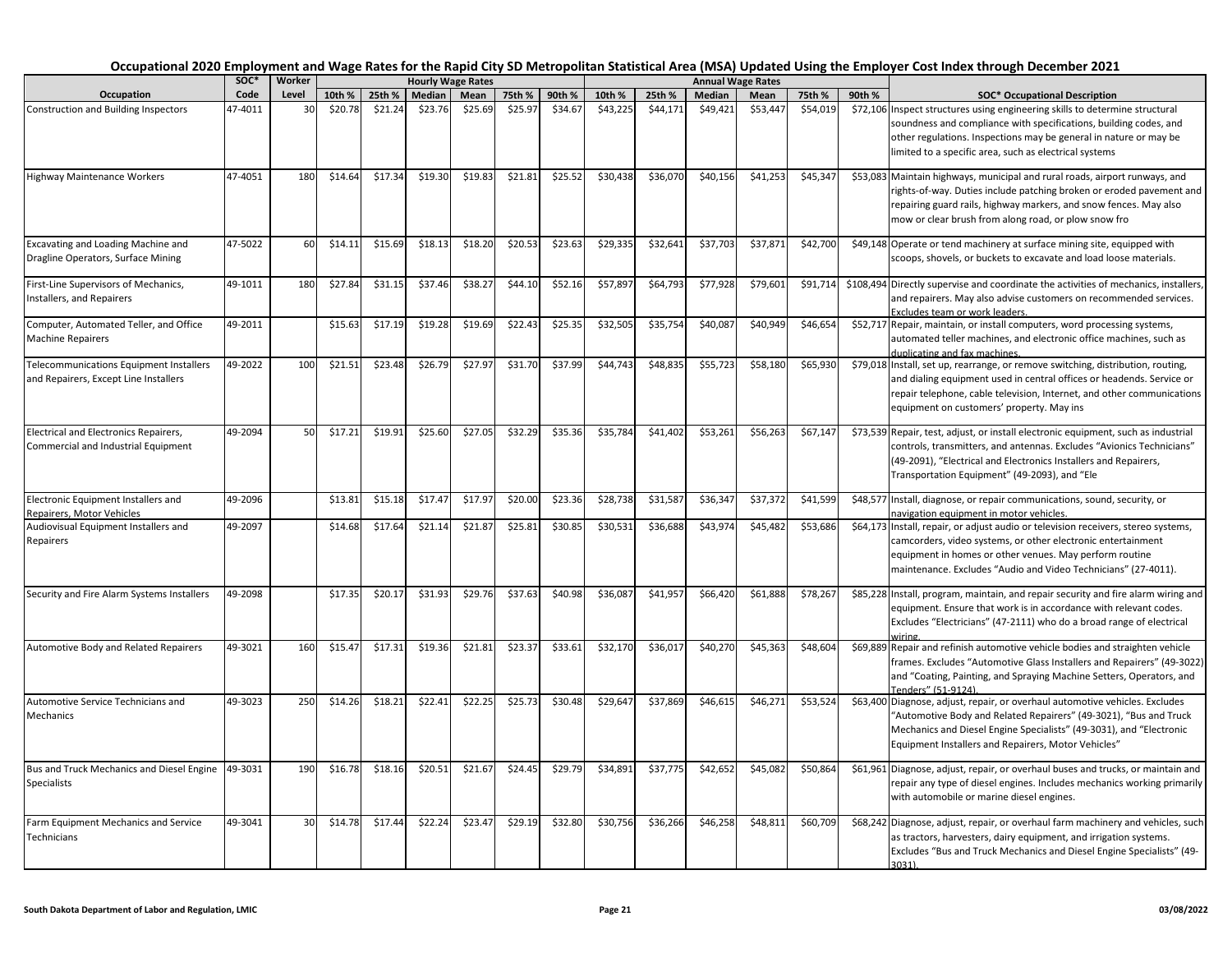# Occupational 2020 Employment and Wage Rates for the Rapid City SD Metropolitan Statistical Area (MSA) Updated Using the Employer Cost Index through December 2021

| Occupation | SOC* Code | Worker Level | Hourly Wage Rates 10th % | 25th % | Median | Mean | 75th % | 90th % | Annual Wage Rates 10th % | 25th % | Median | Mean | 75th % | 90th % | SOC* Occupational Description |
|---|---|---|---|---|---|---|---|---|---|---|---|---|---|---|---|
| Construction and Building Inspectors | 47-4011 | 30 | $20.78 | $21.24 | $23.76 | $25.69 | $25.97 | $34.67 | $43,225 | $44,171 | $49,421 | $53,447 | $54,019 | $72,106 | Inspect structures using engineering skills to determine structural soundness and compliance with specifications, building codes, and other regulations. Inspections may be general in nature or may be limited to a specific area, such as electrical systems |
| Highway Maintenance Workers | 47-4051 | 180 | $14.64 | $17.34 | $19.30 | $19.83 | $21.81 | $25.52 | $30,438 | $36,070 | $40,156 | $41,253 | $45,347 | $53,083 | Maintain highways, municipal and rural roads, airport runways, and rights-of-way. Duties include patching broken or eroded pavement and repairing guard rails, highway markers, and snow fences. May also mow or clear brush from along road, or plow snow fro |
| Excavating and Loading Machine and Dragline Operators, Surface Mining | 47-5022 | 60 | $14.11 | $15.69 | $18.13 | $18.20 | $20.53 | $23.63 | $29,335 | $32,641 | $37,703 | $37,871 | $42,700 | $49,148 | Operate or tend machinery at surface mining site, equipped with scoops, shovels, or buckets to excavate and load loose materials. |
| First-Line Supervisors of Mechanics, Installers, and Repairers | 49-1011 | 180 | $27.84 | $31.15 | $37.46 | $38.27 | $44.10 | $52.16 | $57,897 | $64,793 | $77,928 | $79,601 | $91,714 | $108,494 | Directly supervise and coordinate the activities of mechanics, installers, and repairers. May also advise customers on recommended services. Excludes team or work leaders. |
| Computer, Automated Teller, and Office Machine Repairers | 49-2011 | | $15.63 | $17.19 | $19.28 | $19.69 | $22.43 | $25.35 | $32,505 | $35,754 | $40,087 | $40,949 | $46,654 | $52,717 | Repair, maintain, or install computers, word processing systems, automated teller machines, and electronic office machines, such as duplicating and fax machines. |
| Telecommunications Equipment Installers and Repairers, Except Line Installers | 49-2022 | 100 | $21.51 | $23.48 | $26.79 | $27.97 | $31.70 | $37.99 | $44,743 | $48,835 | $55,723 | $58,180 | $65,930 | $79,018 | Install, set up, rearrange, or remove switching, distribution, routing, and dialing equipment used in central offices or headends. Service or repair telephone, cable television, Internet, and other communications equipment on customers' property. May ins |
| Electrical and Electronics Repairers, Commercial and Industrial Equipment | 49-2094 | 50 | $17.21 | $19.91 | $25.60 | $27.05 | $32.29 | $35.36 | $35,784 | $41,402 | $53,261 | $56,263 | $67,147 | $73,539 | Repair, test, adjust, or install electronic equipment, such as industrial controls, transmitters, and antennas. Excludes "Avionics Technicians" (49-2091), "Electrical and Electronics Installers and Repairers, Transportation Equipment" (49-2093), and "Ele |
| Electronic Equipment Installers and Repairers, Motor Vehicles | 49-2096 | | $13.81 | $15.18 | $17.47 | $17.97 | $20.00 | $23.36 | $28,738 | $31,587 | $36,347 | $37,372 | $41,599 | $48,577 | Install, diagnose, or repair communications, sound, security, or navigation equipment in motor vehicles. |
| Audiovisual Equipment Installers and Repairers | 49-2097 | | $14.68 | $17.64 | $21.14 | $21.87 | $25.81 | $30.85 | $30,531 | $36,688 | $43,974 | $45,482 | $53,686 | $64,173 | Install, repair, or adjust audio or television receivers, stereo systems, camcorders, video systems, or other electronic entertainment equipment in homes or other venues. May perform routine maintenance. Excludes "Audio and Video Technicians" (27-4011). |
| Security and Fire Alarm Systems Installers | 49-2098 | | $17.35 | $20.17 | $31.93 | $29.76 | $37.63 | $40.98 | $36,087 | $41,957 | $66,420 | $61,888 | $78,267 | $85,228 | Install, program, maintain, and repair security and fire alarm wiring and equipment. Ensure that work is in accordance with relevant codes. Excludes "Electricians" (47-2111) who do a broad range of electrical wiring. |
| Automotive Body and Related Repairers | 49-3021 | 160 | $15.47 | $17.31 | $19.36 | $21.81 | $23.37 | $33.61 | $32,170 | $36,017 | $40,270 | $45,363 | $48,604 | $69,889 | Repair and refinish automotive vehicle bodies and straighten vehicle frames. Excludes "Automotive Glass Installers and Repairers" (49-3022) and "Coating, Painting, and Spraying Machine Setters, Operators, and Tenders" (51-9124). |
| Automotive Service Technicians and Mechanics | 49-3023 | 250 | $14.26 | $18.21 | $22.41 | $22.25 | $25.73 | $30.48 | $29,647 | $37,869 | $46,615 | $46,271 | $53,524 | $63,400 | Diagnose, adjust, repair, or overhaul automotive vehicles. Excludes "Automotive Body and Related Repairers" (49-3021), "Bus and Truck Mechanics and Diesel Engine Specialists" (49-3031), and "Electronic Equipment Installers and Repairers, Motor Vehicles" |
| Bus and Truck Mechanics and Diesel Engine Specialists | 49-3031 | 190 | $16.78 | $18.16 | $20.51 | $21.67 | $24.45 | $29.79 | $34,891 | $37,775 | $42,652 | $45,082 | $50,864 | $61,961 | Diagnose, adjust, repair, or overhaul buses and trucks, or maintain and repair any type of diesel engines. Includes mechanics working primarily with automobile or marine diesel engines. |
| Farm Equipment Mechanics and Service Technicians | 49-3041 | 30 | $14.78 | $17.44 | $22.24 | $23.47 | $29.19 | $32.80 | $30,756 | $36,266 | $46,258 | $48,811 | $60,709 | $68,242 | Diagnose, adjust, repair, or overhaul farm machinery and vehicles, such as tractors, harvesters, dairy equipment, and irrigation systems. Excludes "Bus and Truck Mechanics and Diesel Engine Specialists" (49-3031). |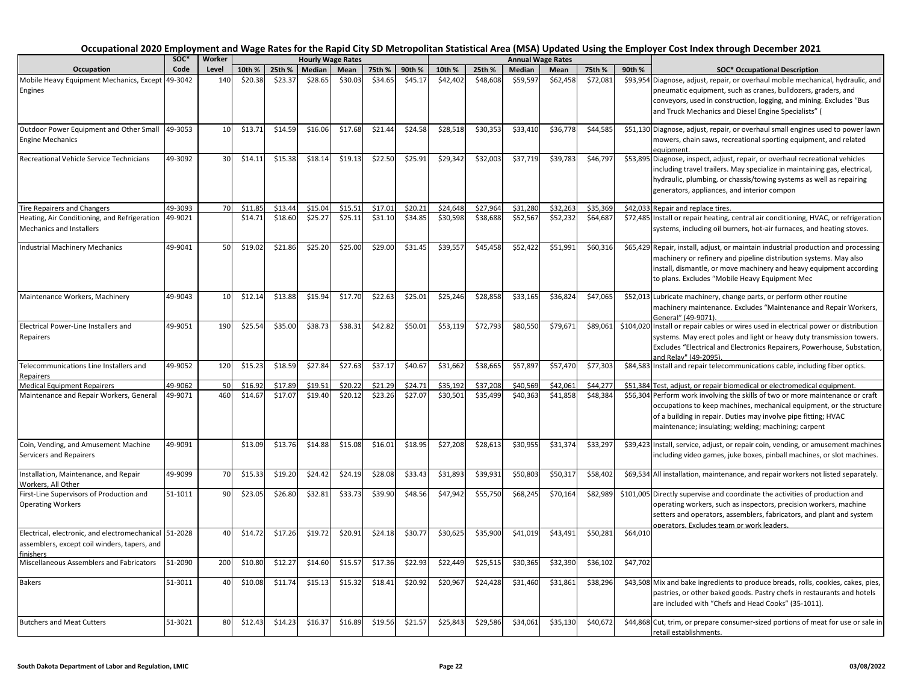# Occupational 2020 Employment and Wage Rates for the Rapid City SD Metropolitan Statistical Area (MSA) Updated Using the Employer Cost Index through December 2021

| Occupation | SOC* Code | Worker Level | Hourly Wage Rates | | | | | | Annual Wage Rates | | | | | | SOC* Occupational Description |
|---|---|---|---|---|---|---|---|---|---|---|---|---|---|---|---|
| | | | 10th % | 25th % | Median | Mean | 75th % | 90th % | 10th % | 25th % | Median | Mean | 75th % | 90th % | |
| Mobile Heavy Equipment Mechanics, Except Engines | 49-3042 | 140 | $20.38 | $23.37 | $28.65 | $30.03 | $34.65 | $45.17 | $42,402 | $48,608 | $59,597 | $62,458 | $72,081 | $93,954 | Diagnose, adjust, repair, or overhaul mobile mechanical, hydraulic, and pneumatic equipment, such as cranes, bulldozers, graders, and conveyors, used in construction, logging, and mining. Excludes "Bus and Truck Mechanics and Diesel Engine Specialists" ( |
| Outdoor Power Equipment and Other Small Engine Mechanics | 49-3053 | 10 | $13.71 | $14.59 | $16.06 | $17.68 | $21.44 | $24.58 | $28,518 | $30,353 | $33,410 | $36,778 | $44,585 | $51,130 | Diagnose, adjust, repair, or overhaul small engines used to power lawn mowers, chain saws, recreational sporting equipment, and related equipment. |
| Recreational Vehicle Service Technicians | 49-3092 | 30 | $14.11 | $15.38 | $18.14 | $19.13 | $22.50 | $25.91 | $29,342 | $32,003 | $37,719 | $39,783 | $46,797 | $53,895 | Diagnose, inspect, adjust, repair, or overhaul recreational vehicles including travel trailers. May specialize in maintaining gas, electrical, hydraulic, plumbing, or chassis/towing systems as well as repairing generators, appliances, and interior compon |
| Tire Repairers and Changers | 49-3093 | 70 | $11.85 | $13.44 | $15.04 | $15.51 | $17.01 | $20.21 | $24,648 | $27,964 | $31,280 | $32,263 | $35,369 | $42,033 | Repair and replace tires. |
| Heating, Air Conditioning, and Refrigeration Mechanics and Installers | 49-9021 | | $14.71 | $18.60 | $25.27 | $25.11 | $31.10 | $34.85 | $30,598 | $38,688 | $52,567 | $52,232 | $64,687 | $72,485 | Install or repair heating, central air conditioning, HVAC, or refrigeration systems, including oil burners, hot-air furnaces, and heating stoves. |
| Industrial Machinery Mechanics | 49-9041 | 50 | $19.02 | $21.86 | $25.20 | $25.00 | $29.00 | $31.45 | $39,557 | $45,458 | $52,422 | $51,991 | $60,316 | $65,429 | Repair, install, adjust, or maintain industrial production and processing machinery or refinery and pipeline distribution systems. May also install, dismantle, or move machinery and heavy equipment according to plans. Excludes "Mobile Heavy Equipment Mec |
| Maintenance Workers, Machinery | 49-9043 | 10 | $12.14 | $13.88 | $15.94 | $17.70 | $22.63 | $25.01 | $25,246 | $28,858 | $33,165 | $36,824 | $47,065 | $52,013 | Lubricate machinery, change parts, or perform other routine machinery maintenance. Excludes "Maintenance and Repair Workers, General" (49-9071). |
| Electrical Power-Line Installers and Repairers | 49-9051 | 190 | $25.54 | $35.00 | $38.73 | $38.31 | $42.82 | $50.01 | $53,119 | $72,793 | $80,550 | $79,671 | $89,061 | $104,020 | Install or repair cables or wires used in electrical power or distribution systems. May erect poles and light or heavy duty transmission towers. Excludes "Electrical and Electronics Repairers, Powerhouse, Substation, and Relay" (49-2095). |
| Telecommunications Line Installers and Repairers | 49-9052 | 120 | $15.23 | $18.59 | $27.84 | $27.63 | $37.17 | $40.67 | $31,662 | $38,665 | $57,897 | $57,470 | $77,303 | $84,583 | Install and repair telecommunications cable, including fiber optics. |
| Medical Equipment Repairers | 49-9062 | 50 | $16.92 | $17.89 | $19.51 | $20.22 | $21.29 | $24.71 | $35,192 | $37,208 | $40,569 | $42,061 | $44,277 | $51,384 | Test, adjust, or repair biomedical or electromedical equipment. |
| Maintenance and Repair Workers, General | 49-9071 | 460 | $14.67 | $17.07 | $19.40 | $20.12 | $23.26 | $27.07 | $30,501 | $35,499 | $40,363 | $41,858 | $48,384 | $56,304 | Perform work involving the skills of two or more maintenance or craft occupations to keep machines, mechanical equipment, or the structure of a building in repair. Duties may involve pipe fitting; HVAC maintenance; insulating; welding; machining; carpent |
| Coin, Vending, and Amusement Machine Servicers and Repairers | 49-9091 | | $13.09 | $13.76 | $14.88 | $15.08 | $16.01 | $18.95 | $27,208 | $28,613 | $30,955 | $31,374 | $33,297 | $39,423 | Install, service, adjust, or repair coin, vending, or amusement machines including video games, juke boxes, pinball machines, or slot machines. |
| Installation, Maintenance, and Repair Workers, All Other | 49-9099 | 70 | $15.33 | $19.20 | $24.42 | $24.19 | $28.08 | $33.43 | $31,893 | $39,931 | $50,803 | $50,317 | $58,402 | $69,534 | All installation, maintenance, and repair workers not listed separately. |
| First-Line Supervisors of Production and Operating Workers | 51-1011 | 90 | $23.05 | $26.80 | $32.81 | $33.73 | $39.90 | $48.56 | $47,942 | $55,750 | $68,245 | $70,164 | $82,989 | $101,005 | Directly supervise and coordinate the activities of production and operating workers, such as inspectors, precision workers, machine setters and operators, assemblers, fabricators, and plant and system operators. Excludes team or work leaders. |
| Electrical, electronic, and electromechanical assemblers, except coil winders, tapers, and finishers | 51-2028 | 40 | $14.72 | $17.26 | $19.72 | $20.91 | $24.18 | $30.77 | $30,625 | $35,900 | $41,019 | $43,491 | $50,281 | $64,010 | |
| Miscellaneous Assemblers and Fabricators | 51-2090 | 200 | $10.80 | $12.27 | $14.60 | $15.57 | $17.36 | $22.93 | $22,449 | $25,515 | $30,365 | $32,390 | $36,102 | $47,702 | |
| Bakers | 51-3011 | 40 | $10.08 | $11.74 | $15.13 | $15.32 | $18.41 | $20.92 | $20,967 | $24,428 | $31,460 | $31,861 | $38,296 | $43,508 | Mix and bake ingredients to produce breads, rolls, cookies, cakes, pies, pastries, or other baked goods. Pastry chefs in restaurants and hotels are included with "Chefs and Head Cooks" (35-1011). |
| Butchers and Meat Cutters | 51-3021 | 80 | $12.43 | $14.23 | $16.37 | $16.89 | $19.56 | $21.57 | $25,843 | $29,586 | $34,061 | $35,130 | $40,672 | $44,868 | Cut, trim, or prepare consumer-sized portions of meat for use or sale in retail establishments. |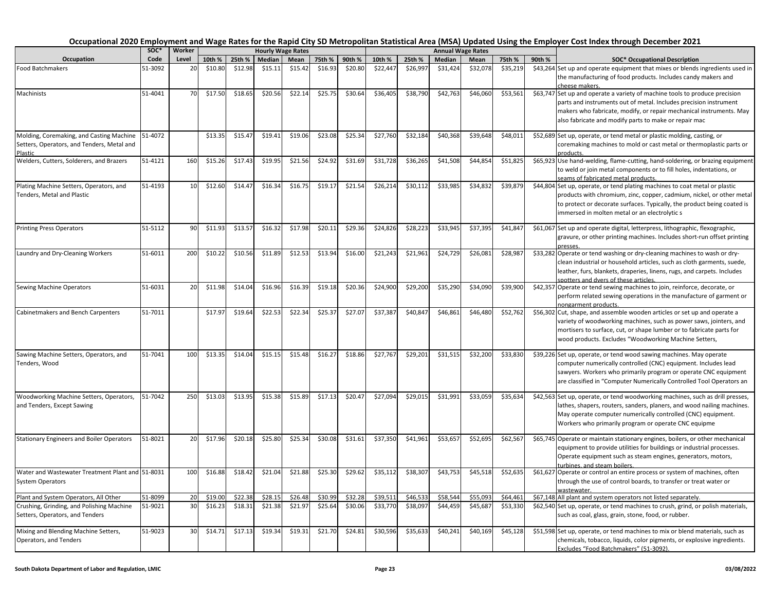# Occupational 2020 Employment and Wage Rates for the Rapid City SD Metropolitan Statistical Area (MSA) Updated Using the Employer Cost Index through December 2021

| Occupation | SOC* Code | Worker Level | Hourly Wage Rates | | | | | | Annual Wage Rates | | | | | | SOC* Occupational Description |
|---|---|---|---|---|---|---|---|---|---|---|---|---|---|---|---|
| | | | 10th % | 25th % | Median | Mean | 75th % | 90th % | 10th % | 25th % | Median | Mean | 75th % | 90th % | |
| Food Batchmakers | 51-3092 | 20 | $10.80 | $12.98 | $15.11 | $15.42 | $16.93 | $20.80 | $22,447 | $26,997 | $31,424 | $32,078 | $35,219 | $43,264 | Set up and operate equipment that mixes or blends ingredients used in the manufacturing of food products. Includes candy makers and cheese makers. |
| Machinists | 51-4041 | 70 | $17.50 | $18.65 | $20.56 | $22.14 | $25.75 | $30.64 | $36,405 | $38,790 | $42,763 | $46,060 | $53,561 | $63,747 | Set up and operate a variety of machine tools to produce precision parts and instruments out of metal. Includes precision instrument makers who fabricate, modify, or repair mechanical instruments. May also fabricate and modify parts to make or repair mac |
| Molding, Coremaking, and Casting Machine Setters, Operators, and Tenders, Metal and Plastic | 51-4072 | | $13.35 | $15.47 | $19.41 | $19.06 | $23.08 | $25.34 | $27,760 | $32,184 | $40,368 | $39,648 | $48,011 | $52,689 | Set up, operate, or tend metal or plastic molding, casting, or coremaking machines to mold or cast metal or thermoplastic parts or products. |
| Welders, Cutters, Solderers, and Brazers | 51-4121 | 160 | $15.26 | $17.43 | $19.95 | $21.56 | $24.92 | $31.69 | $31,728 | $36,265 | $41,508 | $44,854 | $51,825 | $65,923 | Use hand-welding, flame-cutting, hand-soldering, or brazing equipment to weld or join metal components or to fill holes, indentations, or seams of fabricated metal products. |
| Plating Machine Setters, Operators, and Tenders, Metal and Plastic | 51-4193 | 10 | $12.60 | $14.47 | $16.34 | $16.75 | $19.17 | $21.54 | $26,214 | $30,112 | $33,985 | $34,832 | $39,879 | $44,804 | Set up, operate, or tend plating machines to coat metal or plastic products with chromium, zinc, copper, cadmium, nickel, or other metal to protect or decorate surfaces. Typically, the product being coated is immersed in molten metal or an electrolytic s |
| Printing Press Operators | 51-5112 | 90 | $11.93 | $13.57 | $16.32 | $17.98 | $20.11 | $29.36 | $24,826 | $28,223 | $33,945 | $37,395 | $41,847 | $61,067 | Set up and operate digital, letterpress, lithographic, flexographic, gravure, or other printing machines. Includes short-run offset printing presses. |
| Laundry and Dry-Cleaning Workers | 51-6011 | 200 | $10.22 | $10.56 | $11.89 | $12.53 | $13.94 | $16.00 | $21,243 | $21,961 | $24,729 | $26,081 | $28,987 | $33,282 | Operate or tend washing or dry-cleaning machines to wash or dry-clean industrial or household articles, such as cloth garments, suede, leather, furs, blankets, draperies, linens, rugs, and carpets. Includes spotters and dyers of these articles. |
| Sewing Machine Operators | 51-6031 | 20 | $11.98 | $14.04 | $16.96 | $16.39 | $19.18 | $20.36 | $24,900 | $29,200 | $35,290 | $34,090 | $39,900 | $42,357 | Operate or tend sewing machines to join, reinforce, decorate, or perform related sewing operations in the manufacture of garment or nongarment products. |
| Cabinetmakers and Bench Carpenters | 51-7011 | | $17.97 | $19.64 | $22.53 | $22.34 | $25.37 | $27.07 | $37,387 | $40,847 | $46,861 | $46,480 | $52,762 | $56,302 | Cut, shape, and assemble wooden articles or set up and operate a variety of woodworking machines, such as power saws, jointers, and mortisers to surface, cut, or shape lumber or to fabricate parts for wood products. Excludes "Woodworking Machine Setters, |
| Sawing Machine Setters, Operators, and Tenders, Wood | 51-7041 | 100 | $13.35 | $14.04 | $15.15 | $15.48 | $16.27 | $18.86 | $27,767 | $29,201 | $31,515 | $32,200 | $33,830 | $39,226 | Set up, operate, or tend wood sawing machines. May operate computer numerically controlled (CNC) equipment. Includes lead sawyers. Workers who primarily program or operate CNC equipment are classified in "Computer Numerically Controlled Tool Operators an |
| Woodworking Machine Setters, Operators, and Tenders, Except Sawing | 51-7042 | 250 | $13.03 | $13.95 | $15.38 | $15.89 | $17.13 | $20.47 | $27,094 | $29,015 | $31,991 | $33,059 | $35,634 | $42,563 | Set up, operate, or tend woodworking machines, such as drill presses, lathes, shapers, routers, sanders, planers, and wood nailing machines. May operate computer numerically controlled (CNC) equipment. Workers who primarily program or operate CNC equipme |
| Stationary Engineers and Boiler Operators | 51-8021 | 20 | $17.96 | $20.18 | $25.80 | $25.34 | $30.08 | $31.61 | $37,350 | $41,961 | $53,657 | $52,695 | $62,567 | $65,745 | Operate or maintain stationary engines, boilers, or other mechanical equipment to provide utilities for buildings or industrial processes. Operate equipment such as steam engines, generators, motors, turbines, and steam boilers. |
| Water and Wastewater Treatment Plant and System Operators | 51-8031 | 100 | $16.88 | $18.42 | $21.04 | $21.88 | $25.30 | $29.62 | $35,112 | $38,307 | $43,753 | $45,518 | $52,635 | $61,627 | Operate or control an entire process or system of machines, often through the use of control boards, to transfer or treat water or wastewater. |
| Plant and System Operators, All Other | 51-8099 | 20 | $19.00 | $22.38 | $28.15 | $26.48 | $30.99 | $32.28 | $39,511 | $46,533 | $58,544 | $55,093 | $64,461 | $67,148 | All plant and system operators not listed separately. |
| Crushing, Grinding, and Polishing Machine Setters, Operators, and Tenders | 51-9021 | 30 | $16.23 | $18.31 | $21.38 | $21.97 | $25.64 | $30.06 | $33,770 | $38,097 | $44,459 | $45,687 | $53,330 | $62,540 | Set up, operate, or tend machines to crush, grind, or polish materials, such as coal, glass, grain, stone, food, or rubber. |
| Mixing and Blending Machine Setters, Operators, and Tenders | 51-9023 | 30 | $14.71 | $17.13 | $19.34 | $19.31 | $21.70 | $24.81 | $30,596 | $35,633 | $40,241 | $40,169 | $45,128 | $51,598 | Set up, operate, or tend machines to mix or blend materials, such as chemicals, tobacco, liquids, color pigments, or explosive ingredients. Excludes "Food Batchmakers" (51-3092). |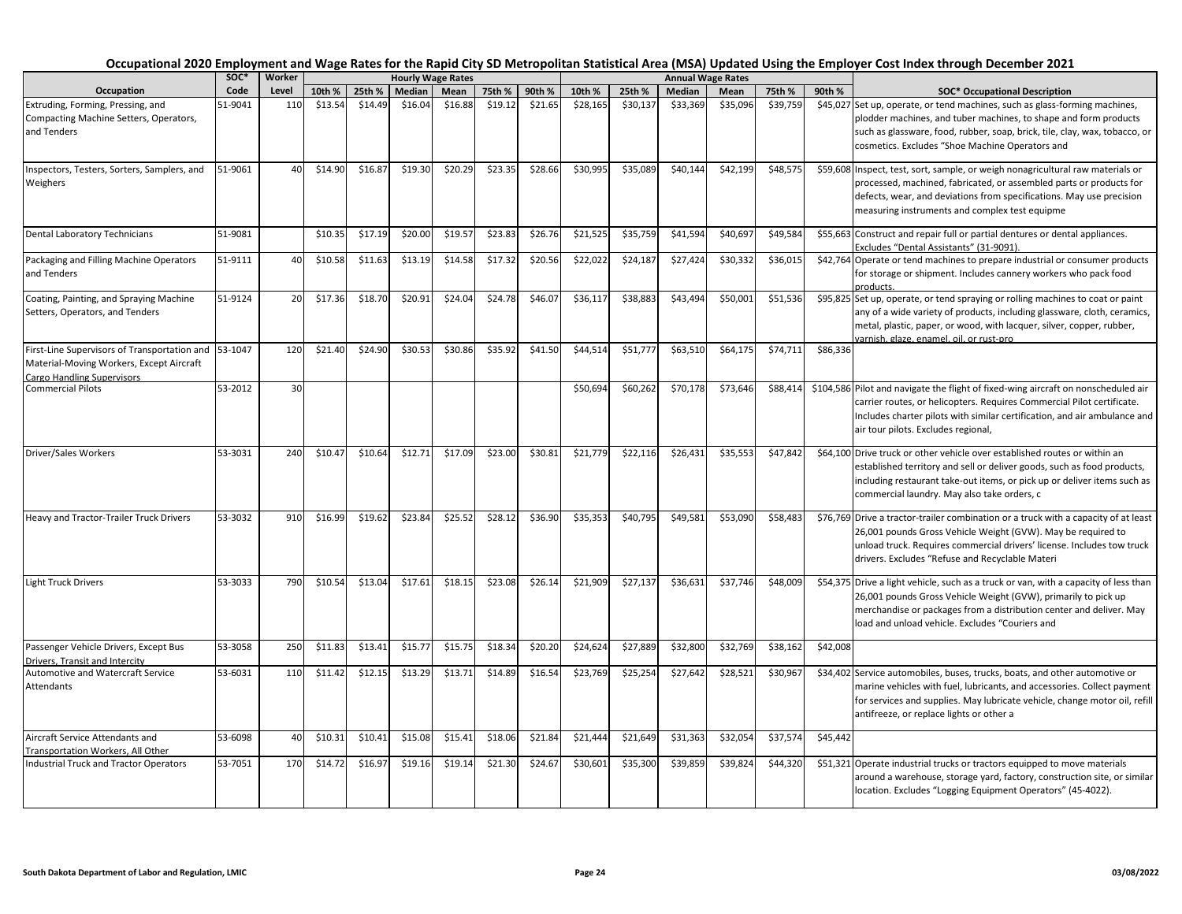# Occupational 2020 Employment and Wage Rates for the Rapid City SD Metropolitan Statistical Area (MSA) Updated Using the Employer Cost Index through December 2021

| Occupation | SOC* Code | Worker Level | Hourly Wage Rates 10th % | 25th % | Median | Mean | 75th % | 90th % | Annual Wage Rates 10th % | 25th % | Median | Mean | 75th % | 90th % | SOC* Occupational Description |
|---|---|---|---|---|---|---|---|---|---|---|---|---|---|---|---|
| Extruding, Forming, Pressing, and Compacting Machine Setters, Operators, and Tenders | 51-9041 | 110 | $13.54 | $14.49 | $16.04 | $16.88 | $19.12 | $21.65 | $28,165 | $30,137 | $33,369 | $35,096 | $39,759 | $45,027 | Set up, operate, or tend machines, such as glass-forming machines, plodder machines, and tuber machines, to shape and form products such as glassware, food, rubber, soap, brick, tile, clay, wax, tobacco, or cosmetics. Excludes "Shoe Machine Operators and |
| Inspectors, Testers, Sorters, Samplers, and Weighers | 51-9061 | 40 | $14.90 | $16.87 | $19.30 | $20.29 | $23.35 | $28.66 | $30,995 | $35,089 | $40,144 | $42,199 | $48,575 | $59,608 | Inspect, test, sort, sample, or weigh nonagricultural raw materials or processed, machined, fabricated, or assembled parts or products for defects, wear, and deviations from specifications. May use precision measuring instruments and complex test equipme |
| Dental Laboratory Technicians | 51-9081 | | $10.35 | $17.19 | $20.00 | $19.57 | $23.83 | $26.76 | $21,525 | $35,759 | $41,594 | $40,697 | $49,584 | $55,663 | Construct and repair full or partial dentures or dental appliances. Excludes "Dental Assistants" (31-9091). |
| Packaging and Filling Machine Operators and Tenders | 51-9111 | 40 | $10.58 | $11.63 | $13.19 | $14.58 | $17.32 | $20.56 | $22,022 | $24,187 | $27,424 | $30,332 | $36,015 | $42,764 | Operate or tend machines to prepare industrial or consumer products for storage or shipment. Includes cannery workers who pack food products. |
| Coating, Painting, and Spraying Machine Setters, Operators, and Tenders | 51-9124 | 20 | $17.36 | $18.70 | $20.91 | $24.04 | $24.78 | $46.07 | $36,117 | $38,883 | $43,494 | $50,001 | $51,536 | $95,825 | Set up, operate, or tend spraying or rolling machines to coat or paint any of a wide variety of products, including glassware, cloth, ceramics, metal, plastic, paper, or wood, with lacquer, silver, copper, rubber, varnish, glaze, enamel, oil, or rust-pro |
| First-Line Supervisors of Transportation and Material-Moving Workers, Except Aircraft Cargo Handling Supervisors | 53-1047 | 120 | $21.40 | $24.90 | $30.53 | $30.86 | $35.92 | $41.50 | $44,514 | $51,777 | $63,510 | $64,175 | $74,711 | $86,336 | |
| Commercial Pilots | 53-2012 | 30 | | | | | | | $50,694 | $60,262 | $70,178 | $73,646 | $88,414 | $104,586 | Pilot and navigate the flight of fixed-wing aircraft on nonscheduled air carrier routes, or helicopters. Requires Commercial Pilot certificate. Includes charter pilots with similar certification, and air ambulance and air tour pilots. Excludes regional, |
| Driver/Sales Workers | 53-3031 | 240 | $10.47 | $10.64 | $12.71 | $17.09 | $23.00 | $30.81 | $21,779 | $22,116 | $26,431 | $35,553 | $47,842 | $64,100 | Drive truck or other vehicle over established routes or within an established territory and sell or deliver goods, such as food products, including restaurant take-out items, or pick up or deliver items such as commercial laundry. May also take orders, c |
| Heavy and Tractor-Trailer Truck Drivers | 53-3032 | 910 | $16.99 | $19.62 | $23.84 | $25.52 | $28.12 | $36.90 | $35,353 | $40,795 | $49,581 | $53,090 | $58,483 | $76,769 | Drive a tractor-trailer combination or a truck with a capacity of at least 26,001 pounds Gross Vehicle Weight (GVW). May be required to unload truck. Requires commercial drivers' license. Includes tow truck drivers. Excludes "Refuse and Recyclable Materi |
| Light Truck Drivers | 53-3033 | 790 | $10.54 | $13.04 | $17.61 | $18.15 | $23.08 | $26.14 | $21,909 | $27,137 | $36,631 | $37,746 | $48,009 | $54,375 | Drive a light vehicle, such as a truck or van, with a capacity of less than 26,001 pounds Gross Vehicle Weight (GVW), primarily to pick up merchandise or packages from a distribution center and deliver. May load and unload vehicle. Excludes "Couriers and |
| Passenger Vehicle Drivers, Except Bus Drivers, Transit and Intercity | 53-3058 | 250 | $11.83 | $13.41 | $15.77 | $15.75 | $18.34 | $20.20 | $24,624 | $27,889 | $32,800 | $32,769 | $38,162 | $42,008 | |
| Automotive and Watercraft Service Attendants | 53-6031 | 110 | $11.42 | $12.15 | $13.29 | $13.71 | $14.89 | $16.54 | $23,769 | $25,254 | $27,642 | $28,521 | $30,967 | $34,402 | Service automobiles, buses, trucks, boats, and other automotive or marine vehicles with fuel, lubricants, and accessories. Collect payment for services and supplies. May lubricate vehicle, change motor oil, refill antifreeze, or replace lights or other a |
| Aircraft Service Attendants and Transportation Workers, All Other | 53-6098 | 40 | $10.31 | $10.41 | $15.08 | $15.41 | $18.06 | $21.84 | $21,444 | $21,649 | $31,363 | $32,054 | $37,574 | $45,442 | |
| Industrial Truck and Tractor Operators | 53-7051 | 170 | $14.72 | $16.97 | $19.16 | $19.14 | $21.30 | $24.67 | $30,601 | $35,300 | $39,859 | $39,824 | $44,320 | $51,321 | Operate industrial trucks or tractors equipped to move materials around a warehouse, storage yard, factory, construction site, or similar location. Excludes "Logging Equipment Operators" (45-4022). |

South Dakota Department of Labor and Regulation, LMIC | 03/08/2022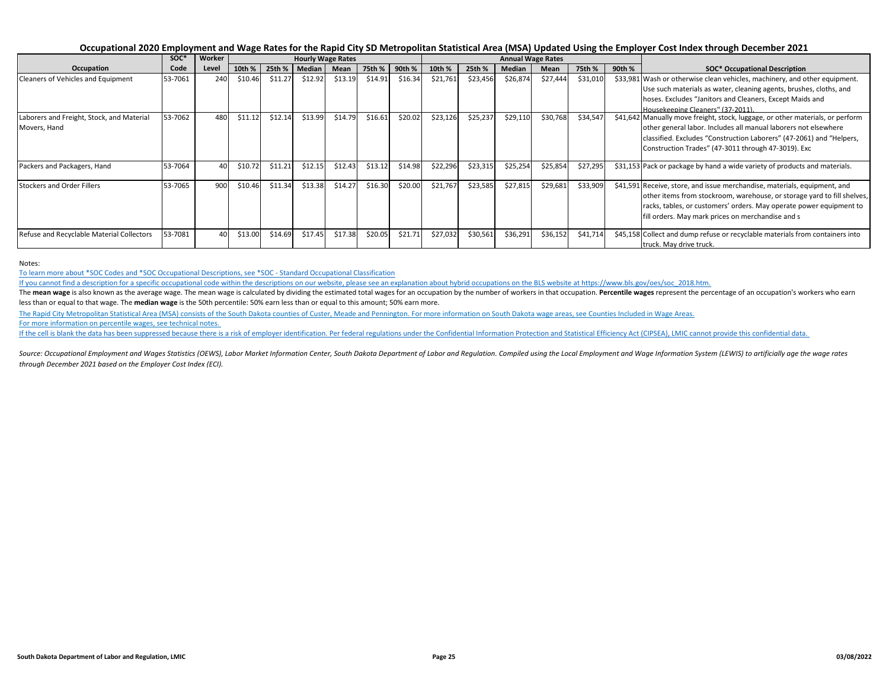# Occupational 2020 Employment and Wage Rates for the Rapid City SD Metropolitan Statistical Area (MSA) Updated Using the Employer Cost Index through December 2021

| | SOC* | Worker | Hourly Wage Rates | | | | | | Annual Wage Rates | | | | | | |
|---|---|---|---|---|---|---|---|---|---|---|---|---|---|---|---|
| Occupation | Code | Level | 10th % | 25th % | Median | Mean | 75th % | 90th % | 10th % | 25th % | Median | Mean | 75th % | 90th % | SOC* Occupational Description |
| Cleaners of Vehicles and Equipment | 53-7061 | 240 | $10.46 | $11.27 | $12.92 | $13.19 | $14.91 | $16.34 | $21,761 | $23,456 | $26,874 | $27,444 | $31,010 | $33,981 | Wash or otherwise clean vehicles, machinery, and other equipment. Use such materials as water, cleaning agents, brushes, cloths, and hoses. Excludes "Janitors and Cleaners, Except Maids and Housekeeping Cleaners" (37-2011). |
| Laborers and Freight, Stock, and Material Movers, Hand | 53-7062 | 480 | $11.12 | $12.14 | $13.99 | $14.79 | $16.61 | $20.02 | $23,126 | $25,237 | $29,110 | $30,768 | $34,547 | $41,642 | Manually move freight, stock, luggage, or other materials, or perform other general labor. Includes all manual laborers not elsewhere classified. Excludes "Construction Laborers" (47-2061) and "Helpers, Construction Trades" (47-3011 through 47-3019). Exc |
| Packers and Packagers, Hand | 53-7064 | 40 | $10.72 | $11.21 | $12.15 | $12.43 | $13.12 | $14.98 | $22,296 | $23,315 | $25,254 | $25,854 | $27,295 | $31,153 | Pack or package by hand a wide variety of products and materials. |
| Stockers and Order Fillers | 53-7065 | 900 | $10.46 | $11.34 | $13.38 | $14.27 | $16.30 | $20.00 | $21,767 | $23,585 | $27,815 | $29,681 | $33,909 | $41,591 | Receive, store, and issue merchandise, materials, equipment, and other items from stockroom, warehouse, or storage yard to fill shelves, racks, tables, or customers' orders. May operate power equipment to fill orders. May mark prices on merchandise and s |
| Refuse and Recyclable Material Collectors | 53-7081 | 40 | $13.00 | $14.69 | $17.45 | $17.38 | $20.05 | $21.71 | $27,032 | $30,561 | $36,291 | $36,152 | $41,714 | $45,158 | Collect and dump refuse or recyclable materials from containers into truck. May drive truck. |

Notes:

To learn more about *SOC Codes and *SOC Occupational Descriptions, see *SOC - Standard Occupational Classification

If you cannot find a description for a specific occupational code within the descriptions on our website, please see an explanation about hybrid occupations on the BLS website at https://www.bls.gov/oes/soc_2018.htm.

The **mean wage** is also known as the average wage. The mean wage is calculated by dividing the estimated total wages for an occupation by the number of workers in that occupation. **Percentile wages** represent the percentage of an occupation's workers who earn less than or equal to that wage. The **median wage** is the 50th percentile: 50% earn less than or equal to this amount; 50% earn more.

The Rapid City Metropolitan Statistical Area (MSA) consists of the South Dakota counties of Custer, Meade and Pennington. For more information on South Dakota wage areas, see Counties Included in Wage Areas.

For more information on percentile wages, see technical notes.

If the cell is blank the data has been suppressed because there is a risk of employer identification. Per federal regulations under the Confidential Information Protection and Statistical Efficiency Act (CIPSEA), LMIC cannot provide this confidential data.

*Source: Occupational Employment and Wages Statistics (OEWS), Labor Market Information Center, South Dakota Department of Labor and Regulation. Compiled using the Local Employment and Wage Information System (LEWIS) to artificially age the wage rates through December 2021 based on the Employer Cost Index (ECI).*